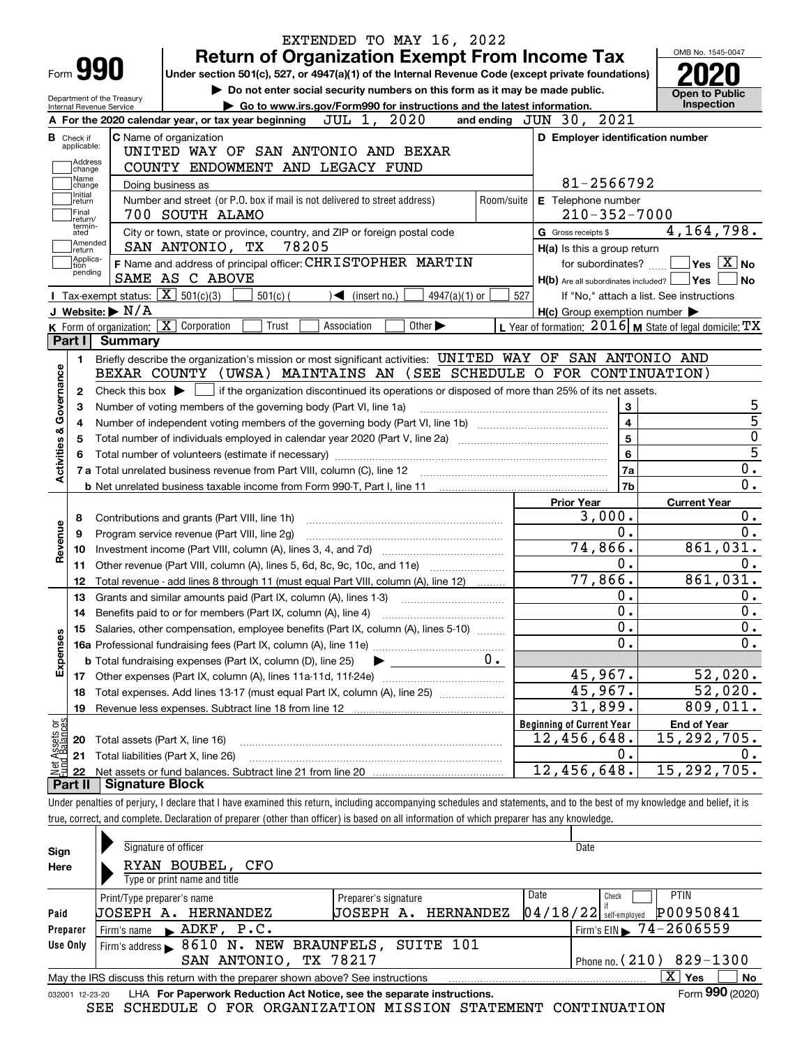EXTENDED TO MAY 16, 2022

# Form 990 — Return of Organization Exempt From Income Tax (2020)

Under section 501(c), 527, or 4947(a)(1) of the Internal Revenue Code (except private foundations)

▶ Do not enter social security numbers on this form as it may be made public.

▶ Go to www.irs.gov/Form990 for instructions and the latest information.

Department of the Treasury, Internal Revenue Service

OMB No. 1545-0047 — Open to Public Inspection

**A** For the 2020 calendar year, or tax year beginning JUL 1, 2020 and ending JUN 30, 2021

**B** Check if applicable: Address change, Name change, Initial return, Final return/terminated, Amended return, Application pending

**C** Name of organization: UNITED WAY OF SAN ANTONIO AND BEXAR COUNTY ENDOWMENT AND LEGACY FUND

Doing business as

Number and street (or P.O. box if mail is not delivered to street address): 700 SOUTH ALAMO — Room/suite

City or town, state or province, country, and ZIP or foreign postal code: SAN ANTONIO, TX 78205

**D** Employer identification number: 81-2566792

**E** Telephone number: 210-352-7000

**G** Gross receipts $ 4,164,798.

**F** Name and address of principal officer: CHRISTOPHER MARTIN, SAME AS C ABOVE

**H(a)** Is this a group return for subordinates? Yes [ ] No [X]

**H(b)** Are all subordinates included? Yes [ ] No [ ] — If "No," attach a list. See instructions

**H(c)** Group exemption number ▶

**I** Tax-exempt status: [X] 501(c)(3) [ ] 501(c) ( ) ◀ (insert no.) [ ] 4947(a)(1) or [ ] 527

**J** Website: ▶ N/A

**K** Form of organization: [X] Corporation [ ] Trust [ ] Association [ ] Other ▶

**L** Year of formation: 2016 **M** State of legal domicile: TX

## Part I Summary

**Activities & Governance**

1. Briefly describe the organization's mission or most significant activities: UNITED WAY OF SAN ANTONIO AND BEXAR COUNTY (UWSA) MAINTAINS AN (SEE SCHEDULE O FOR CONTINUATION)
2. Check this box ▶ [ ] if the organization discontinued its operations or disposed of more than 25% of its net assets.

| Line | Description | | Value |
|---|---|---|---|
| 3 | Number of voting members of the governing body (Part VI, line 1a) | 3 | 5 |
| 4 | Number of independent voting members of the governing body (Part VI, line 1b) | 4 | 5 |
| 5 | Total number of individuals employed in calendar year 2020 (Part V, line 2a) | 5 | 0 |
| 6 | Total number of volunteers (estimate if necessary) | 6 | 5 |
| 7a | Total unrelated business revenue from Part VIII, column (C), line 12 | 7a | 0. |
| 7b | Net unrelated business taxable income from Form 990-T, Part I, line 11 | 7b | 0. |

| Line | Description | Prior Year | Current Year |
|---|---|---|---|
| **Revenue** | | | |
| 8 | Contributions and grants (Part VIII, line 1h) | 3,000. | 0. |
| 9 | Program service revenue (Part VIII, line 2g) | 0. | 0. |
| 10 | Investment income (Part VIII, column (A), lines 3, 4, and 7d) | 74,866. | 861,031. |
| 11 | Other revenue (Part VIII, column (A), lines 5, 6d, 8c, 9c, 10c, and 11e) | 0. | 0. |
| 12 | Total revenue - add lines 8 through 11 (must equal Part VIII, column (A), line 12) | 77,866. | 861,031. |
| **Expenses** | | | |
| 13 | Grants and similar amounts paid (Part IX, column (A), lines 1-3) | 0. | 0. |
| 14 | Benefits paid to or for members (Part IX, column (A), line 4) | 0. | 0. |
| 15 | Salaries, other compensation, employee benefits (Part IX, column (A), lines 5-10) | 0. | 0. |
| 16a | Professional fundraising fees (Part IX, column (A), line 11e) | 0. | 0. |
| b | Total fundraising expenses (Part IX, column (D), line 25) ▶ 0. | | |
| 17 | Other expenses (Part IX, column (A), lines 11a-11d, 11f-24e) | 45,967. | 52,020. |
| 18 | Total expenses. Add lines 13-17 (must equal Part IX, column (A), line 25) | 45,967. | 52,020. |
| 19 | Revenue less expenses. Subtract line 18 from line 12 | 31,899. | 809,011. |
| **Net Assets or Fund Balances** | | **Beginning of Current Year** | **End of Year** |
| 20 | Total assets (Part X, line 16) | 12,456,648. | 15,292,705. |
| 21 | Total liabilities (Part X, line 26) | 0. | 0. |
| 22 | Net assets or fund balances. Subtract line 21 from line 20 | 12,456,648. | 15,292,705. |

## Part II Signature Block

Under penalties of perjury, I declare that I have examined this return, including accompanying schedules and statements, and to the best of my knowledge and belief, it is true, correct, and complete. Declaration of preparer (other than officer) is based on all information of which preparer has any knowledge.

**Sign Here**

Signature of officer — Date

RYAN BOUBEL, CFO

Type or print name and title

**Paid Preparer Use Only**

| Print/Type preparer's name | Preparer's signature | Date | Check if self-employed | PTIN |
|---|---|---|---|---|
| JOSEPH A. HERNANDEZ | JOSEPH A. HERNANDEZ | 04/18/22 | [ ] | P00950841 |

Firm's name ▶ ADKF, P.C. — Firm's EIN ▶ 74-2606559

Firm's address ▶ 8610 N. NEW BRAUNFELS, SUITE 101, SAN ANTONIO, TX 78217 — Phone no. (210) 829-1300

May the IRS discuss this return with the preparer shown above? See instructions [X] Yes [ ] No

032001 12-23-20 LHA For Paperwork Reduction Act Notice, see the separate instructions. Form 990 (2020)

SEE SCHEDULE O FOR ORGANIZATION MISSION STATEMENT CONTINUATION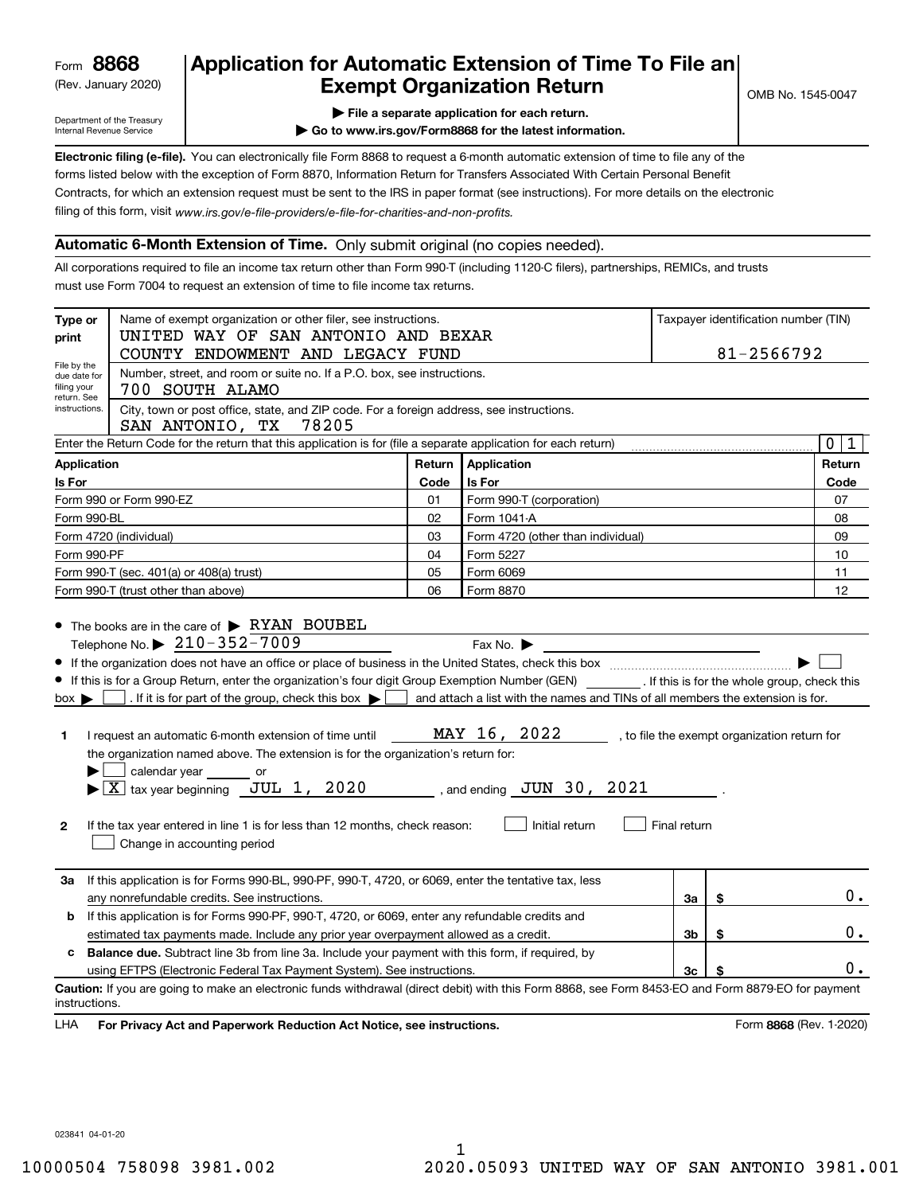Form **8868**
(Rev. January 2020)

Department of the Treasury
Internal Revenue Service

# Application for Automatic Extension of Time To File an Exempt Organization Return

▶ File a separate application for each return.
▶ Go to www.irs.gov/Form8868 for the latest information.

OMB No. 1545-0047

**Electronic filing (e-file).** You can electronically file Form 8868 to request a 6-month automatic extension of time to file any of the forms listed below with the exception of Form 8870, Information Return for Transfers Associated With Certain Personal Benefit Contracts, for which an extension request must be sent to the IRS in paper format (see instructions). For more details on the electronic filing of this form, visit *www.irs.gov/e-file-providers/e-file-for-charities-and-non-profits.*

## Automatic 6-Month Extension of Time. Only submit original (no copies needed).

All corporations required to file an income tax return other than Form 990-T (including 1120-C filers), partnerships, REMICs, and trusts must use Form 7004 to request an extension of time to file income tax returns.

| Type or print | Name of exempt organization or other filer, see instructions. | Taxpayer identification number (TIN) |
|---|---|---|
| File by the due date for filing your return. See instructions. | UNITED WAY OF SAN ANTONIO AND BEXAR COUNTY ENDOWMENT AND LEGACY FUND | 81-2566792 |
| | Number, street, and room or suite no. If a P.O. box, see instructions. 700 SOUTH ALAMO | |
| | City, town or post office, state, and ZIP code. For a foreign address, see instructions. SAN ANTONIO, TX 78205 | |

Enter the Return Code for the return that this application is for (file a separate application for each return) ..... 0 1

| Application Is For | Return Code | Application Is For | Return Code |
|---|---|---|---|
| Form 990 or Form 990-EZ | 01 | Form 990-T (corporation) | 07 |
| Form 990-BL | 02 | Form 1041-A | 08 |
| Form 4720 (individual) | 03 | Form 4720 (other than individual) | 09 |
| Form 990-PF | 04 | Form 5227 | 10 |
| Form 990-T (sec. 401(a) or 408(a) trust) | 05 | Form 6069 | 11 |
| Form 990-T (trust other than above) | 06 | Form 8870 | 12 |

- The books are in the care of ▶ RYAN BOUBEL
  Telephone No. ▶ 210-352-7009 Fax No. ▶
- If the organization does not have an office or place of business in the United States, check this box ▶ ☐
- If this is for a Group Return, enter the organization's four digit Group Exemption Number (GEN) ______ . If this is for the whole group, check this box ▶ ☐ . If it is for part of the group, check this box ▶ ☐ and attach a list with the names and TINs of all members the extension is for.

**1** I request an automatic 6-month extension of time until MAY 16, 2022 , to file the exempt organization return for the organization named above. The extension is for the organization's return for:
▶ ☐ calendar year ______ or
▶ ☒ tax year beginning JUL 1, 2020 , and ending JUN 30, 2021 .

**2** If the tax year entered in line 1 is for less than 12 months, check reason: ☐ Initial return ☐ Final return
☐ Change in accounting period

| | | | |
|---|---|---|---|
| **3a** | If this application is for Forms 990-BL, 990-PF, 990-T, 4720, or 6069, enter the tentative tax, less any nonrefundable credits. See instructions. | 3a | $ 0. |
| **b** | If this application is for Forms 990-PF, 990-T, 4720, or 6069, enter any refundable credits and estimated tax payments made. Include any prior year overpayment allowed as a credit. | 3b | $ 0. |
| **c** | **Balance due.** Subtract line 3b from line 3a. Include your payment with this form, if required, by using EFTPS (Electronic Federal Tax Payment System). See instructions. | 3c | $ 0. |

**Caution:** If you are going to make an electronic funds withdrawal (direct debit) with this Form 8868, see Form 8453-EO and Form 8879-EO for payment instructions.

LHA **For Privacy Act and Paperwork Reduction Act Notice, see instructions.** Form **8868** (Rev. 1-2020)

023841 04-01-20

10000504 758098 3981.002 2020.05093 UNITED WAY OF SAN ANTONIO 3981.001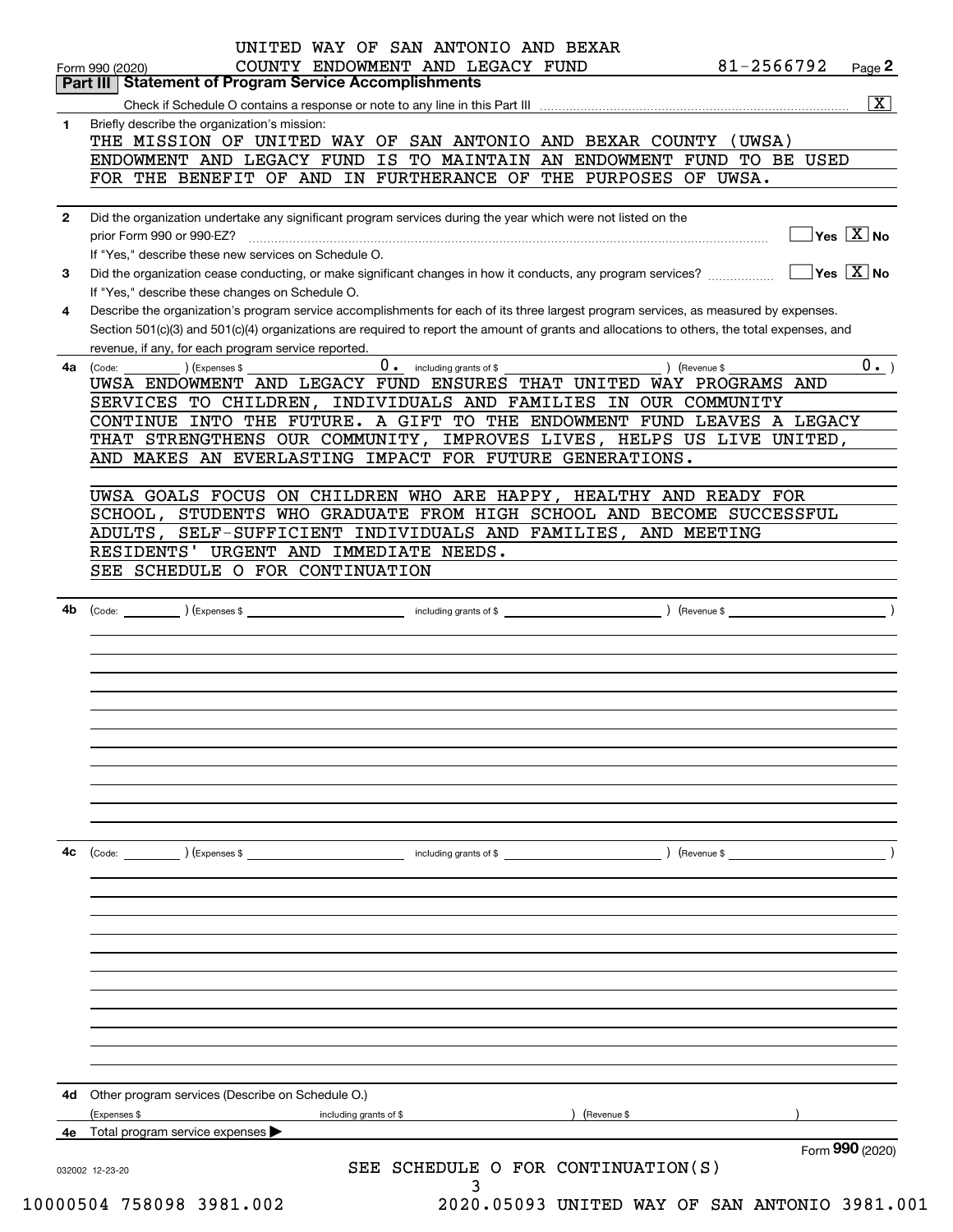UNITED WAY OF SAN ANTONIO AND BEXAR COUNTY ENDOWMENT AND LEGACY FUND 81-2566792

Form 990 (2020) Page **2**

## Part III Statement of Program Service Accomplishments

Check if Schedule O contains a response or note to any line in this Part III [X]

**1** Briefly describe the organization's mission:

THE MISSION OF UNITED WAY OF SAN ANTONIO AND BEXAR COUNTY (UWSA) ENDOWMENT AND LEGACY FUND IS TO MAINTAIN AN ENDOWMENT FUND TO BE USED FOR THE BENEFIT OF AND IN FURTHERANCE OF THE PURPOSES OF UWSA.

**2** Did the organization undertake any significant program services during the year which were not listed on the prior Form 990 or 990-EZ? [ ] Yes [X] No

If "Yes," describe these new services on Schedule O.

**3** Did the organization cease conducting, or make significant changes in how it conducts, any program services? [ ] Yes [X] No

If "Yes," describe these changes on Schedule O.

**4** Describe the organization's program service accomplishments for each of its three largest program services, as measured by expenses. Section 501(c)(3) and 501(c)(4) organizations are required to report the amount of grants and allocations to others, the total expenses, and revenue, if any, for each program service reported.

**4a** (Code: ) (Expenses $ 0. including grants of $ ) (Revenue $ 0. )

UWSA ENDOWMENT AND LEGACY FUND ENSURES THAT UNITED WAY PROGRAMS AND SERVICES TO CHILDREN, INDIVIDUALS AND FAMILIES IN OUR COMMUNITY CONTINUE INTO THE FUTURE. A GIFT TO THE ENDOWMENT FUND LEAVES A LEGACY THAT STRENGTHENS OUR COMMUNITY, IMPROVES LIVES, HELPS US LIVE UNITED, AND MAKES AN EVERLASTING IMPACT FOR FUTURE GENERATIONS.

UWSA GOALS FOCUS ON CHILDREN WHO ARE HAPPY, HEALTHY AND READY FOR SCHOOL, STUDENTS WHO GRADUATE FROM HIGH SCHOOL AND BECOME SUCCESSFUL ADULTS, SELF-SUFFICIENT INDIVIDUALS AND FAMILIES, AND MEETING RESIDENTS' URGENT AND IMMEDIATE NEEDS.

SEE SCHEDULE O FOR CONTINUATION

**4b** (Code: ) (Expenses $ including grants of $ ) (Revenue $ )

**4c** (Code: ) (Expenses $ including grants of $ ) (Revenue $ )

**4d** Other program services (Describe on Schedule O.)

(Expenses $ including grants of $ ) (Revenue $ )

**4e** Total program service expenses ▶

Form **990** (2020)

032002 12-23-20

SEE SCHEDULE O FOR CONTINUATION(S)

10000504 758098 3981.002 2020.05093 UNITED WAY OF SAN ANTONIO 3981.001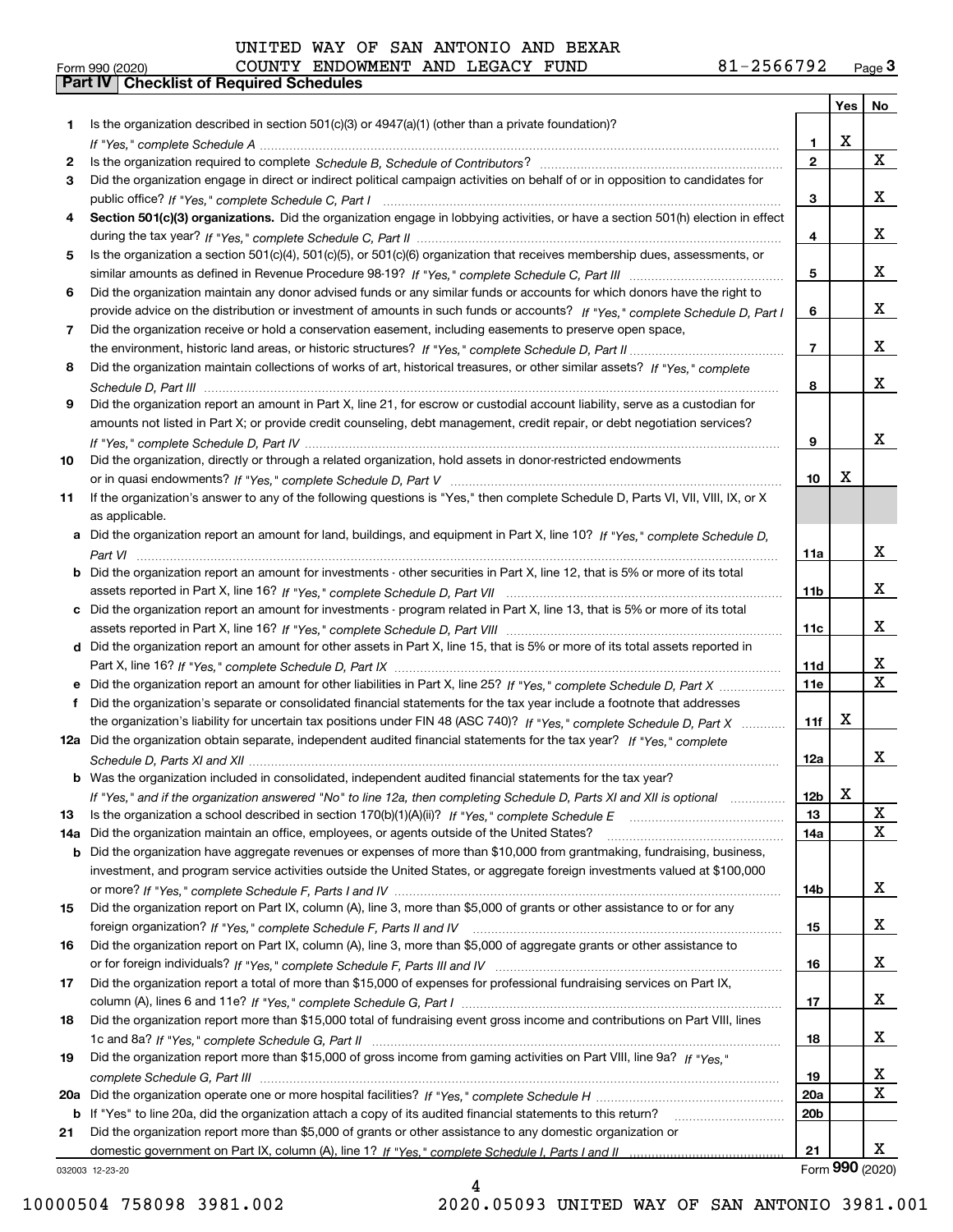UNITED WAY OF SAN ANTONIO AND BEXAR COUNTY ENDOWMENT AND LEGACY FUND 81-2566792

Form 990 (2020) Page 3

## Part IV Checklist of Required Schedules

| | | | Yes | No |
|---|---|---|---|---|
| 1 | Is the organization described in section 501(c)(3) or 4947(a)(1) (other than a private foundation)? *If "Yes," complete Schedule A* | 1 | X | |
| 2 | Is the organization required to complete *Schedule B, Schedule of Contributors*? | 2 | | X |
| 3 | Did the organization engage in direct or indirect political campaign activities on behalf of or in opposition to candidates for public office? *If "Yes," complete Schedule C, Part I* | 3 | | X |
| 4 | **Section 501(c)(3) organizations.** Did the organization engage in lobbying activities, or have a section 501(h) election in effect during the tax year? *If "Yes," complete Schedule C, Part II* | 4 | | X |
| 5 | Is the organization a section 501(c)(4), 501(c)(5), or 501(c)(6) organization that receives membership dues, assessments, or similar amounts as defined in Revenue Procedure 98-19? *If "Yes," complete Schedule C, Part III* | 5 | | X |
| 6 | Did the organization maintain any donor advised funds or any similar funds or accounts for which donors have the right to provide advice on the distribution or investment of amounts in such funds or accounts? *If "Yes," complete Schedule D, Part I* | 6 | | X |
| 7 | Did the organization receive or hold a conservation easement, including easements to preserve open space, the environment, historic land areas, or historic structures? *If "Yes," complete Schedule D, Part II* | 7 | | X |
| 8 | Did the organization maintain collections of works of art, historical treasures, or other similar assets? *If "Yes," complete Schedule D, Part III* | 8 | | X |
| 9 | Did the organization report an amount in Part X, line 21, for escrow or custodial account liability, serve as a custodian for amounts not listed in Part X; or provide credit counseling, debt management, credit repair, or debt negotiation services? *If "Yes," complete Schedule D, Part IV* | 9 | | X |
| 10 | Did the organization, directly or through a related organization, hold assets in donor-restricted endowments or in quasi endowments? *If "Yes," complete Schedule D, Part V* | 10 | X | |
| 11 | If the organization's answer to any of the following questions is "Yes," then complete Schedule D, Parts VI, VII, VIII, IX, or X as applicable. | | | |
| a | Did the organization report an amount for land, buildings, and equipment in Part X, line 10? *If "Yes," complete Schedule D, Part VI* | 11a | | X |
| b | Did the organization report an amount for investments - other securities in Part X, line 12, that is 5% or more of its total assets reported in Part X, line 16? *If "Yes," complete Schedule D, Part VII* | 11b | | X |
| c | Did the organization report an amount for investments - program related in Part X, line 13, that is 5% or more of its total assets reported in Part X, line 16? *If "Yes," complete Schedule D, Part VIII* | 11c | | X |
| d | Did the organization report an amount for other assets in Part X, line 15, that is 5% or more of its total assets reported in Part X, line 16? *If "Yes," complete Schedule D, Part IX* | 11d | | X |
| e | Did the organization report an amount for other liabilities in Part X, line 25? *If "Yes," complete Schedule D, Part X* | 11e | | X |
| f | Did the organization's separate or consolidated financial statements for the tax year include a footnote that addresses the organization's liability for uncertain tax positions under FIN 48 (ASC 740)? *If "Yes," complete Schedule D, Part X* | 11f | X | |
| 12a | Did the organization obtain separate, independent audited financial statements for the tax year? *If "Yes," complete Schedule D, Parts XI and XII* | 12a | | X |
| b | Was the organization included in consolidated, independent audited financial statements for the tax year? *If "Yes," and if the organization answered "No" to line 12a, then completing Schedule D, Parts XI and XII is optional* | 12b | X | |
| 13 | Is the organization a school described in section 170(b)(1)(A)(ii)? *If "Yes," complete Schedule E* | 13 | | X |
| 14a | Did the organization maintain an office, employees, or agents outside of the United States? | 14a | | X |
| b | Did the organization have aggregate revenues or expenses of more than $10,000 from grantmaking, fundraising, business, investment, and program service activities outside the United States, or aggregate foreign investments valued at $100,000 or more? *If "Yes," complete Schedule F, Parts I and IV* | 14b | | X |
| 15 | Did the organization report on Part IX, column (A), line 3, more than $5,000 of grants or other assistance to or for any foreign organization? *If "Yes," complete Schedule F, Parts II and IV* | 15 | | X |
| 16 | Did the organization report on Part IX, column (A), line 3, more than $5,000 of aggregate grants or other assistance to or for foreign individuals? *If "Yes," complete Schedule F, Parts III and IV* | 16 | | X |
| 17 | Did the organization report a total of more than $15,000 of expenses for professional fundraising services on Part IX, column (A), lines 6 and 11e? *If "Yes," complete Schedule G, Part I* | 17 | | X |
| 18 | Did the organization report more than $15,000 total of fundraising event gross income and contributions on Part VIII, lines 1c and 8a? *If "Yes," complete Schedule G, Part II* | 18 | | X |
| 19 | Did the organization report more than $15,000 of gross income from gaming activities on Part VIII, line 9a? *If "Yes," complete Schedule G, Part III* | 19 | | X |
| 20a | Did the organization operate one or more hospital facilities? *If "Yes," complete Schedule H* | 20a | | X |
| b | If "Yes" to line 20a, did the organization attach a copy of its audited financial statements to this return? | 20b | | |
| 21 | Did the organization report more than $5,000 of grants or other assistance to any domestic organization or domestic government on Part IX, column (A), line 1? *If "Yes," complete Schedule I, Parts I and II* | 21 | | X |

032003 12-23-20

Form **990** (2020)

10000504 758098 3981.002 2020.05093 UNITED WAY OF SAN ANTONIO 3981.001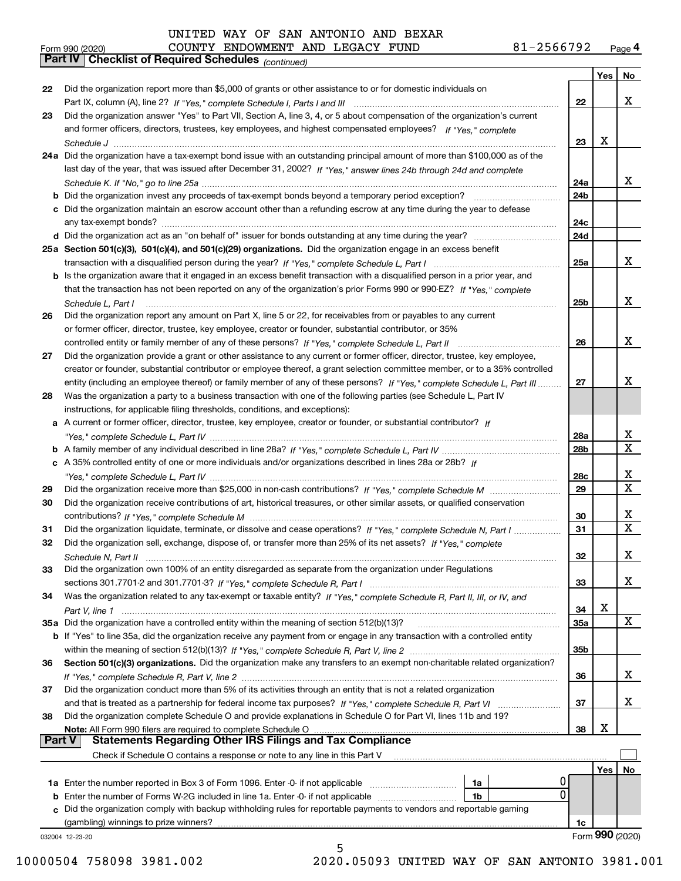UNITED WAY OF SAN ANTONIO AND BEXAR COUNTY ENDOWMENT AND LEGACY FUND 81-2566792

Form 990 (2020) Page 4

**Part IV Checklist of Required Schedules** *(continued)*

| | | | Yes | No |
|---|---|---|---|---|
| 22 | Did the organization report more than $5,000 of grants or other assistance to or for domestic individuals on Part IX, column (A), line 2? *If "Yes," complete Schedule I, Parts I and III* | 22 | | X |
| 23 | Did the organization answer "Yes" to Part VII, Section A, line 3, 4, or 5 about compensation of the organization's current and former officers, directors, trustees, key employees, and highest compensated employees? *If "Yes," complete Schedule J* | 23 | X | |
| 24a | Did the organization have a tax-exempt bond issue with an outstanding principal amount of more than $100,000 as of the last day of the year, that was issued after December 31, 2002? *If "Yes," answer lines 24b through 24d and complete Schedule K. If "No," go to line 25a* | 24a | | X |
| b | Did the organization invest any proceeds of tax-exempt bonds beyond a temporary period exception? | 24b | | |
| c | Did the organization maintain an escrow account other than a refunding escrow at any time during the year to defease any tax-exempt bonds? | 24c | | |
| d | Did the organization act as an "on behalf of" issuer for bonds outstanding at any time during the year? | 24d | | |
| 25a | **Section 501(c)(3), 501(c)(4), and 501(c)(29) organizations.** Did the organization engage in an excess benefit transaction with a disqualified person during the year? *If "Yes," complete Schedule L, Part I* | 25a | | X |
| b | Is the organization aware that it engaged in an excess benefit transaction with a disqualified person in a prior year, and that the transaction has not been reported on any of the organization's prior Forms 990 or 990-EZ? *If "Yes," complete Schedule L, Part I* | 25b | | X |
| 26 | Did the organization report any amount on Part X, line 5 or 22, for receivables from or payables to any current or former officer, director, trustee, key employee, creator or founder, substantial contributor, or 35% controlled entity or family member of any of these persons? *If "Yes," complete Schedule L, Part II* | 26 | | X |
| 27 | Did the organization provide a grant or other assistance to any current or former officer, director, trustee, key employee, creator or founder, substantial contributor or employee thereof, a grant selection committee member, or to a 35% controlled entity (including an employee thereof) or family member of any of these persons? *If "Yes," complete Schedule L, Part III* | 27 | | X |
| 28 | Was the organization a party to a business transaction with one of the following parties (see Schedule L, Part IV instructions, for applicable filing thresholds, conditions, and exceptions): | | | |
| a | A current or former officer, director, trustee, key employee, creator or founder, or substantial contributor? *If "Yes," complete Schedule L, Part IV* | 28a | | X |
| b | A family member of any individual described in line 28a? *If "Yes," complete Schedule L, Part IV* | 28b | | X |
| c | A 35% controlled entity of one or more individuals and/or organizations described in lines 28a or 28b? *If "Yes," complete Schedule L, Part IV* | 28c | | X |
| 29 | Did the organization receive more than $25,000 in non-cash contributions? *If "Yes," complete Schedule M* | 29 | | X |
| 30 | Did the organization receive contributions of art, historical treasures, or other similar assets, or qualified conservation contributions? *If "Yes," complete Schedule M* | 30 | | X |
| 31 | Did the organization liquidate, terminate, or dissolve and cease operations? *If "Yes," complete Schedule N, Part I* | 31 | | X |
| 32 | Did the organization sell, exchange, dispose of, or transfer more than 25% of its net assets? *If "Yes," complete Schedule N, Part II* | 32 | | X |
| 33 | Did the organization own 100% of an entity disregarded as separate from the organization under Regulations sections 301.7701-2 and 301.7701-3? *If "Yes," complete Schedule R, Part I* | 33 | | X |
| 34 | Was the organization related to any tax-exempt or taxable entity? *If "Yes," complete Schedule R, Part II, III, or IV, and Part V, line 1* | 34 | X | |
| 35a | Did the organization have a controlled entity within the meaning of section 512(b)(13)? | 35a | | X |
| b | If "Yes" to line 35a, did the organization receive any payment from or engage in any transaction with a controlled entity within the meaning of section 512(b)(13)? *If "Yes," complete Schedule R, Part V, line 2* | 35b | | |
| 36 | **Section 501(c)(3) organizations.** Did the organization make any transfers to an exempt non-charitable related organization? *If "Yes," complete Schedule R, Part V, line 2* | 36 | | X |
| 37 | Did the organization conduct more than 5% of its activities through an entity that is not a related organization and that is treated as a partnership for federal income tax purposes? *If "Yes," complete Schedule R, Part VI* | 37 | | X |
| 38 | Did the organization complete Schedule O and provide explanations in Schedule O for Part VI, lines 11b and 19? **Note:** All Form 990 filers are required to complete Schedule O | 38 | X | |

**Part V Statements Regarding Other IRS Filings and Tax Compliance**

Check if Schedule O contains a response or note to any line in this Part V ☐

| | | | | | Yes | No |
|---|---|---|---|---|---|---|
| 1a | Enter the number reported in Box 3 of Form 1096. Enter -0- if not applicable | 1a | 0 | | | |
| b | Enter the number of Forms W-2G included in line 1a. Enter -0- if not applicable | 1b | 0 | | | |
| c | Did the organization comply with backup withholding rules for reportable payments to vendors and reportable gaming (gambling) winnings to prize winners? | | | 1c | | |

032004 12-23-20 Form **990** (2020)

10000504 758098 3981.002 2020.05093 UNITED WAY OF SAN ANTONIO 3981.001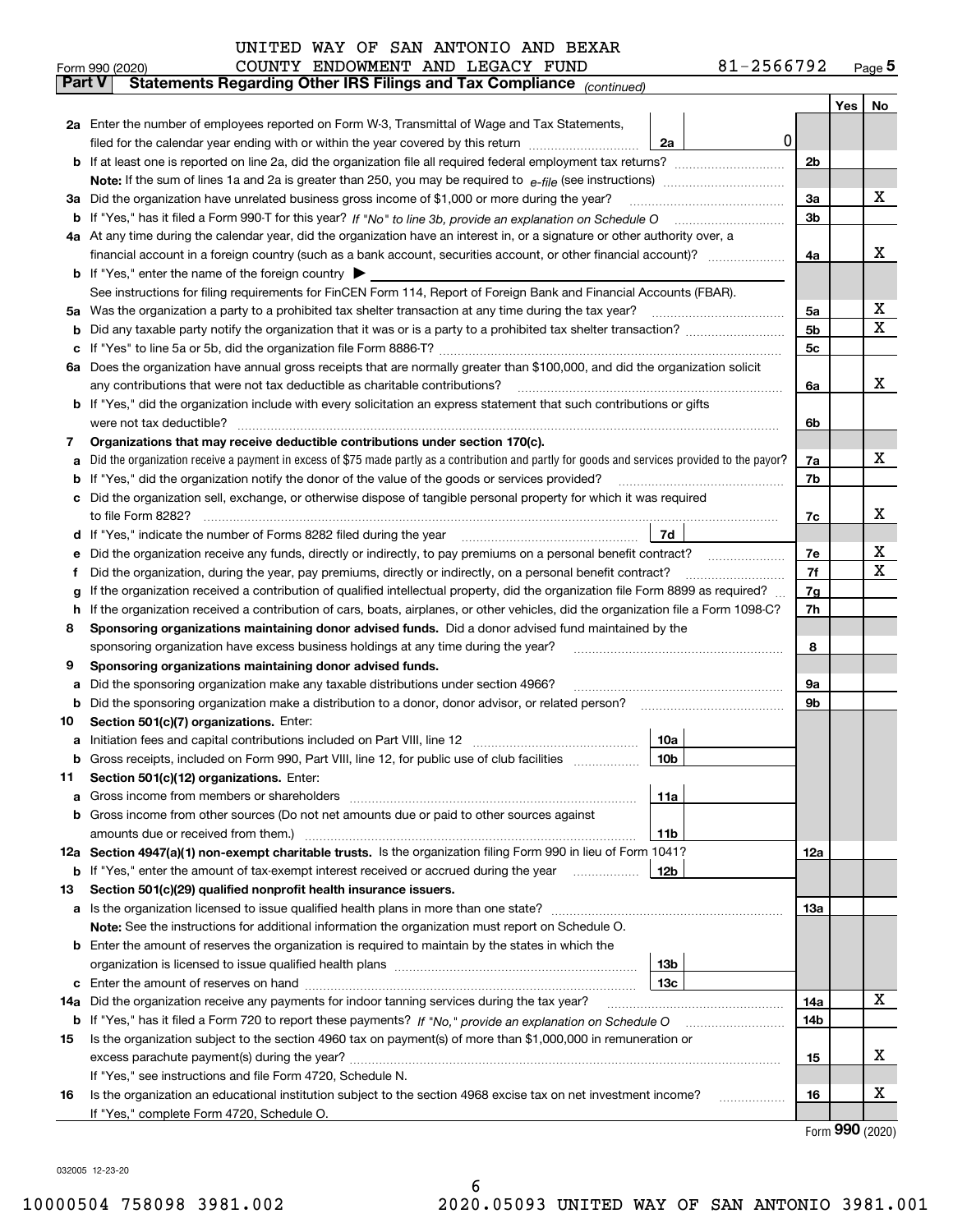UNITED WAY OF SAN ANTONIO AND BEXAR COUNTY ENDOWMENT AND LEGACY FUND 81-2566792

Form 990 (2020) Page **5**

**Part V** **Statements Regarding Other IRS Filings and Tax Compliance** *(continued)*

| | | | | | Yes | No |
|---|---|---|---|---|---|---|
| **2a** | Enter the number of employees reported on Form W-3, Transmittal of Wage and Tax Statements, filed for the calendar year ending with or within the year covered by this return | 2a | 0 | | | |
| **b** | If at least one is reported on line 2a, did the organization file all required federal employment tax returns? | | | 2b | | |
| | **Note:** If the sum of lines 1a and 2a is greater than 250, you may be required to *e-file* (see instructions) | | | | | |
| **3a** | Did the organization have unrelated business gross income of $1,000 or more during the year? | | | 3a | | X |
| **b** | If "Yes," has it filed a Form 990-T for this year? *If "No" to line 3b, provide an explanation on Schedule O* | | | 3b | | |
| **4a** | At any time during the calendar year, did the organization have an interest in, or a signature or other authority over, a financial account in a foreign country (such as a bank account, securities account, or other financial account)? | | | 4a | | X |
| **b** | If "Yes," enter the name of the foreign country ▶ | | | | | |
| | See instructions for filing requirements for FinCEN Form 114, Report of Foreign Bank and Financial Accounts (FBAR). | | | | | |
| **5a** | Was the organization a party to a prohibited tax shelter transaction at any time during the tax year? | | | 5a | | X |
| **b** | Did any taxable party notify the organization that it was or is a party to a prohibited tax shelter transaction? | | | 5b | | X |
| **c** | If "Yes" to line 5a or 5b, did the organization file Form 8886-T? | | | 5c | | |
| **6a** | Does the organization have annual gross receipts that are normally greater than $100,000, and did the organization solicit any contributions that were not tax deductible as charitable contributions? | | | 6a | | X |
| **b** | If "Yes," did the organization include with every solicitation an express statement that such contributions or gifts were not tax deductible? | | | 6b | | |
| **7** | **Organizations that may receive deductible contributions under section 170(c).** | | | | | |
| **a** | Did the organization receive a payment in excess of $75 made partly as a contribution and partly for goods and services provided to the payor? | | | 7a | | X |
| **b** | If "Yes," did the organization notify the donor of the value of the goods or services provided? | | | 7b | | |
| **c** | Did the organization sell, exchange, or otherwise dispose of tangible personal property for which it was required to file Form 8282? | | | 7c | | X |
| **d** | If "Yes," indicate the number of Forms 8282 filed during the year | 7d | | | | |
| **e** | Did the organization receive any funds, directly or indirectly, to pay premiums on a personal benefit contract? | | | 7e | | X |
| **f** | Did the organization, during the year, pay premiums, directly or indirectly, on a personal benefit contract? | | | 7f | | X |
| **g** | If the organization received a contribution of qualified intellectual property, did the organization file Form 8899 as required? | | | 7g | | |
| **h** | If the organization received a contribution of cars, boats, airplanes, or other vehicles, did the organization file a Form 1098-C? | | | 7h | | |
| **8** | **Sponsoring organizations maintaining donor advised funds.** Did a donor advised fund maintained by the sponsoring organization have excess business holdings at any time during the year? | | | 8 | | |
| **9** | **Sponsoring organizations maintaining donor advised funds.** | | | | | |
| **a** | Did the sponsoring organization make any taxable distributions under section 4966? | | | 9a | | |
| **b** | Did the sponsoring organization make a distribution to a donor, donor advisor, or related person? | | | 9b | | |
| **10** | **Section 501(c)(7) organizations.** Enter: | | | | | |
| **a** | Initiation fees and capital contributions included on Part VIII, line 12 | 10a | | | | |
| **b** | Gross receipts, included on Form 990, Part VIII, line 12, for public use of club facilities | 10b | | | | |
| **11** | **Section 501(c)(12) organizations.** Enter: | | | | | |
| **a** | Gross income from members or shareholders | 11a | | | | |
| **b** | Gross income from other sources (Do not net amounts due or paid to other sources against amounts due or received from them.) | 11b | | | | |
| **12a** | **Section 4947(a)(1) non-exempt charitable trusts.** Is the organization filing Form 990 in lieu of Form 1041? | | | 12a | | |
| **b** | If "Yes," enter the amount of tax-exempt interest received or accrued during the year | 12b | | | | |
| **13** | **Section 501(c)(29) qualified nonprofit health insurance issuers.** | | | | | |
| **a** | Is the organization licensed to issue qualified health plans in more than one state? | | | 13a | | |
| | **Note:** See the instructions for additional information the organization must report on Schedule O. | | | | | |
| **b** | Enter the amount of reserves the organization is required to maintain by the states in which the organization is licensed to issue qualified health plans | 13b | | | | |
| **c** | Enter the amount of reserves on hand | 13c | | | | |
| **14a** | Did the organization receive any payments for indoor tanning services during the tax year? | | | 14a | | X |
| **b** | If "Yes," has it filed a Form 720 to report these payments? *If "No," provide an explanation on Schedule O* | | | 14b | | |
| **15** | Is the organization subject to the section 4960 tax on payment(s) of more than $1,000,000 in remuneration or excess parachute payment(s) during the year? | | | 15 | | X |
| | If "Yes," see instructions and file Form 4720, Schedule N. | | | | | |
| **16** | Is the organization an educational institution subject to the section 4968 excise tax on net investment income? | | | 16 | | X |
| | If "Yes," complete Form 4720, Schedule O. | | | | | |

Form **990** (2020)

032005 12-23-20

10000504 758098 3981.002 2020.05093 UNITED WAY OF SAN ANTONIO 3981.001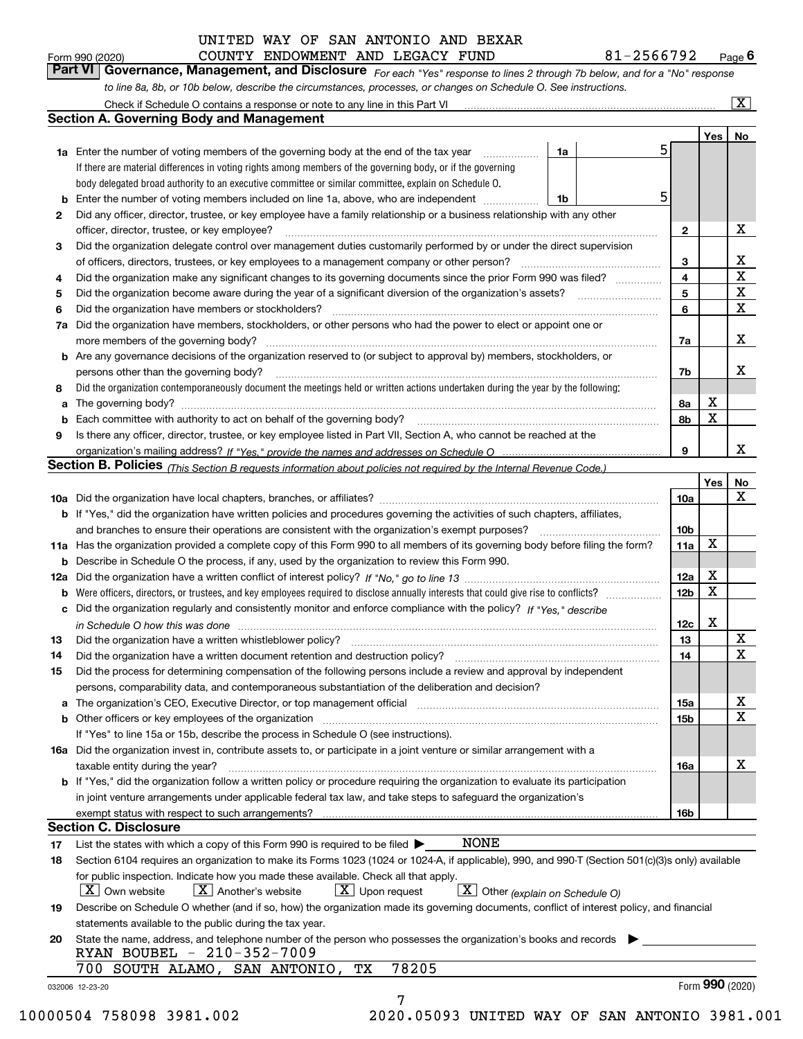UNITED WAY OF SAN ANTONIO AND BEXAR COUNTY ENDOWMENT AND LEGACY FUND 81-2566792

Form 990 (2020) Page 6

## Part VI Governance, Management, and Disclosure

*For each "Yes" response to lines 2 through 7b below, and for a "No" response to line 8a, 8b, or 10b below, describe the circumstances, processes, or changes on Schedule O. See instructions.*

Check if Schedule O contains a response or note to any line in this Part VI [X]

### Section A. Governing Body and Management

| | | | | Yes | No |
|---|---|---|---|---|---|
| 1a | Enter the number of voting members of the governing body at the end of the tax year. If there are material differences in voting rights among members of the governing body, or if the governing body delegated broad authority to an executive committee or similar committee, explain on Schedule O. | 1a | 5 | | |
| b | Enter the number of voting members included on line 1a, above, who are independent | 1b | 5 | | |
| 2 | Did any officer, director, trustee, or key employee have a family relationship or a business relationship with any other officer, director, trustee, or key employee? | 2 | | | X |
| 3 | Did the organization delegate control over management duties customarily performed by or under the direct supervision of officers, directors, trustees, or key employees to a management company or other person? | 3 | | | X |
| 4 | Did the organization make any significant changes to its governing documents since the prior Form 990 was filed? | 4 | | | X |
| 5 | Did the organization become aware during the year of a significant diversion of the organization's assets? | 5 | | | X |
| 6 | Did the organization have members or stockholders? | 6 | | | X |
| 7a | Did the organization have members, stockholders, or other persons who had the power to elect or appoint one or more members of the governing body? | 7a | | | X |
| b | Are any governance decisions of the organization reserved to (or subject to approval by) members, stockholders, or persons other than the governing body? | 7b | | | X |
| 8 | Did the organization contemporaneously document the meetings held or written actions undertaken during the year by the following: | | | | |
| a | The governing body? | 8a | | X | |
| b | Each committee with authority to act on behalf of the governing body? | 8b | | X | |
| 9 | Is there any officer, director, trustee, or key employee listed in Part VII, Section A, who cannot be reached at the organization's mailing address? *If "Yes," provide the names and addresses on Schedule O* | 9 | | | X |

### Section B. Policies *(This Section B requests information about policies not required by the Internal Revenue Code.)*

| | | | Yes | No |
|---|---|---|---|---|
| 10a | Did the organization have local chapters, branches, or affiliates? | 10a | | X |
| b | If "Yes," did the organization have written policies and procedures governing the activities of such chapters, affiliates, and branches to ensure their operations are consistent with the organization's exempt purposes? | 10b | | |
| 11a | Has the organization provided a complete copy of this Form 990 to all members of its governing body before filing the form? | 11a | X | |
| b | Describe in Schedule O the process, if any, used by the organization to review this Form 990. | | | |
| 12a | Did the organization have a written conflict of interest policy? *If "No," go to line 13* | 12a | X | |
| b | Were officers, directors, or trustees, and key employees required to disclose annually interests that could give rise to conflicts? | 12b | X | |
| c | Did the organization regularly and consistently monitor and enforce compliance with the policy? *If "Yes," describe in Schedule O how this was done* | 12c | X | |
| 13 | Did the organization have a written whistleblower policy? | 13 | | X |
| 14 | Did the organization have a written document retention and destruction policy? | 14 | | X |
| 15 | Did the process for determining compensation of the following persons include a review and approval by independent persons, comparability data, and contemporaneous substantiation of the deliberation and decision? | | | |
| a | The organization's CEO, Executive Director, or top management official | 15a | | X |
| b | Other officers or key employees of the organization | 15b | | X |
| | If "Yes" to line 15a or 15b, describe the process in Schedule O (see instructions). | | | |
| 16a | Did the organization invest in, contribute assets to, or participate in a joint venture or similar arrangement with a taxable entity during the year? | 16a | | X |
| b | If "Yes," did the organization follow a written policy or procedure requiring the organization to evaluate its participation in joint venture arrangements under applicable federal tax law, and take steps to safeguard the organization's exempt status with respect to such arrangements? | 16b | | |

### Section C. Disclosure

17 List the states with which a copy of this Form 990 is required to be filed ▶ NONE

18 Section 6104 requires an organization to make its Forms 1023 (1024 or 1024-A, if applicable), 990, and 990-T (Section 501(c)(3)s only) available for public inspection. Indicate how you made these available. Check all that apply.

[X] Own website [X] Another's website [X] Upon request [X] Other *(explain on Schedule O)*

19 Describe on Schedule O whether (and if so, how) the organization made its governing documents, conflict of interest policy, and financial statements available to the public during the tax year.

20 State the name, address, and telephone number of the person who possesses the organization's books and records ▶

RYAN BOUBEL - 210-352-7009
700 SOUTH ALAMO, SAN ANTONIO, TX 78205

032006 12-23-20 Form 990 (2020)

10000504 758098 3981.002 2020.05093 UNITED WAY OF SAN ANTONIO 3981.001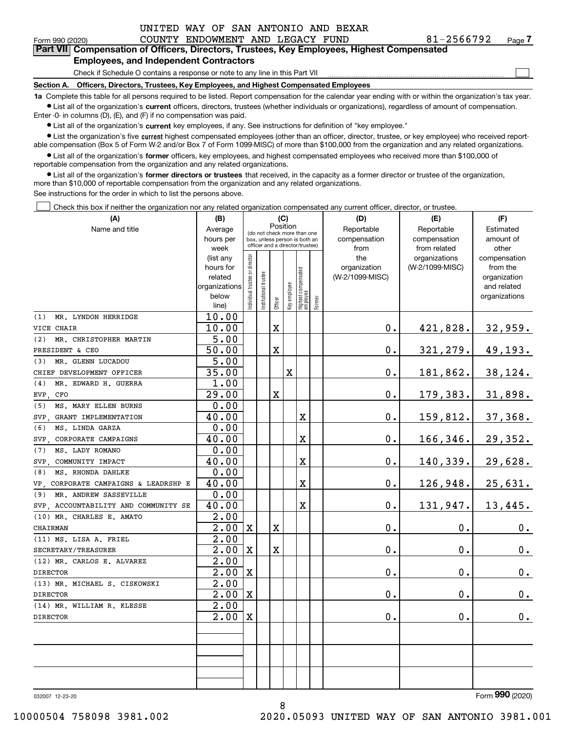UNITED WAY OF SAN ANTONIO AND BEXAR COUNTY ENDOWMENT AND LEGACY FUND 81-2566792

Form 990 (2020) Page 7

## Part VII Compensation of Officers, Directors, Trustees, Key Employees, Highest Compensated Employees, and Independent Contractors

Check if Schedule O contains a response or note to any line in this Part VII

**Section A. Officers, Directors, Trustees, Key Employees, and Highest Compensated Employees**

**1a** Complete this table for all persons required to be listed. Report compensation for the calendar year ending with or within the organization's tax year.

- List all of the organization's **current** officers, directors, trustees (whether individuals or organizations), regardless of amount of compensation. Enter -0- in columns (D), (E), and (F) if no compensation was paid.
- List all of the organization's **current** key employees, if any. See instructions for definition of "key employee."
- List the organization's five **current** highest compensated employees (other than an officer, director, trustee, or key employee) who received reportable compensation (Box 5 of Form W-2 and/or Box 7 of Form 1099-MISC) of more than $100,000 from the organization and any related organizations.
- List all of the organization's **former** officers, key employees, and highest compensated employees who received more than $100,000 of reportable compensation from the organization and any related organizations.
- List all of the organization's **former directors or trustees** that received, in the capacity as a former director or trustee of the organization, more than $10,000 of reportable compensation from the organization and any related organizations.

See instructions for the order in which to list the persons above.

Check this box if neither the organization nor any related organization compensated any current officer, director, or trustee.

| (A) Name and title | (B) Average hours per week (list any hours for related organizations below line) | (C) Position: Individual trustee or director | Institutional trustee | Officer | Key employee | Highest compensated employee | Former | (D) Reportable compensation from the organization (W-2/1099-MISC) | (E) Reportable compensation from related organizations (W-2/1099-MISC) | (F) Estimated amount of other compensation from the organization and related organizations |
|---|---|---|---|---|---|---|---|---|---|---|
| (1) MR. LYNDON HERRIDGE<br>VICE CHAIR | 10.00<br>10.00 | | | X | | | | 0. | 421,828. | 32,959. |
| (2) MR. CHRISTOPHER MARTIN<br>PRESIDENT & CEO | 5.00<br>50.00 | | | X | | | | 0. | 321,279. | 49,193. |
| (3) MR. GLENN LUCADOU<br>CHIEF DEVELOPMENT OFFICER | 5.00<br>35.00 | | | | X | | | 0. | 181,862. | 38,124. |
| (4) MR. EDWARD H. GUERRA<br>EVP, CFO | 1.00<br>29.00 | | | X | | | | 0. | 179,383. | 31,898. |
| (5) MS. MARY ELLEN BURNS<br>SVP, GRANT IMPLEMENTATION | 0.00<br>40.00 | | | | | X | | 0. | 159,812. | 37,368. |
| (6) MS. LINDA GARZA<br>SVP, CORPORATE CAMPAIGNS | 0.00<br>40.00 | | | | | X | | 0. | 166,346. | 29,352. |
| (7) MS. LADY ROMANO<br>SVP, COMMUNITY IMPACT | 0.00<br>40.00 | | | | | X | | 0. | 140,339. | 29,628. |
| (8) MS. RHONDA DAHLKE<br>VP, CORPORATE CAMPAIGNS & LEADRSHP E | 0.00<br>40.00 | | | | | X | | 0. | 126,948. | 25,631. |
| (9) MR. ANDREW SASSEVILLE<br>SVP, ACCOUNTABILITY AND COMMUNITY SE | 0.00<br>40.00 | | | | | X | | 0. | 131,947. | 13,445. |
| (10) MR. CHARLES E. AMATO<br>CHAIRMAN | 2.00<br>2.00 | X | | X | | | | 0. | 0. | 0. |
| (11) MS. LISA A. FRIEL<br>SECRETARY/TREASURER | 2.00<br>2.00 | X | | X | | | | 0. | 0. | 0. |
| (12) MR. CARLOS E. ALVAREZ<br>DIRECTOR | 2.00<br>2.00 | X | | | | | | 0. | 0. | 0. |
| (13) MR. MICHAEL S. CISKOWSKI<br>DIRECTOR | 2.00<br>2.00 | X | | | | | | 0. | 0. | 0. |
| (14) MR. WILLIAM R. KLESSE<br>DIRECTOR | 2.00<br>2.00 | X | | | | | | 0. | 0. | 0. |
| | | | | | | | | | | |
| | | | | | | | | | | |
| | | | | | | | | | | |

032007 12-23-20 Form **990** (2020)

10000504 758098 3981.002 2020.05093 UNITED WAY OF SAN ANTONIO 3981.001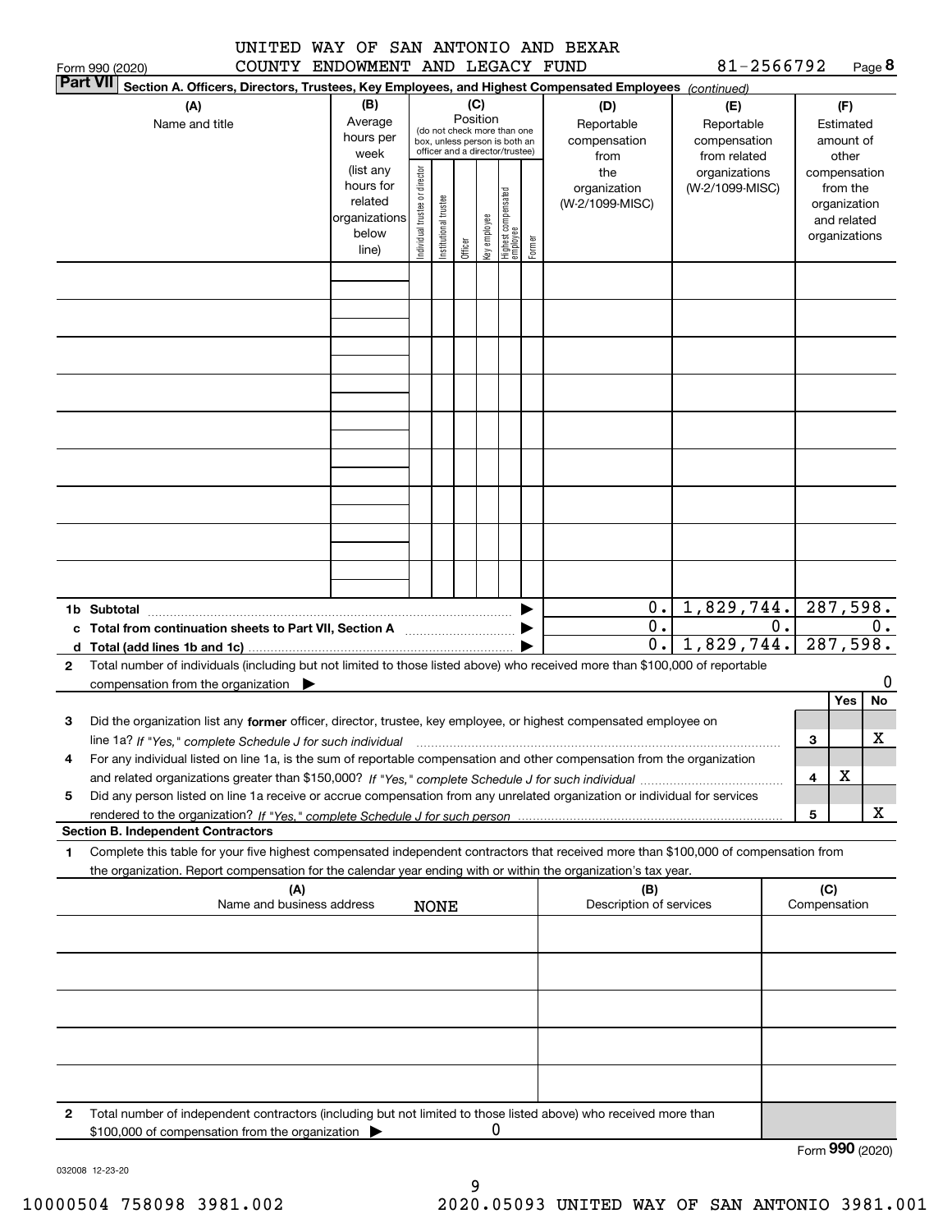UNITED WAY OF SAN ANTONIO AND BEXAR COUNTY ENDOWMENT AND LEGACY FUND 81-2566792

Form 990 (2020) Page 8

**Part VII Section A. Officers, Directors, Trustees, Key Employees, and Highest Compensated Employees** *(continued)*

| (A) Name and title | (B) Average hours per week (list any hours for related organizations below line) | (C) Position: Individual trustee or director | Institutional trustee | Officer | Key employee | Highest compensated employee | Former | (D) Reportable compensation from the organization (W-2/1099-MISC) | (E) Reportable compensation from related organizations (W-2/1099-MISC) | (F) Estimated amount of other compensation from the organization and related organizations |
|---|---|---|---|---|---|---|---|---|---|---|
| | | | | | | | | | | |
| | | | | | | | | | | |
| | | | | | | | | | | |
| | | | | | | | | | | |
| | | | | | | | | | | |
| | | | | | | | | | | |
| | | | | | | | | | | |
| | | | | | | | | | | |
| | | | | | | | | | | |
| **1b Subtotal** | | | | | | | | 0. | 1,829,744. | 287,598. |
| **c Total from continuation sheets to Part VII, Section A** | | | | | | | | 0. | 0. | 0. |
| **d Total (add lines 1b and 1c)** | | | | | | | | 0. | 1,829,744. | 287,598. |

**2** Total number of individuals (including but not limited to those listed above) who received more than $100,000 of reportable compensation from the organization ▶ 0

| | | | Yes | No |
|---|---|---|---|---|
| **3** | Did the organization list any **former** officer, director, trustee, key employee, or highest compensated employee on line 1a? *If "Yes," complete Schedule J for such individual* | 3 | | X |
| **4** | For any individual listed on line 1a, is the sum of reportable compensation and other compensation from the organization and related organizations greater than $150,000? *If "Yes," complete Schedule J for such individual* | 4 | X | |
| **5** | Did any person listed on line 1a receive or accrue compensation from any unrelated organization or individual for services rendered to the organization? *If "Yes," complete Schedule J for such person* | 5 | | X |

**Section B. Independent Contractors**

**1** Complete this table for your five highest compensated independent contractors that received more than $100,000 of compensation from the organization. Report compensation for the calendar year ending with or within the organization's tax year.

| (A) Name and business address | (B) Description of services | (C) Compensation |
|---|---|---|
| NONE | | |
| | | |
| | | |
| | | |
| | | |

**2** Total number of independent contractors (including but not limited to those listed above) who received more than $100,000 of compensation from the organization ▶ 0

Form **990** (2020)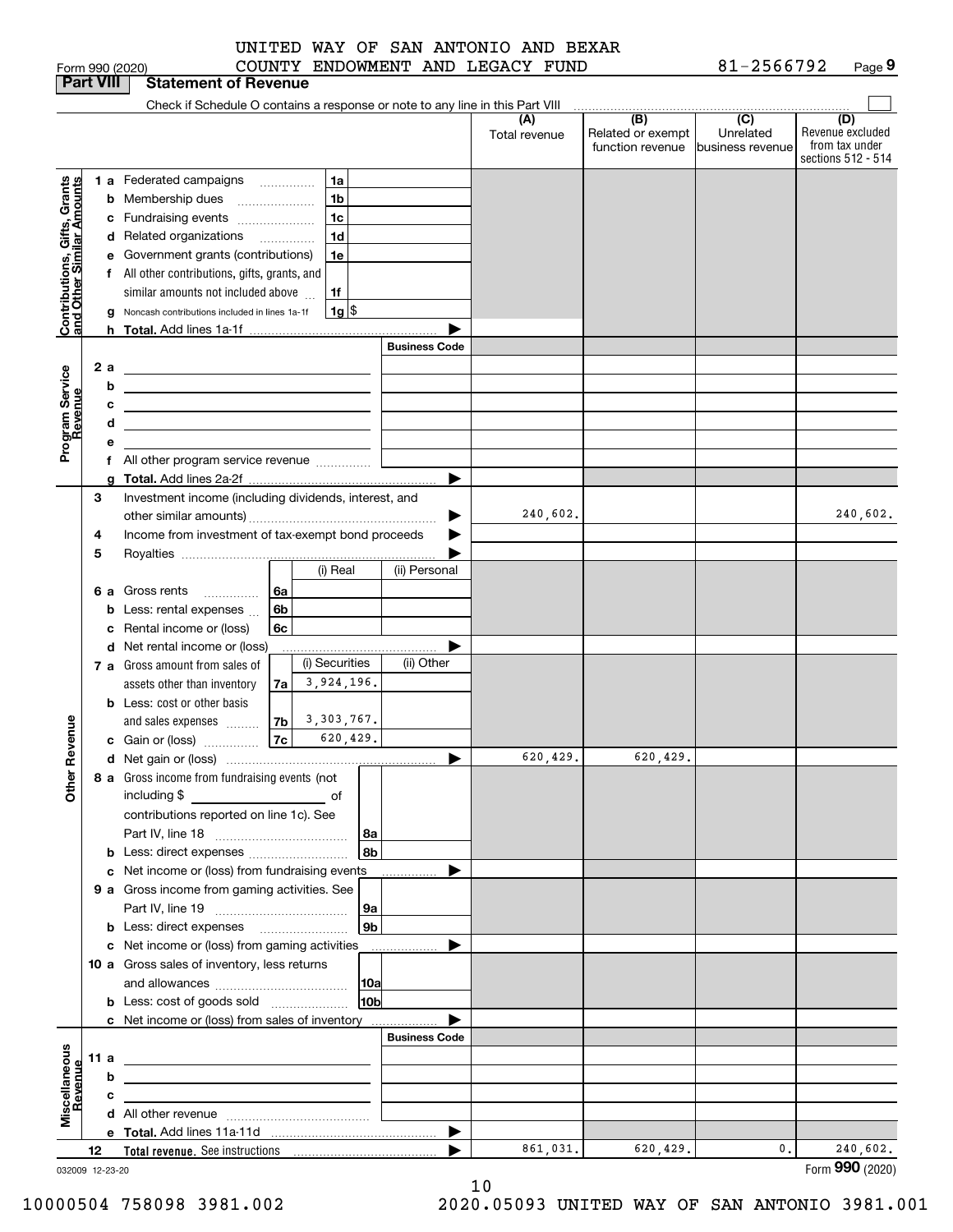UNITED WAY OF SAN ANTONIO AND BEXAR COUNTY ENDOWMENT AND LEGACY FUND — 81-2566792

Form 990 (2020) Page 9

## Part VIII Statement of Revenue

Check if Schedule O contains a response or note to any line in this Part VIII

| | | | (A) Total revenue | (B) Related or exempt function revenue | (C) Unrelated business revenue | (D) Revenue excluded from tax under sections 512 - 514 |
|---|---|---|---|---|---|---|
| **Contributions, Gifts, Grants and Other Similar Amounts** | 1 a Federated campaigns | 1a | | | | |
| | b Membership dues | 1b | | | | |
| | c Fundraising events | 1c | | | | |
| | d Related organizations | 1d | | | | |
| | e Government grants (contributions) | 1e | | | | |
| | f All other contributions, gifts, grants, and similar amounts not included above | 1f | | | | |
| | g Noncash contributions included in lines 1a-1f | 1g $ | | | | |
| | h Total. Add lines 1a-1f | | | | | |
| **Program Service Revenue** | | Business Code | | | | |
| | 2 a | | | | | |
| | b | | | | | |
| | c | | | | | |
| | d | | | | | |
| | e | | | | | |
| | f All other program service revenue | | | | | |
| | g Total. Add lines 2a-2f | | | | | |
| **Other Revenue** | 3 Investment income (including dividends, interest, and other similar amounts) | | 240,602. | | | 240,602. |
| | 4 Income from investment of tax-exempt bond proceeds | | | | | |
| | 5 Royalties | | | | | |
| | | (i) Real / (ii) Personal | | | | |
| | 6 a Gross rents | 6a | | | | |
| | b Less: rental expenses | 6b | | | | |
| | c Rental income or (loss) | 6c | | | | |
| | d Net rental income or (loss) | | | | | |
| | | (i) Securities / (ii) Other | | | | |
| | 7 a Gross amount from sales of assets other than inventory | 7a 3,924,196. | | | | |
| | b Less: cost or other basis and sales expenses | 7b 3,303,767. | | | | |
| | c Gain or (loss) | 7c 620,429. | | | | |
| | d Net gain or (loss) | | 620,429. | 620,429. | | |
| | 8 a Gross income from fundraising events (not including $ ____ of contributions reported on line 1c). See Part IV, line 18 | 8a | | | | |
| | b Less: direct expenses | 8b | | | | |
| | c Net income or (loss) from fundraising events | | | | | |
| | 9 a Gross income from gaming activities. See Part IV, line 19 | 9a | | | | |
| | b Less: direct expenses | 9b | | | | |
| | c Net income or (loss) from gaming activities | | | | | |
| | 10 a Gross sales of inventory, less returns and allowances | 10a | | | | |
| | b Less: cost of goods sold | 10b | | | | |
| | c Net income or (loss) from sales of inventory | | | | | |
| **Miscellaneous Revenue** | | Business Code | | | | |
| | 11 a | | | | | |
| | b | | | | | |
| | c | | | | | |
| | d All other revenue | | | | | |
| | e Total. Add lines 11a-11d | | | | | |
| | 12 **Total revenue.** See instructions | | 861,031. | 620,429. | 0. | 240,602. |

032009 12-23-20

Form **990** (2020)

10000504 758098 3981.002 2020.05093 UNITED WAY OF SAN ANTONIO 3981.001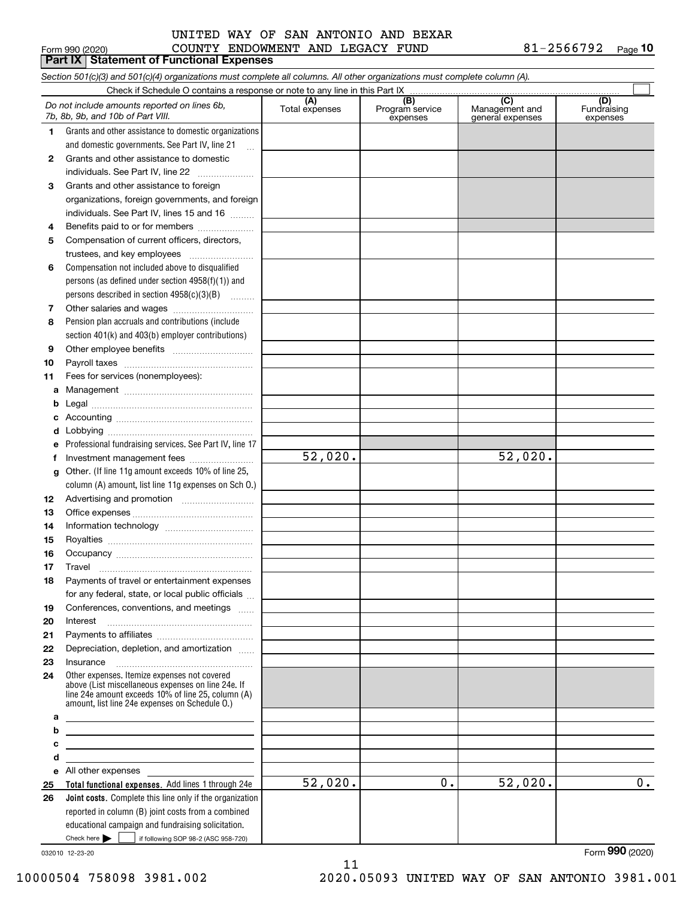UNITED WAY OF SAN ANTONIO AND BEXAR COUNTY ENDOWMENT AND LEGACY FUND 81-2566792

Form 990 (2020) Page 10

## Part IX Statement of Functional Expenses

*Section 501(c)(3) and 501(c)(4) organizations must complete all columns. All other organizations must complete column (A).*

Check if Schedule O contains a response or note to any line in this Part IX

| *Do not include amounts reported on lines 6b, 7b, 8b, 9b, and 10b of Part VIII.* | (A) Total expenses | (B) Program service expenses | (C) Management and general expenses | (D) Fundraising expenses |
|---|---|---|---|---|
| **1** Grants and other assistance to domestic organizations and domestic governments. See Part IV, line 21 | | | | |
| **2** Grants and other assistance to domestic individuals. See Part IV, line 22 | | | | |
| **3** Grants and other assistance to foreign organizations, foreign governments, and foreign individuals. See Part IV, lines 15 and 16 | | | | |
| **4** Benefits paid to or for members | | | | |
| **5** Compensation of current officers, directors, trustees, and key employees | | | | |
| **6** Compensation not included above to disqualified persons (as defined under section 4958(f)(1)) and persons described in section 4958(c)(3)(B) | | | | |
| **7** Other salaries and wages | | | | |
| **8** Pension plan accruals and contributions (include section 401(k) and 403(b) employer contributions) | | | | |
| **9** Other employee benefits | | | | |
| **10** Payroll taxes | | | | |
| **11** Fees for services (nonemployees): | | | | |
| **a** Management | | | | |
| **b** Legal | | | | |
| **c** Accounting | | | | |
| **d** Lobbying | | | | |
| **e** Professional fundraising services. See Part IV, line 17 | | | | |
| **f** Investment management fees | 52,020. | | 52,020. | |
| **g** Other. (If line 11g amount exceeds 10% of line 25, column (A) amount, list line 11g expenses on Sch O.) | | | | |
| **12** Advertising and promotion | | | | |
| **13** Office expenses | | | | |
| **14** Information technology | | | | |
| **15** Royalties | | | | |
| **16** Occupancy | | | | |
| **17** Travel | | | | |
| **18** Payments of travel or entertainment expenses for any federal, state, or local public officials | | | | |
| **19** Conferences, conventions, and meetings | | | | |
| **20** Interest | | | | |
| **21** Payments to affiliates | | | | |
| **22** Depreciation, depletion, and amortization | | | | |
| **23** Insurance | | | | |
| **24** Other expenses. Itemize expenses not covered above (List miscellaneous expenses on line 24e. If line 24e amount exceeds 10% of line 25, column (A) amount, list line 24e expenses on Schedule O.) | | | | |
| **a** | | | | |
| **b** | | | | |
| **c** | | | | |
| **d** | | | | |
| **e** All other expenses | | | | |
| **25 Total functional expenses.** Add lines 1 through 24e | 52,020. | 0. | 52,020. | 0. |
| **26 Joint costs.** Complete this line only if the organization reported in column (B) joint costs from a combined educational campaign and fundraising solicitation. Check here ☐ if following SOP 98-2 (ASC 958-720) | | | | |

032010 12-23-20

Form **990** (2020)

10000504 758098 3981.002 2020.05093 UNITED WAY OF SAN ANTONIO 3981.001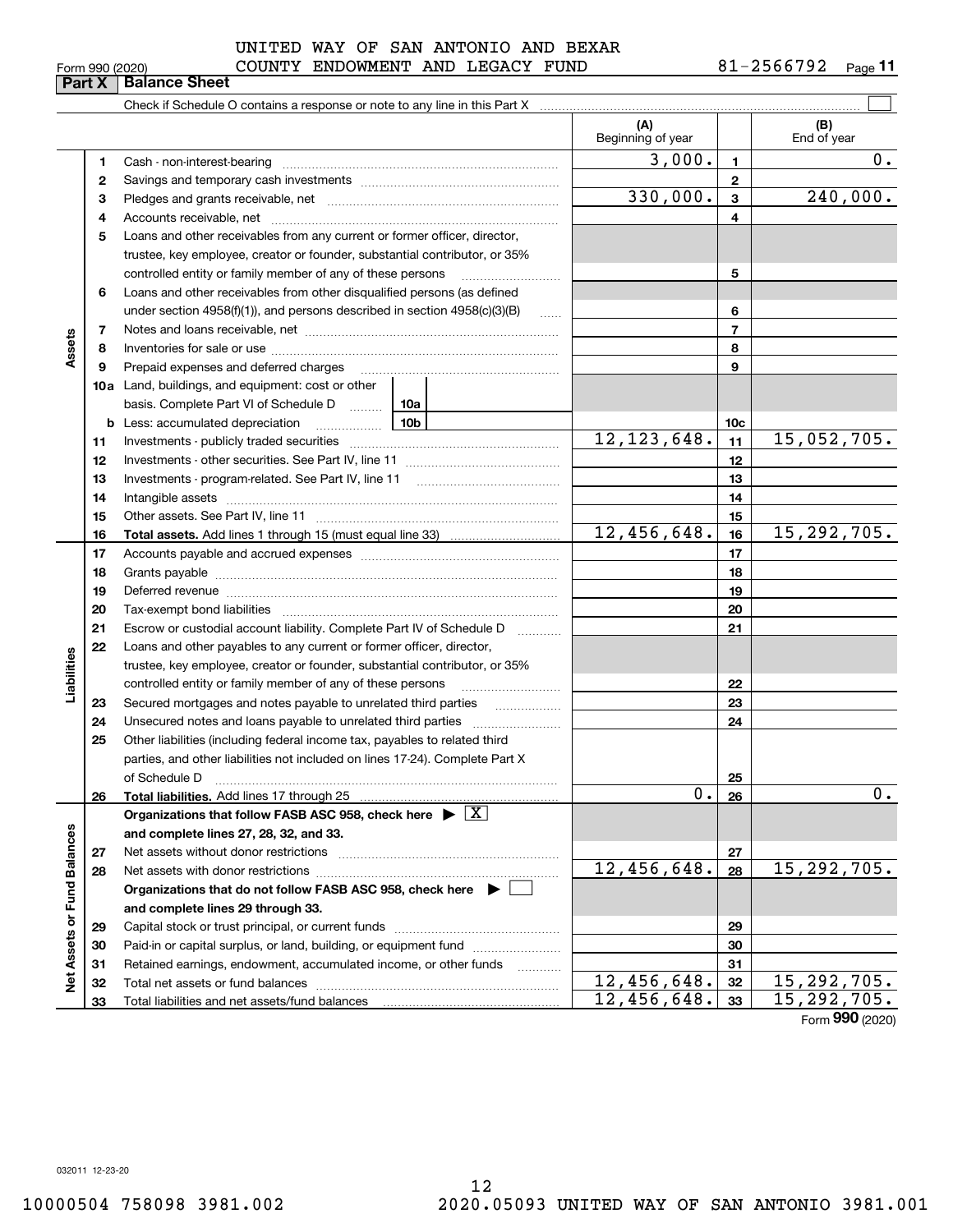UNITED WAY OF SAN ANTONIO AND BEXAR COUNTY ENDOWMENT AND LEGACY FUND

Form 990 (2020) 81-2566792 Page **11**

## Part X | Balance Sheet

Check if Schedule O contains a response or note to any line in this Part X ☐

| | | | (A) Beginning of year | | (B) End of year |
|---|---|---|---|---|---|
| **Assets** | 1 | Cash - non-interest-bearing | 3,000. | 1 | 0. |
| | 2 | Savings and temporary cash investments | | 2 | |
| | 3 | Pledges and grants receivable, net | 330,000. | 3 | 240,000. |
| | 4 | Accounts receivable, net | | 4 | |
| | 5 | Loans and other receivables from any current or former officer, director, trustee, key employee, creator or founder, substantial contributor, or 35% controlled entity or family member of any of these persons | | 5 | |
| | 6 | Loans and other receivables from other disqualified persons (as defined under section 4958(f)(1)), and persons described in section 4958(c)(3)(B) | | 6 | |
| | 7 | Notes and loans receivable, net | | 7 | |
| | 8 | Inventories for sale or use | | 8 | |
| | 9 | Prepaid expenses and deferred charges | | 9 | |
| | 10a | Land, buildings, and equipment: cost or other basis. Complete Part VI of Schedule D ... 10a | | | |
| | b | Less: accumulated depreciation ... 10b | | 10c | |
| | 11 | Investments - publicly traded securities | 12,123,648. | 11 | 15,052,705. |
| | 12 | Investments - other securities. See Part IV, line 11 | | 12 | |
| | 13 | Investments - program-related. See Part IV, line 11 | | 13 | |
| | 14 | Intangible assets | | 14 | |
| | 15 | Other assets. See Part IV, line 11 | | 15 | |
| | 16 | **Total assets.** Add lines 1 through 15 (must equal line 33) | 12,456,648. | 16 | 15,292,705. |
| **Liabilities** | 17 | Accounts payable and accrued expenses | | 17 | |
| | 18 | Grants payable | | 18 | |
| | 19 | Deferred revenue | | 19 | |
| | 20 | Tax-exempt bond liabilities | | 20 | |
| | 21 | Escrow or custodial account liability. Complete Part IV of Schedule D | | 21 | |
| | 22 | Loans and other payables to any current or former officer, director, trustee, key employee, creator or founder, substantial contributor, or 35% controlled entity or family member of any of these persons | | 22 | |
| | 23 | Secured mortgages and notes payable to unrelated third parties | | 23 | |
| | 24 | Unsecured notes and loans payable to unrelated third parties | | 24 | |
| | 25 | Other liabilities (including federal income tax, payables to related third parties, and other liabilities not included on lines 17-24). Complete Part X of Schedule D | | 25 | |
| | 26 | **Total liabilities.** Add lines 17 through 25 | 0. | 26 | 0. |
| **Net Assets or Fund Balances** | | **Organizations that follow FASB ASC 958, check here** ▶ ☒ **and complete lines 27, 28, 32, and 33.** | | | |
| | 27 | Net assets without donor restrictions | | 27 | |
| | 28 | Net assets with donor restrictions | 12,456,648. | 28 | 15,292,705. |
| | | **Organizations that do not follow FASB ASC 958, check here** ▶ ☐ **and complete lines 29 through 33.** | | | |
| | 29 | Capital stock or trust principal, or current funds | | 29 | |
| | 30 | Paid-in or capital surplus, or land, building, or equipment fund | | 30 | |
| | 31 | Retained earnings, endowment, accumulated income, or other funds | | 31 | |
| | 32 | Total net assets or fund balances | 12,456,648. | 32 | 15,292,705. |
| | 33 | Total liabilities and net assets/fund balances | 12,456,648. | 33 | 15,292,705. |

Form **990** (2020)

032011 12-23-20

10000504 758098 3981.002 2020.05093 UNITED WAY OF SAN ANTONIO 3981.001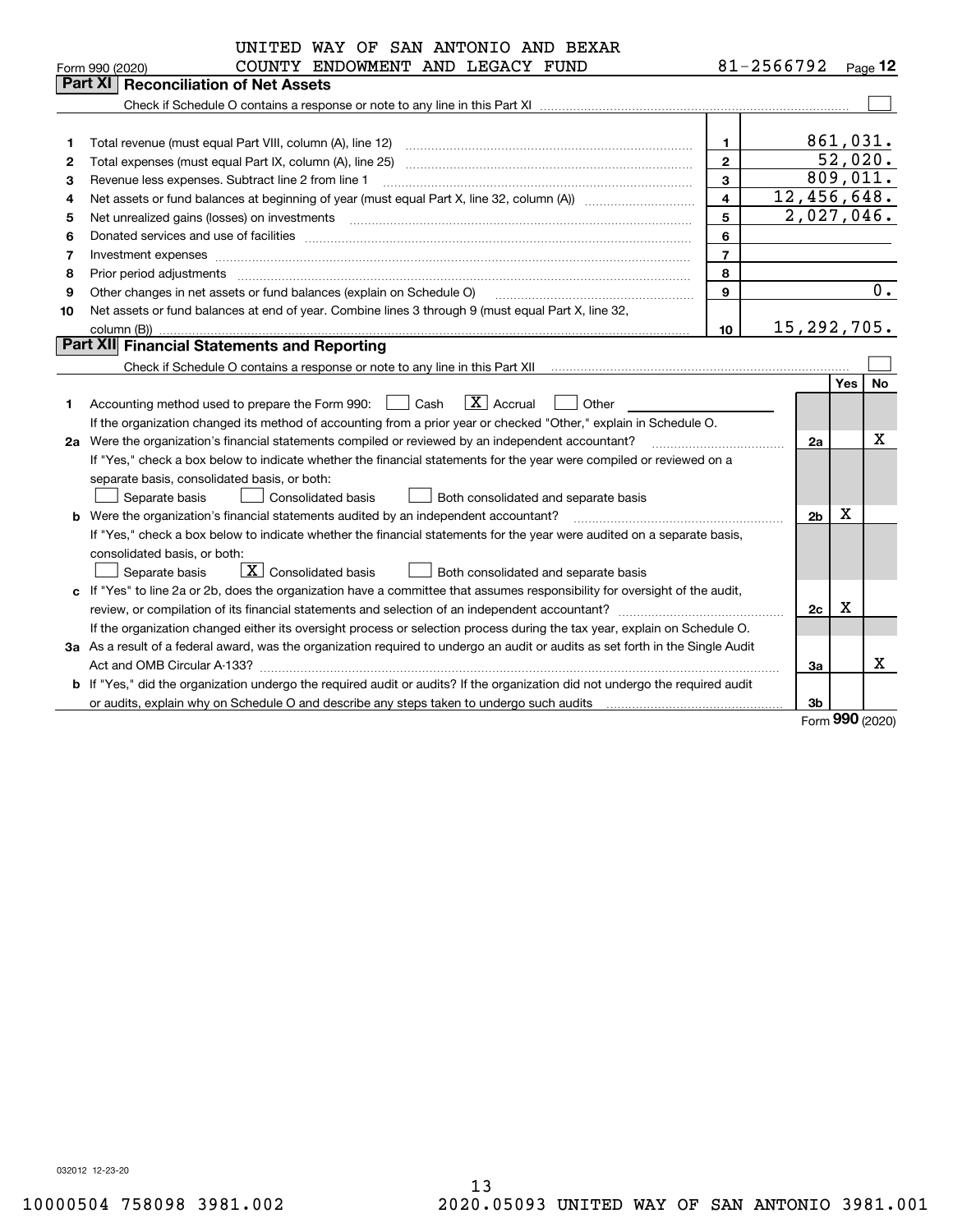UNITED WAY OF SAN ANTONIO AND BEXAR COUNTY ENDOWMENT AND LEGACY FUND    81-2566792

Form 990 (2020)

## Part XI Reconciliation of Net Assets

Check if Schedule O contains a response or note to any line in this Part XI ☐

| | | | |
|---|---|---|---|
| 1 | Total revenue (must equal Part VIII, column (A), line 12) | 1 | 861,031. |
| 2 | Total expenses (must equal Part IX, column (A), line 25) | 2 | 52,020. |
| 3 | Revenue less expenses. Subtract line 2 from line 1 | 3 | 809,011. |
| 4 | Net assets or fund balances at beginning of year (must equal Part X, line 32, column (A)) | 4 | 12,456,648. |
| 5 | Net unrealized gains (losses) on investments | 5 | 2,027,046. |
| 6 | Donated services and use of facilities | 6 | |
| 7 | Investment expenses | 7 | |
| 8 | Prior period adjustments | 8 | |
| 9 | Other changes in net assets or fund balances (explain on Schedule O) | 9 | 0. |
| 10 | Net assets or fund balances at end of year. Combine lines 3 through 9 (must equal Part X, line 32, column (B)) | 10 | 15,292,705. |

## Part XII Financial Statements and Reporting

Check if Schedule O contains a response or note to any line in this Part XII ☐

| | | | Yes | No |
|---|---|---|---|---|
| 1 | Accounting method used to prepare the Form 990: ☐ Cash ☒ Accrual ☐ Other<br>If the organization changed its method of accounting from a prior year or checked "Other," explain in Schedule O. | | | |
| 2a | Were the organization's financial statements compiled or reviewed by an independent accountant?<br>If "Yes," check a box below to indicate whether the financial statements for the year were compiled or reviewed on a separate basis, consolidated basis, or both:<br>☐ Separate basis ☐ Consolidated basis ☐ Both consolidated and separate basis | 2a | | X |
| b | Were the organization's financial statements audited by an independent accountant?<br>If "Yes," check a box below to indicate whether the financial statements for the year were audited on a separate basis, consolidated basis, or both:<br>☐ Separate basis ☒ Consolidated basis ☐ Both consolidated and separate basis | 2b | X | |
| c | If "Yes" to line 2a or 2b, does the organization have a committee that assumes responsibility for oversight of the audit, review, or compilation of its financial statements and selection of an independent accountant?<br>If the organization changed either its oversight process or selection process during the tax year, explain on Schedule O. | 2c | X | |
| 3a | As a result of a federal award, was the organization required to undergo an audit or audits as set forth in the Single Audit Act and OMB Circular A-133? | 3a | | X |
| b | If "Yes," did the organization undergo the required audit or audits? If the organization did not undergo the required audit or audits, explain why on Schedule O and describe any steps taken to undergo such audits | 3b | | |

Form 990 (2020)

032012 12-23-20

10000504 758098 3981.002    2020.05093 UNITED WAY OF SAN ANTONIO 3981.001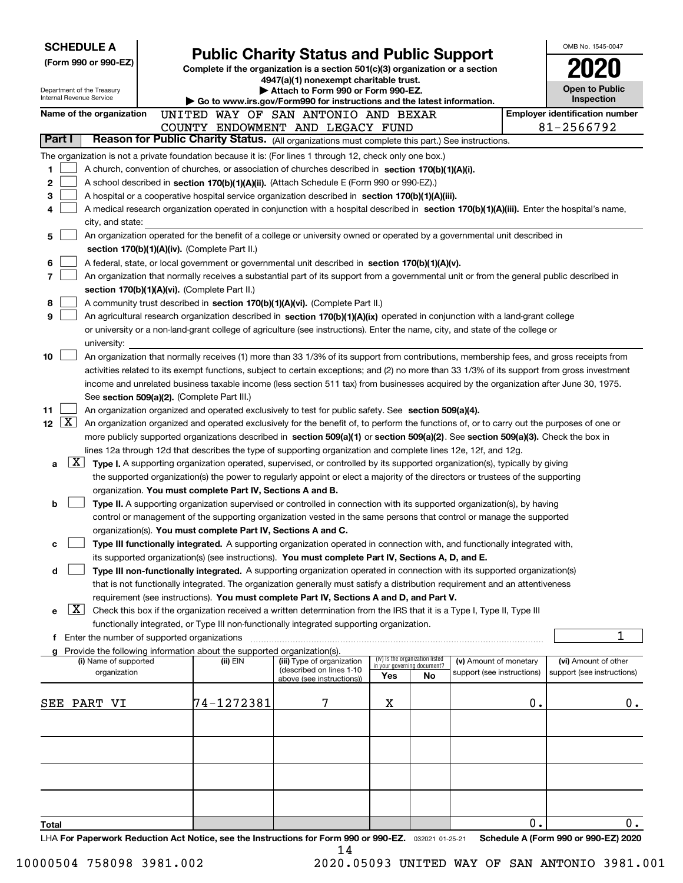**SCHEDULE A**
**(Form 990 or 990-EZ)**

Department of the Treasury
Internal Revenue Service

# Public Charity Status and Public Support

**Complete if the organization is a section 501(c)(3) organization or a section 4947(a)(1) nonexempt charitable trust.**
**▶ Attach to Form 990 or Form 990-EZ.**
**▶ Go to www.irs.gov/Form990 for instructions and the latest information.**

OMB No. 1545-0047
**2020**
**Open to Public Inspection**

**Name of the organization** UNITED WAY OF SAN ANTONIO AND BEXAR COUNTY ENDOWMENT AND LEGACY FUND

**Employer identification number** 81-2566792

## Part I — Reason for Public Charity Status. (All organizations must complete this part.) See instructions.

The organization is not a private foundation because it is: (For lines 1 through 12, check only one box.)

1. [ ] A church, convention of churches, or association of churches described in **section 170(b)(1)(A)(i).**
2. [ ] A school described in **section 170(b)(1)(A)(ii).** (Attach Schedule E (Form 990 or 990-EZ).)
3. [ ] A hospital or a cooperative hospital service organization described in **section 170(b)(1)(A)(iii).**
4. [ ] A medical research organization operated in conjunction with a hospital described in **section 170(b)(1)(A)(iii).** Enter the hospital's name, city, and state:
5. [ ] An organization operated for the benefit of a college or university owned or operated by a governmental unit described in **section 170(b)(1)(A)(iv).** (Complete Part II.)
6. [ ] A federal, state, or local government or governmental unit described in **section 170(b)(1)(A)(v).**
7. [ ] An organization that normally receives a substantial part of its support from a governmental unit or from the general public described in **section 170(b)(1)(A)(vi).** (Complete Part II.)
8. [ ] A community trust described in **section 170(b)(1)(A)(vi).** (Complete Part II.)
9. [ ] An agricultural research organization described in **section 170(b)(1)(A)(ix)** operated in conjunction with a land-grant college or university or a non-land-grant college of agriculture (see instructions). Enter the name, city, and state of the college or university:
10. [ ] An organization that normally receives (1) more than 33 1/3% of its support from contributions, membership fees, and gross receipts from activities related to its exempt functions, subject to certain exceptions; and (2) no more than 33 1/3% of its support from gross investment income and unrelated business taxable income (less section 511 tax) from businesses acquired by the organization after June 30, 1975. See **section 509(a)(2).** (Complete Part III.)
11. [ ] An organization organized and operated exclusively to test for public safety. See **section 509(a)(4).**
12. [X] An organization organized and operated exclusively for the benefit of, to perform the functions of, or to carry out the purposes of one or more publicly supported organizations described in **section 509(a)(1)** or **section 509(a)(2).** See **section 509(a)(3).** Check the box in lines 12a through 12d that describes the type of supporting organization and complete lines 12e, 12f, and 12g.
   - a [X] **Type I.** A supporting organization operated, supervised, or controlled by its supported organization(s), typically by giving the supported organization(s) the power to regularly appoint or elect a majority of the directors or trustees of the supporting organization. **You must complete Part IV, Sections A and B.**
   - b [ ] **Type II.** A supporting organization supervised or controlled in connection with its supported organization(s), by having control or management of the supporting organization vested in the same persons that control or manage the supported organization(s). **You must complete Part IV, Sections A and C.**
   - c [ ] **Type III functionally integrated.** A supporting organization operated in connection with, and functionally integrated with, its supported organization(s) (see instructions). **You must complete Part IV, Sections A, D, and E.**
   - d [ ] **Type III non-functionally integrated.** A supporting organization operated in connection with its supported organization(s) that is not functionally integrated. The organization generally must satisfy a distribution requirement and an attentiveness requirement (see instructions). **You must complete Part IV, Sections A and D, and Part V.**
   - e [X] Check this box if the organization received a written determination from the IRS that it is a Type I, Type II, Type III functionally integrated, or Type III non-functionally integrated supporting organization.
   - f Enter the number of supported organizations: 1
   - g Provide the following information about the supported organization(s).

| (i) Name of supported organization | (ii) EIN | (iii) Type of organization (described on lines 1-10 above (see instructions)) | (iv) Is the organization listed in your governing document? Yes | No | (v) Amount of monetary support (see instructions) | (vi) Amount of other support (see instructions) |
|---|---|---|---|---|---|---|
| SEE PART VI | 74-1272381 | 7 | X | | 0. | 0. |
| | | | | | | |
| | | | | | | |
| | | | | | | |
| | | | | | | |
| **Total** | | | | | 0. | 0. |

LHA **For Paperwork Reduction Act Notice, see the Instructions for Form 990 or 990-EZ.** 032021 01-25-21 **Schedule A (Form 990 or 990-EZ) 2020**

10000504 758098 3981.002 2020.05093 UNITED WAY OF SAN ANTONIO 3981.001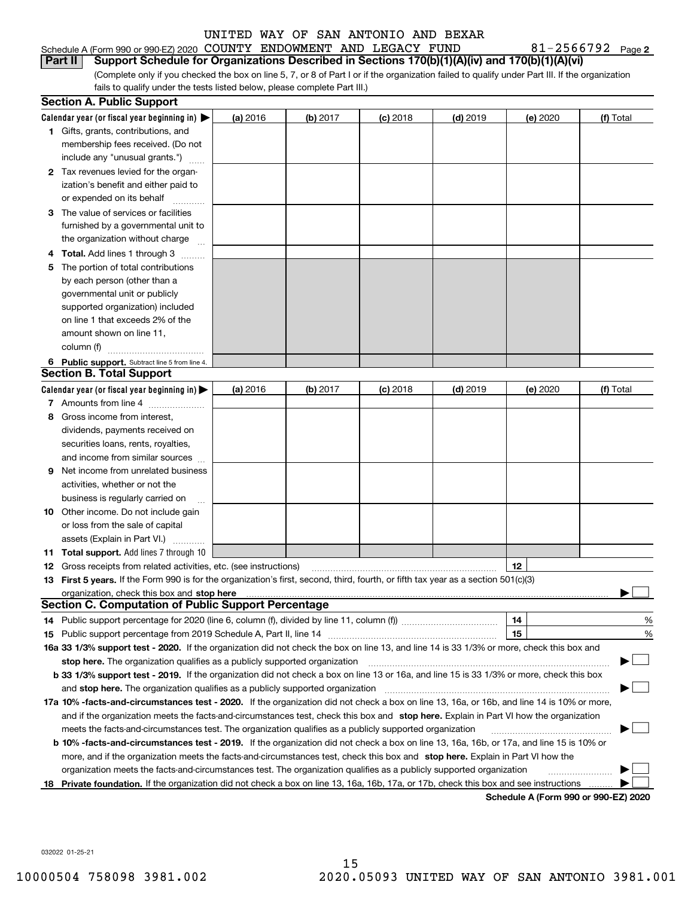UNITED WAY OF SAN ANTONIO AND BEXAR
Schedule A (Form 990 or 990-EZ) 2020 COUNTY ENDOWMENT AND LEGACY FUND 81-2566792 Page 2

**Part II Support Schedule for Organizations Described in Sections 170(b)(1)(A)(iv) and 170(b)(1)(A)(vi)**

(Complete only if you checked the box on line 5, 7, or 8 of Part I or if the organization failed to qualify under Part III. If the organization fails to qualify under the tests listed below, please complete Part III.)

## Section A. Public Support

| Calendar year (or fiscal year beginning in) ▶ | (a) 2016 | (b) 2017 | (c) 2018 | (d) 2019 | (e) 2020 | (f) Total |
|---|---|---|---|---|---|---|
| **1** Gifts, grants, contributions, and membership fees received. (Do not include any "unusual grants.") | | | | | | |
| **2** Tax revenues levied for the organization's benefit and either paid to or expended on its behalf | | | | | | |
| **3** The value of services or facilities furnished by a governmental unit to the organization without charge | | | | | | |
| **4** **Total.** Add lines 1 through 3 | | | | | | |
| **5** The portion of total contributions by each person (other than a governmental unit or publicly supported organization) included on line 1 that exceeds 2% of the amount shown on line 11, column (f) | | | | | | |
| **6** **Public support.** Subtract line 5 from line 4. | | | | | | |

## Section B. Total Support

| Calendar year (or fiscal year beginning in) ▶ | (a) 2016 | (b) 2017 | (c) 2018 | (d) 2019 | (e) 2020 | (f) Total |
|---|---|---|---|---|---|---|
| **7** Amounts from line 4 | | | | | | |
| **8** Gross income from interest, dividends, payments received on securities loans, rents, royalties, and income from similar sources | | | | | | |
| **9** Net income from unrelated business activities, whether or not the business is regularly carried on | | | | | | |
| **10** Other income. Do not include gain or loss from the sale of capital assets (Explain in Part VI.) | | | | | | |
| **11** **Total support.** Add lines 7 through 10 | | | | | | |

**12** Gross receipts from related activities, etc. (see instructions) **12**

**13** **First 5 years.** If the Form 990 is for the organization's first, second, third, fourth, or fifth tax year as a section 501(c)(3) organization, check this box and **stop here** ▶ ☐

## Section C. Computation of Public Support Percentage

**14** Public support percentage for 2020 (line 6, column (f), divided by line 11, column (f)) **14** %

**15** Public support percentage from 2019 Schedule A, Part II, line 14 **15** %

**16a** **33 1/3% support test - 2020.** If the organization did not check the box on line 13, and line 14 is 33 1/3% or more, check this box and **stop here.** The organization qualifies as a publicly supported organization ▶ ☐

**b** **33 1/3% support test - 2019.** If the organization did not check a box on line 13 or 16a, and line 15 is 33 1/3% or more, check this box and **stop here.** The organization qualifies as a publicly supported organization ▶ ☐

**17a** **10% -facts-and-circumstances test - 2020.** If the organization did not check a box on line 13, 16a, or 16b, and line 14 is 10% or more, and if the organization meets the facts-and-circumstances test, check this box and **stop here.** Explain in Part VI how the organization meets the facts-and-circumstances test. The organization qualifies as a publicly supported organization ▶ ☐

**b** **10% -facts-and-circumstances test - 2019.** If the organization did not check a box on line 13, 16a, 16b, or 17a, and line 15 is 10% or more, and if the organization meets the facts-and-circumstances test, check this box and **stop here.** Explain in Part VI how the organization meets the facts-and-circumstances test. The organization qualifies as a publicly supported organization ▶ ☐

**18** **Private foundation.** If the organization did not check a box on line 13, 16a, 16b, 17a, or 17b, check this box and see instructions ▶ ☐

**Schedule A (Form 990 or 990-EZ) 2020**

032022 01-25-21

10000504 758098 3981.002 2020.05093 UNITED WAY OF SAN ANTONIO 3981.001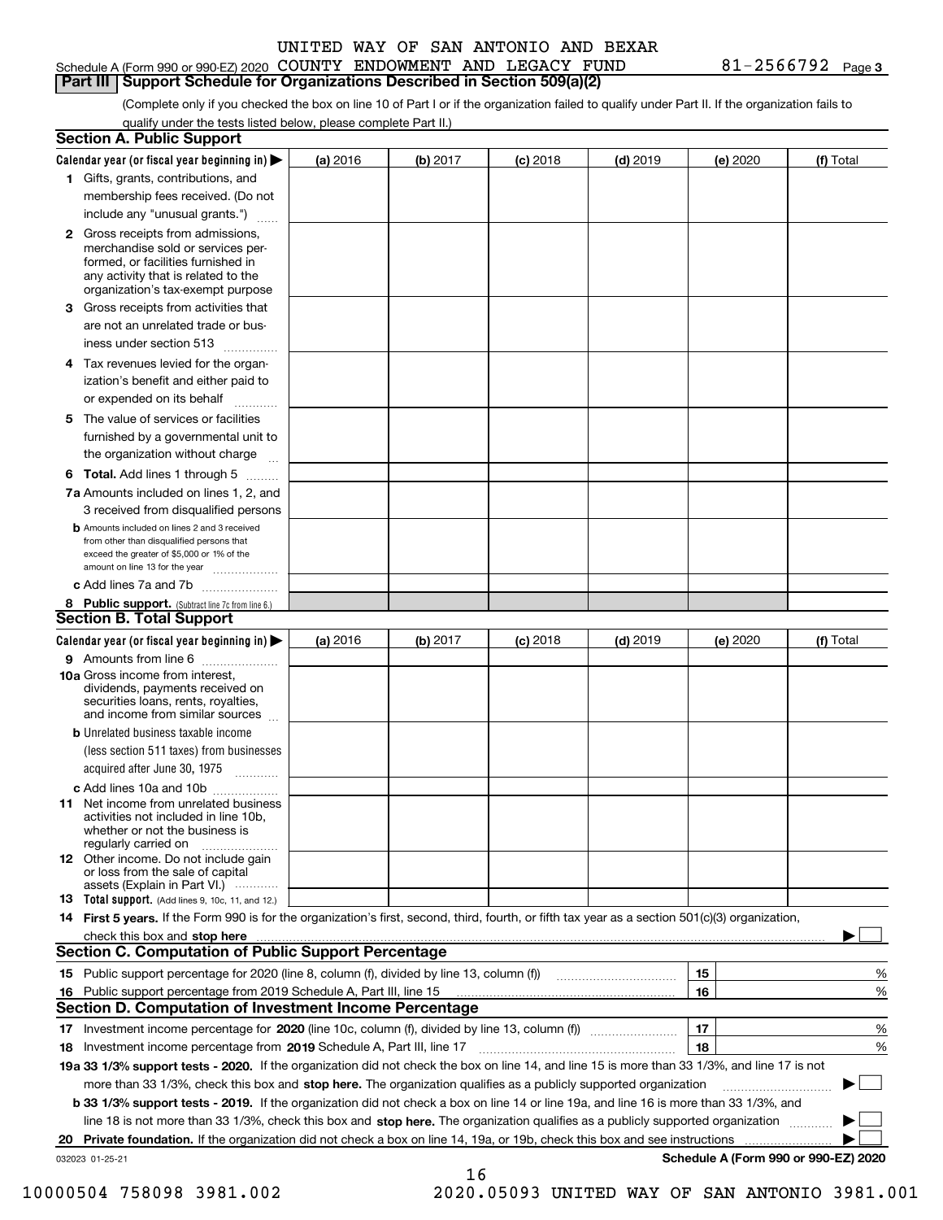UNITED WAY OF SAN ANTONIO AND BEXAR

Schedule A (Form 990 or 990-EZ) 2020 COUNTY ENDOWMENT AND LEGACY FUND 81-2566792 Page 3

**Part III Support Schedule for Organizations Described in Section 509(a)(2)**

(Complete only if you checked the box on line 10 of Part I or if the organization failed to qualify under Part II. If the organization fails to qualify under the tests listed below, please complete Part II.)

**Section A. Public Support**

| Calendar year (or fiscal year beginning in) ▶ | (a) 2016 | (b) 2017 | (c) 2018 | (d) 2019 | (e) 2020 | (f) Total |
|---|---|---|---|---|---|---|
| 1 Gifts, grants, contributions, and membership fees received. (Do not include any "unusual grants.") | | | | | | |
| 2 Gross receipts from admissions, merchandise sold or services performed, or facilities furnished in any activity that is related to the organization's tax-exempt purpose | | | | | | |
| 3 Gross receipts from activities that are not an unrelated trade or business under section 513 | | | | | | |
| 4 Tax revenues levied for the organization's benefit and either paid to or expended on its behalf | | | | | | |
| 5 The value of services or facilities furnished by a governmental unit to the organization without charge | | | | | | |
| 6 **Total.** Add lines 1 through 5 | | | | | | |
| 7a Amounts included on lines 1, 2, and 3 received from disqualified persons | | | | | | |
| b Amounts included on lines 2 and 3 received from other than disqualified persons that exceed the greater of $5,000 or 1% of the amount on line 13 for the year | | | | | | |
| c Add lines 7a and 7b | | | | | | |
| 8 **Public support.** (Subtract line 7c from line 6.) | | | | | | |

**Section B. Total Support**

| Calendar year (or fiscal year beginning in) ▶ | (a) 2016 | (b) 2017 | (c) 2018 | (d) 2019 | (e) 2020 | (f) Total |
|---|---|---|---|---|---|---|
| 9 Amounts from line 6 | | | | | | |
| 10a Gross income from interest, dividends, payments received on securities loans, rents, royalties, and income from similar sources | | | | | | |
| b Unrelated business taxable income (less section 511 taxes) from businesses acquired after June 30, 1975 | | | | | | |
| c Add lines 10a and 10b | | | | | | |
| 11 Net income from unrelated business activities not included in line 10b, whether or not the business is regularly carried on | | | | | | |
| 12 Other income. Do not include gain or loss from the sale of capital assets (Explain in Part VI.) | | | | | | |
| 13 **Total support.** (Add lines 9, 10c, 11, and 12.) | | | | | | |

14 **First 5 years.** If the Form 990 is for the organization's first, second, third, fourth, or fifth tax year as a section 501(c)(3) organization, check this box and **stop here** ▶ ☐

**Section C. Computation of Public Support Percentage**

| | | | |
|---|---|---|---|
| 15 | Public support percentage for 2020 (line 8, column (f), divided by line 13, column (f)) | 15 | % |
| 16 | Public support percentage from 2019 Schedule A, Part III, line 15 | 16 | % |

**Section D. Computation of Investment Income Percentage**

| | | | |
|---|---|---|---|
| 17 | Investment income percentage for **2020** (line 10c, column (f), divided by line 13, column (f)) | 17 | % |
| 18 | Investment income percentage from **2019** Schedule A, Part III, line 17 | 18 | % |

**19a 33 1/3% support tests - 2020.** If the organization did not check the box on line 14, and line 15 is more than 33 1/3%, and line 17 is not more than 33 1/3%, check this box and **stop here.** The organization qualifies as a publicly supported organization ▶ ☐

**b 33 1/3% support tests - 2019.** If the organization did not check a box on line 14 or line 19a, and line 16 is more than 33 1/3%, and line 18 is not more than 33 1/3%, check this box and **stop here.** The organization qualifies as a publicly supported organization ▶ ☐

**20 Private foundation.** If the organization did not check a box on line 14, 19a, or 19b, check this box and see instructions ▶ ☐

032023 01-25-21 **Schedule A (Form 990 or 990-EZ) 2020**

10000504 758098 3981.002 2020.05093 UNITED WAY OF SAN ANTONIO 3981.001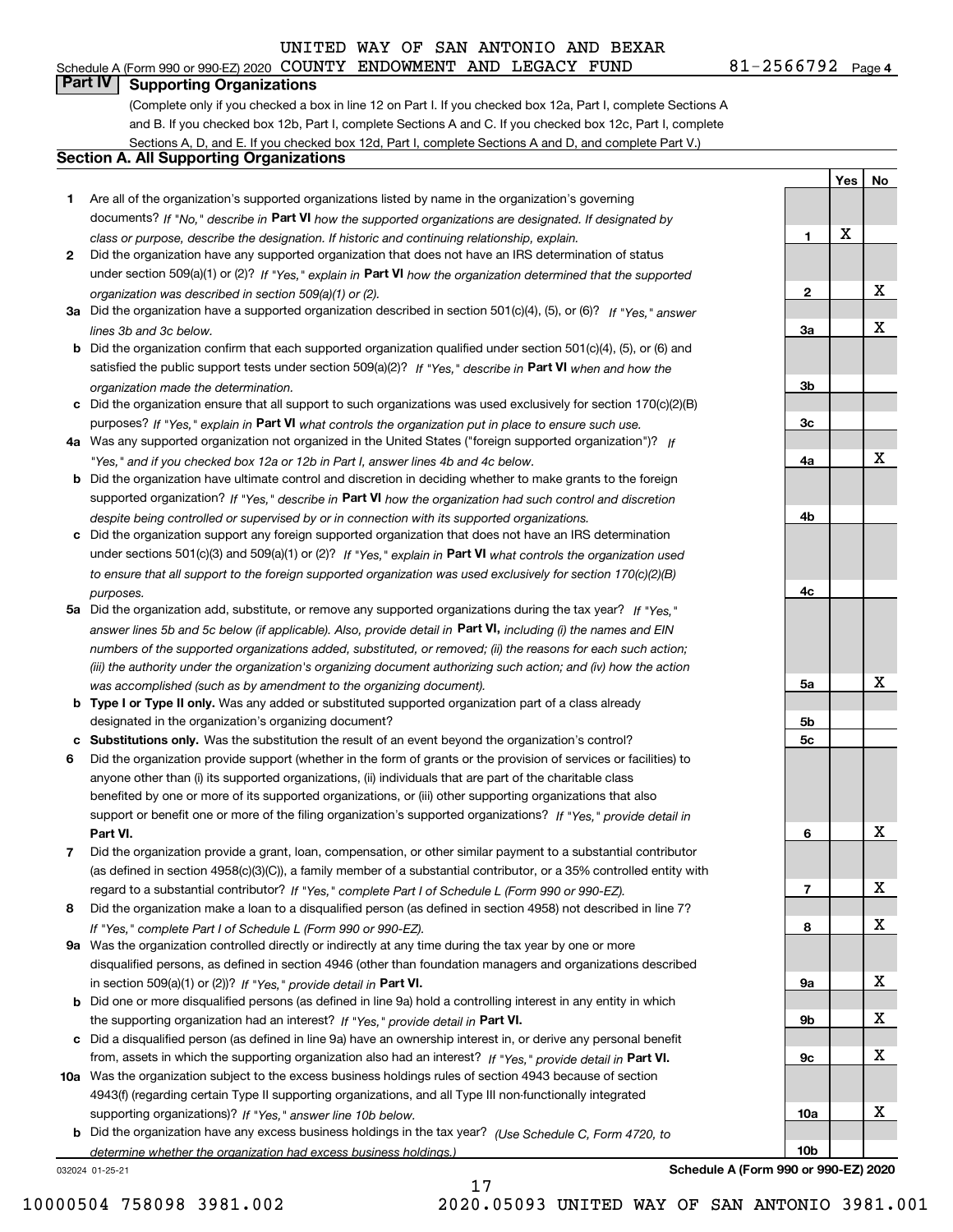UNITED WAY OF SAN ANTONIO AND BEXAR

Schedule A (Form 990 or 990-EZ) 2020 COUNTY ENDOWMENT AND LEGACY FUND 81-2566792 Page 4

## Part IV Supporting Organizations

(Complete only if you checked a box in line 12 on Part I. If you checked box 12a, Part I, complete Sections A and B. If you checked box 12b, Part I, complete Sections A and C. If you checked box 12c, Part I, complete Sections A, D, and E. If you checked box 12d, Part I, complete Sections A and D, and complete Part V.)

### Section A. All Supporting Organizations

| | | Line | Yes | No |
|---|---|---|---|---|
| 1 | Are all of the organization's supported organizations listed by name in the organization's governing documents? *If "No," describe in* **Part VI** *how the supported organizations are designated. If designated by class or purpose, describe the designation. If historic and continuing relationship, explain.* | 1 | X | |
| 2 | Did the organization have any supported organization that does not have an IRS determination of status under section 509(a)(1) or (2)? *If "Yes," explain in* **Part VI** *how the organization determined that the supported organization was described in section 509(a)(1) or (2).* | 2 | | X |
| 3a | Did the organization have a supported organization described in section 501(c)(4), (5), or (6)? *If "Yes," answer lines 3b and 3c below.* | 3a | | X |
| b | Did the organization confirm that each supported organization qualified under section 501(c)(4), (5), or (6) and satisfied the public support tests under section 509(a)(2)? *If "Yes," describe in* **Part VI** *when and how the organization made the determination.* | 3b | | |
| c | Did the organization ensure that all support to such organizations was used exclusively for section 170(c)(2)(B) purposes? *If "Yes," explain in* **Part VI** *what controls the organization put in place to ensure such use.* | 3c | | |
| 4a | Was any supported organization not organized in the United States ("foreign supported organization")? *If "Yes," and if you checked box 12a or 12b in Part I, answer lines 4b and 4c below.* | 4a | | X |
| b | Did the organization have ultimate control and discretion in deciding whether to make grants to the foreign supported organization? *If "Yes," describe in* **Part VI** *how the organization had such control and discretion despite being controlled or supervised by or in connection with its supported organizations.* | 4b | | |
| c | Did the organization support any foreign supported organization that does not have an IRS determination under sections 501(c)(3) and 509(a)(1) or (2)? *If "Yes," explain in* **Part VI** *what controls the organization used to ensure that all support to the foreign supported organization was used exclusively for section 170(c)(2)(B) purposes.* | 4c | | |
| 5a | Did the organization add, substitute, or remove any supported organizations during the tax year? *If "Yes," answer lines 5b and 5c below (if applicable). Also, provide detail in* **Part VI,** *including (i) the names and EIN numbers of the supported organizations added, substituted, or removed; (ii) the reasons for each such action; (iii) the authority under the organization's organizing document authorizing such action; and (iv) how the action was accomplished (such as by amendment to the organizing document).* | 5a | | X |
| b | **Type I or Type II only.** Was any added or substituted supported organization part of a class already designated in the organization's organizing document? | 5b | | |
| c | **Substitutions only.** Was the substitution the result of an event beyond the organization's control? | 5c | | |
| 6 | Did the organization provide support (whether in the form of grants or the provision of services or facilities) to anyone other than (i) its supported organizations, (ii) individuals that are part of the charitable class benefited by one or more of its supported organizations, or (iii) other supporting organizations that also support or benefit one or more of the filing organization's supported organizations? *If "Yes," provide detail in* **Part VI.** | 6 | | X |
| 7 | Did the organization provide a grant, loan, compensation, or other similar payment to a substantial contributor (as defined in section 4958(c)(3)(C)), a family member of a substantial contributor, or a 35% controlled entity with regard to a substantial contributor? *If "Yes," complete Part I of Schedule L (Form 990 or 990-EZ).* | 7 | | X |
| 8 | Did the organization make a loan to a disqualified person (as defined in section 4958) not described in line 7? *If "Yes," complete Part I of Schedule L (Form 990 or 990-EZ).* | 8 | | X |
| 9a | Was the organization controlled directly or indirectly at any time during the tax year by one or more disqualified persons, as defined in section 4946 (other than foundation managers and organizations described in section 509(a)(1) or (2))? *If "Yes," provide detail in* **Part VI.** | 9a | | X |
| b | Did one or more disqualified persons (as defined in line 9a) hold a controlling interest in any entity in which the supporting organization had an interest? *If "Yes," provide detail in* **Part VI.** | 9b | | X |
| c | Did a disqualified person (as defined in line 9a) have an ownership interest in, or derive any personal benefit from, assets in which the supporting organization also had an interest? *If "Yes," provide detail in* **Part VI.** | 9c | | X |
| 10a | Was the organization subject to the excess business holdings rules of section 4943 because of section 4943(f) (regarding certain Type II supporting organizations, and all Type III non-functionally integrated supporting organizations)? *If "Yes," answer line 10b below.* | 10a | | X |
| b | Did the organization have any excess business holdings in the tax year? *(Use Schedule C, Form 4720, to determine whether the organization had excess business holdings.)* | 10b | | |

032024 01-25-21 **Schedule A (Form 990 or 990-EZ) 2020**

10000504 758098 3981.002 2020.05093 UNITED WAY OF SAN ANTONIO 3981.001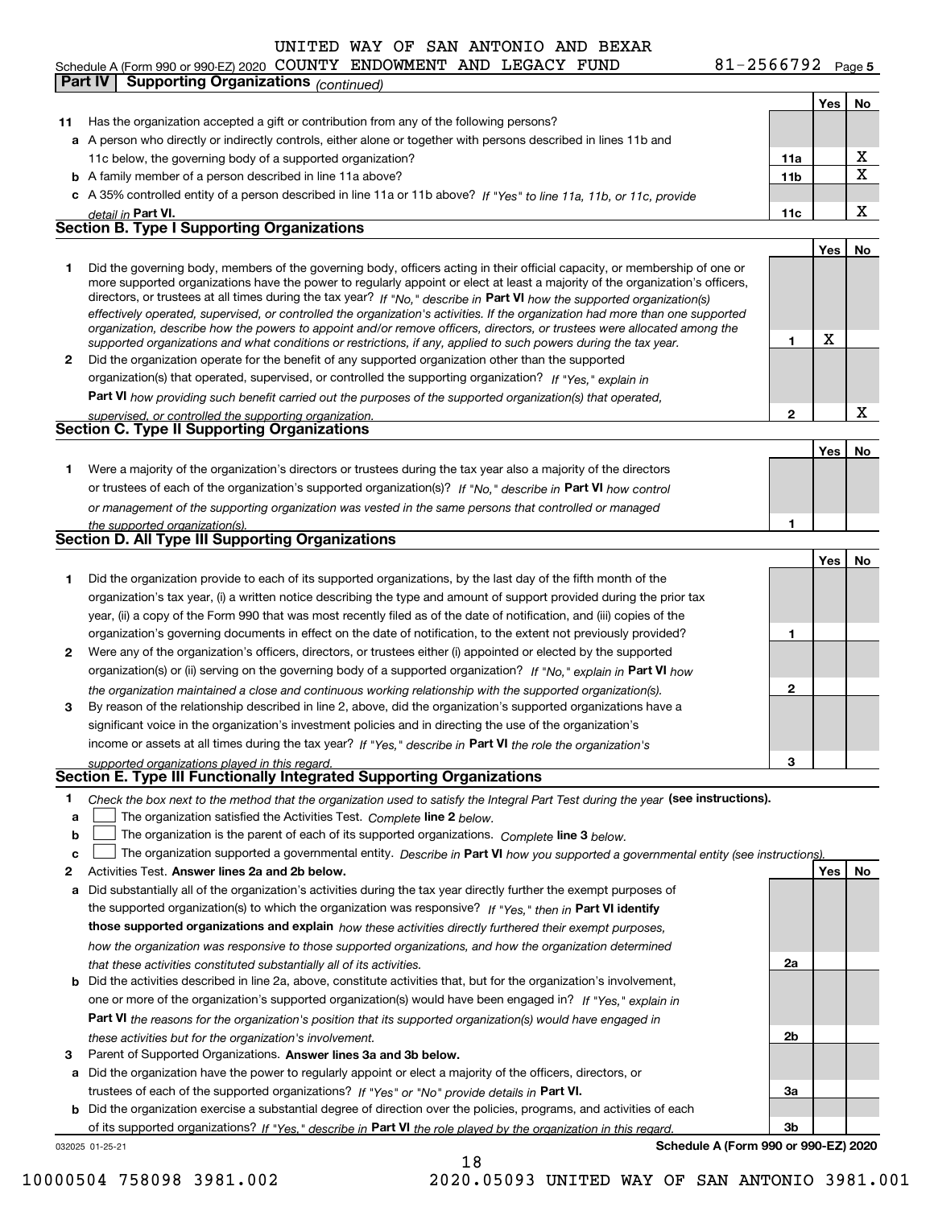UNITED WAY OF SAN ANTONIO AND BEXAR
Schedule A (Form 990 or 990-EZ) 2020 COUNTY ENDOWMENT AND LEGACY FUND 81-2566792 Page 5

**Part IV Supporting Organizations** *(continued)*

| | | | Yes | No |
|---|---|---|---|---|
| **11** | Has the organization accepted a gift or contribution from any of the following persons? | | | |
| **a** | A person who directly or indirectly controls, either alone or together with persons described in lines 11b and 11c below, the governing body of a supported organization? | 11a | | X |
| **b** | A family member of a person described in line 11a above? | 11b | | X |
| **c** | A 35% controlled entity of a person described in line 11a or 11b above? *If "Yes" to line 11a, 11b, or 11c, provide detail in* **Part VI.** | 11c | | X |

**Section B. Type I Supporting Organizations**

| | | | Yes | No |
|---|---|---|---|---|
| **1** | Did the governing body, members of the governing body, officers acting in their official capacity, or membership of one or more supported organizations have the power to regularly appoint or elect at least a majority of the organization's officers, directors, or trustees at all times during the tax year? *If "No," describe in* **Part VI** *how the supported organization(s) effectively operated, supervised, or controlled the organization's activities. If the organization had more than one supported organization, describe how the powers to appoint and/or remove officers, directors, or trustees were allocated among the supported organizations and what conditions or restrictions, if any, applied to such powers during the tax year.* | 1 | X | |
| **2** | Did the organization operate for the benefit of any supported organization other than the supported organization(s) that operated, supervised, or controlled the supporting organization? *If "Yes," explain in* **Part VI** *how providing such benefit carried out the purposes of the supported organization(s) that operated, supervised, or controlled the supporting organization.* | 2 | | X |

**Section C. Type II Supporting Organizations**

| | | | Yes | No |
|---|---|---|---|---|
| **1** | Were a majority of the organization's directors or trustees during the tax year also a majority of the directors or trustees of each of the organization's supported organization(s)? *If "No," describe in* **Part VI** *how control or management of the supporting organization was vested in the same persons that controlled or managed the supported organization(s).* | 1 | | |

**Section D. All Type III Supporting Organizations**

| | | | Yes | No |
|---|---|---|---|---|
| **1** | Did the organization provide to each of its supported organizations, by the last day of the fifth month of the organization's tax year, (i) a written notice describing the type and amount of support provided during the prior tax year, (ii) a copy of the Form 990 that was most recently filed as of the date of notification, and (iii) copies of the organization's governing documents in effect on the date of notification, to the extent not previously provided? | 1 | | |
| **2** | Were any of the organization's officers, directors, or trustees either (i) appointed or elected by the supported organization(s) or (ii) serving on the governing body of a supported organization? *If "No," explain in* **Part VI** *how the organization maintained a close and continuous working relationship with the supported organization(s).* | 2 | | |
| **3** | By reason of the relationship described in line 2, above, did the organization's supported organizations have a significant voice in the organization's investment policies and in directing the use of the organization's income or assets at all times during the tax year? *If "Yes," describe in* **Part VI** *the role the organization's supported organizations played in this regard.* | 3 | | |

**Section E. Type III Functionally Integrated Supporting Organizations**

**1** *Check the box next to the method that the organization used to satisfy the Integral Part Test during the year* **(see instructions).**

- **a** ☐ The organization satisfied the Activities Test. *Complete* **line 2** *below.*
- **b** ☐ The organization is the parent of each of its supported organizations. *Complete* **line 3** *below.*
- **c** ☐ The organization supported a governmental entity. *Describe in* **Part VI** *how you supported a governmental entity (see instructions).*

| | | | Yes | No |
|---|---|---|---|---|
| **2** | Activities Test. **Answer lines 2a and 2b below.** | | | |
| **a** | Did substantially all of the organization's activities during the tax year directly further the exempt purposes of the supported organization(s) to which the organization was responsive? *If "Yes," then in* **Part VI identify those supported organizations and explain** *how these activities directly furthered their exempt purposes, how the organization was responsive to those supported organizations, and how the organization determined that these activities constituted substantially all of its activities.* | 2a | | |
| **b** | Did the activities described in line 2a, above, constitute activities that, but for the organization's involvement, one or more of the organization's supported organization(s) would have been engaged in? *If "Yes," explain in* **Part VI** *the reasons for the organization's position that its supported organization(s) would have engaged in these activities but for the organization's involvement.* | 2b | | |
| **3** | Parent of Supported Organizations. **Answer lines 3a and 3b below.** | | | |
| **a** | Did the organization have the power to regularly appoint or elect a majority of the officers, directors, or trustees of each of the supported organizations? *If "Yes" or "No" provide details in* **Part VI.** | 3a | | |
| **b** | Did the organization exercise a substantial degree of direction over the policies, programs, and activities of each of its supported organizations? *If "Yes," describe in* **Part VI** *the role played by the organization in this regard.* | 3b | | |

032025 01-25-21 **Schedule A (Form 990 or 990-EZ) 2020**

10000504 758098 3981.002 2020.05093 UNITED WAY OF SAN ANTONIO 3981.001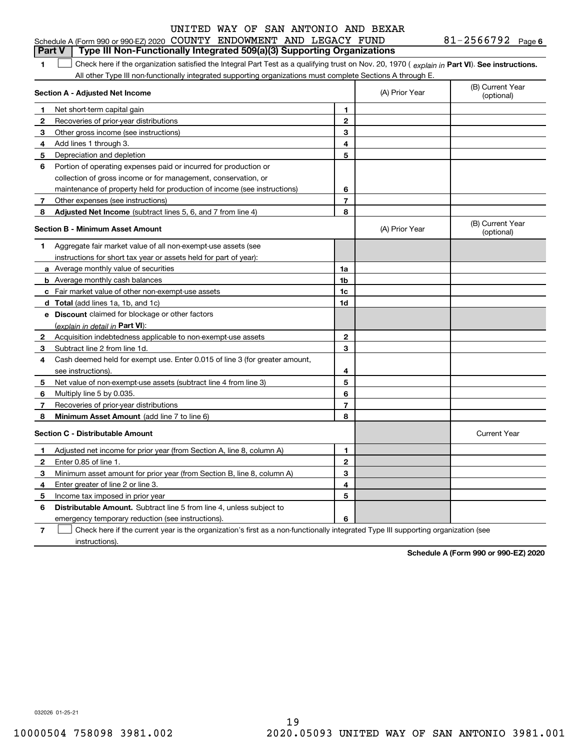UNITED WAY OF SAN ANTONIO AND BEXAR

Schedule A (Form 990 or 990-EZ) 2020 COUNTY ENDOWMENT AND LEGACY FUND 81-2566792 Page 6

## Part V | Type III Non-Functionally Integrated 509(a)(3) Supporting Organizations

**1** ☐ Check here if the organization satisfied the Integral Part Test as a qualifying trust on Nov. 20, 1970 ( *explain in* **Part VI**). **See instructions.** All other Type III non-functionally integrated supporting organizations must complete Sections A through E.

| **Section A - Adjusted Net Income** | | | (A) Prior Year | (B) Current Year (optional) |
|---|---|---|---|---|
| **1** | Net short-term capital gain | **1** | | |
| **2** | Recoveries of prior-year distributions | **2** | | |
| **3** | Other gross income (see instructions) | **3** | | |
| **4** | Add lines 1 through 3. | **4** | | |
| **5** | Depreciation and depletion | **5** | | |
| **6** | Portion of operating expenses paid or incurred for production or collection of gross income or for management, conservation, or maintenance of property held for production of income (see instructions) | **6** | | |
| **7** | Other expenses (see instructions) | **7** | | |
| **8** | **Adjusted Net Income** (subtract lines 5, 6, and 7 from line 4) | **8** | | |

| **Section B - Minimum Asset Amount** | | | (A) Prior Year | (B) Current Year (optional) |
|---|---|---|---|---|
| **1** | Aggregate fair market value of all non-exempt-use assets (see instructions for short tax year or assets held for part of year): | | | |
| **a** | Average monthly value of securities | **1a** | | |
| **b** | Average monthly cash balances | **1b** | | |
| **c** | Fair market value of other non-exempt-use assets | **1c** | | |
| **d** | **Total** (add lines 1a, 1b, and 1c) | **1d** | | |
| **e** | **Discount** claimed for blockage or other factors (*explain in detail in* **Part VI**): | | | |
| **2** | Acquisition indebtedness applicable to non-exempt-use assets | **2** | | |
| **3** | Subtract line 2 from line 1d. | **3** | | |
| **4** | Cash deemed held for exempt use. Enter 0.015 of line 3 (for greater amount, see instructions). | **4** | | |
| **5** | Net value of non-exempt-use assets (subtract line 4 from line 3) | **5** | | |
| **6** | Multiply line 5 by 0.035. | **6** | | |
| **7** | Recoveries of prior-year distributions | **7** | | |
| **8** | **Minimum Asset Amount** (add line 7 to line 6) | **8** | | |

| **Section C - Distributable Amount** | | | | Current Year |
|---|---|---|---|---|
| **1** | Adjusted net income for prior year (from Section A, line 8, column A) | **1** | | |
| **2** | Enter 0.85 of line 1. | **2** | | |
| **3** | Minimum asset amount for prior year (from Section B, line 8, column A) | **3** | | |
| **4** | Enter greater of line 2 or line 3. | **4** | | |
| **5** | Income tax imposed in prior year | **5** | | |
| **6** | **Distributable Amount.** Subtract line 5 from line 4, unless subject to emergency temporary reduction (see instructions). | **6** | | |

**7** ☐ Check here if the current year is the organization's first as a non-functionally integrated Type III supporting organization (see instructions).

**Schedule A (Form 990 or 990-EZ) 2020**

032026 01-25-21

10000504 758098 3981.002 2020.05093 UNITED WAY OF SAN ANTONIO 3981.001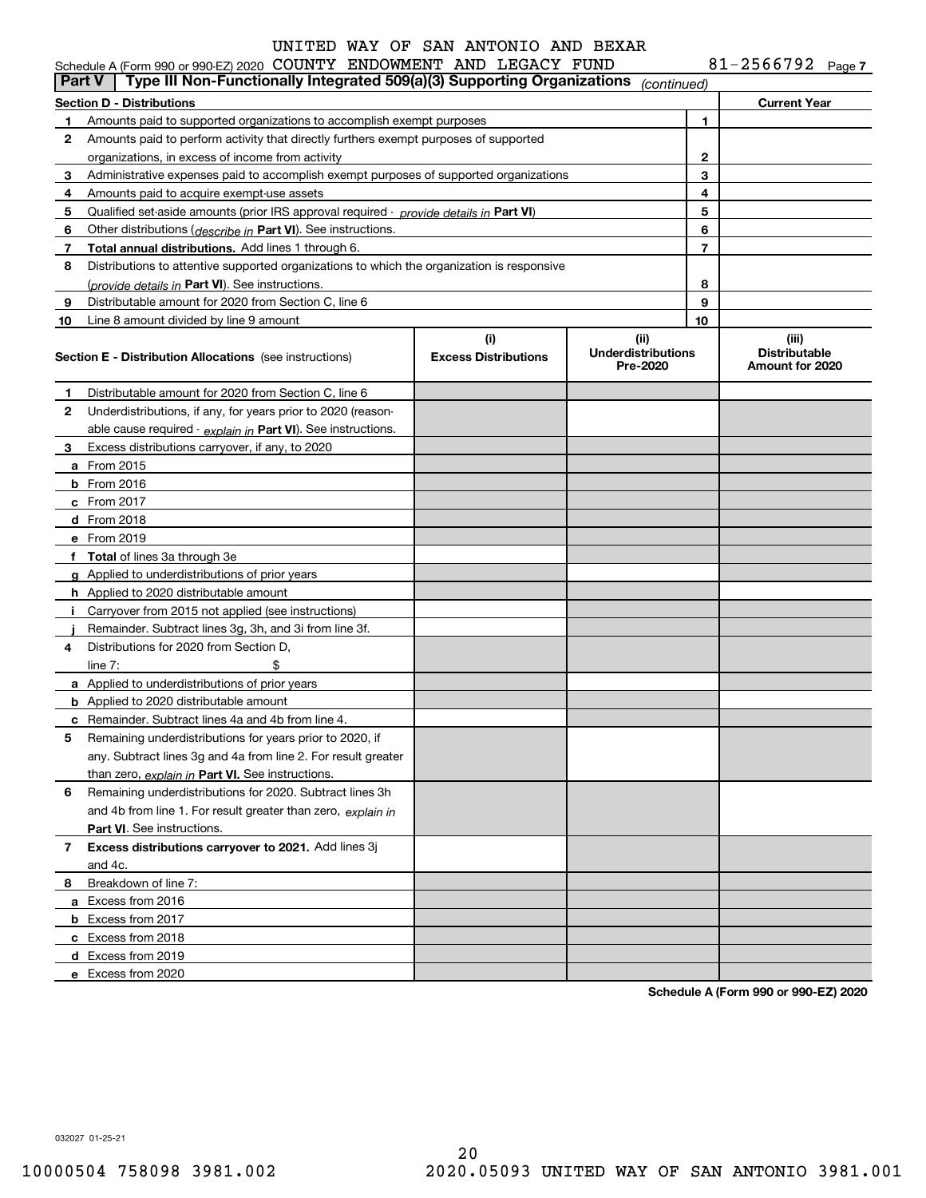UNITED WAY OF SAN ANTONIO AND BEXAR

Schedule A (Form 990 or 990-EZ) 2020 COUNTY ENDOWMENT AND LEGACY FUND 81-2566792 Page 7

**Part V | Type III Non-Functionally Integrated 509(a)(3) Supporting Organizations** *(continued)*

| Section D - Distributions | | | Current Year |
|---|---|---|---|
| 1 | Amounts paid to supported organizations to accomplish exempt purposes | 1 | |
| 2 | Amounts paid to perform activity that directly furthers exempt purposes of supported organizations, in excess of income from activity | 2 | |
| 3 | Administrative expenses paid to accomplish exempt purposes of supported organizations | 3 | |
| 4 | Amounts paid to acquire exempt-use assets | 4 | |
| 5 | Qualified set-aside amounts (prior IRS approval required - *provide details in* **Part VI**) | 5 | |
| 6 | Other distributions (*describe in* **Part VI**). See instructions. | 6 | |
| 7 | **Total annual distributions.** Add lines 1 through 6. | 7 | |
| 8 | Distributions to attentive supported organizations to which the organization is responsive (*provide details in* **Part VI**). See instructions. | 8 | |
| 9 | Distributable amount for 2020 from Section C, line 6 | 9 | |
| 10 | Line 8 amount divided by line 9 amount | 10 | |

| **Section E - Distribution Allocations** (see instructions) | (i) Excess Distributions | (ii) Underdistributions Pre-2020 | (iii) Distributable Amount for 2020 |
|---|---|---|---|
| **1** Distributable amount for 2020 from Section C, line 6 | | | |
| **2** Underdistributions, if any, for years prior to 2020 (reasonable cause required - *explain in* **Part VI**). See instructions. | | | |
| **3** Excess distributions carryover, if any, to 2020 | | | |
| **a** From 2015 | | | |
| **b** From 2016 | | | |
| **c** From 2017 | | | |
| **d** From 2018 | | | |
| **e** From 2019 | | | |
| **f** **Total** of lines 3a through 3e | | | |
| **g** Applied to underdistributions of prior years | | | |
| **h** Applied to 2020 distributable amount | | | |
| **i** Carryover from 2015 not applied (see instructions) | | | |
| **j** Remainder. Subtract lines 3g, 3h, and 3i from line 3f. | | | |
| **4** Distributions for 2020 from Section D, line 7: $ | | | |
| **a** Applied to underdistributions of prior years | | | |
| **b** Applied to 2020 distributable amount | | | |
| **c** Remainder. Subtract lines 4a and 4b from line 4. | | | |
| **5** Remaining underdistributions for years prior to 2020, if any. Subtract lines 3g and 4a from line 2. For result greater than zero, *explain in* **Part VI.** See instructions. | | | |
| **6** Remaining underdistributions for 2020. Subtract lines 3h and 4b from line 1. For result greater than zero, *explain in* **Part VI**. See instructions. | | | |
| **7** **Excess distributions carryover to 2021.** Add lines 3j and 4c. | | | |
| **8** Breakdown of line 7: | | | |
| **a** Excess from 2016 | | | |
| **b** Excess from 2017 | | | |
| **c** Excess from 2018 | | | |
| **d** Excess from 2019 | | | |
| **e** Excess from 2020 | | | |

**Schedule A (Form 990 or 990-EZ) 2020**

032027 01-25-21

10000504 758098 3981.002 2020.05093 UNITED WAY OF SAN ANTONIO 3981.001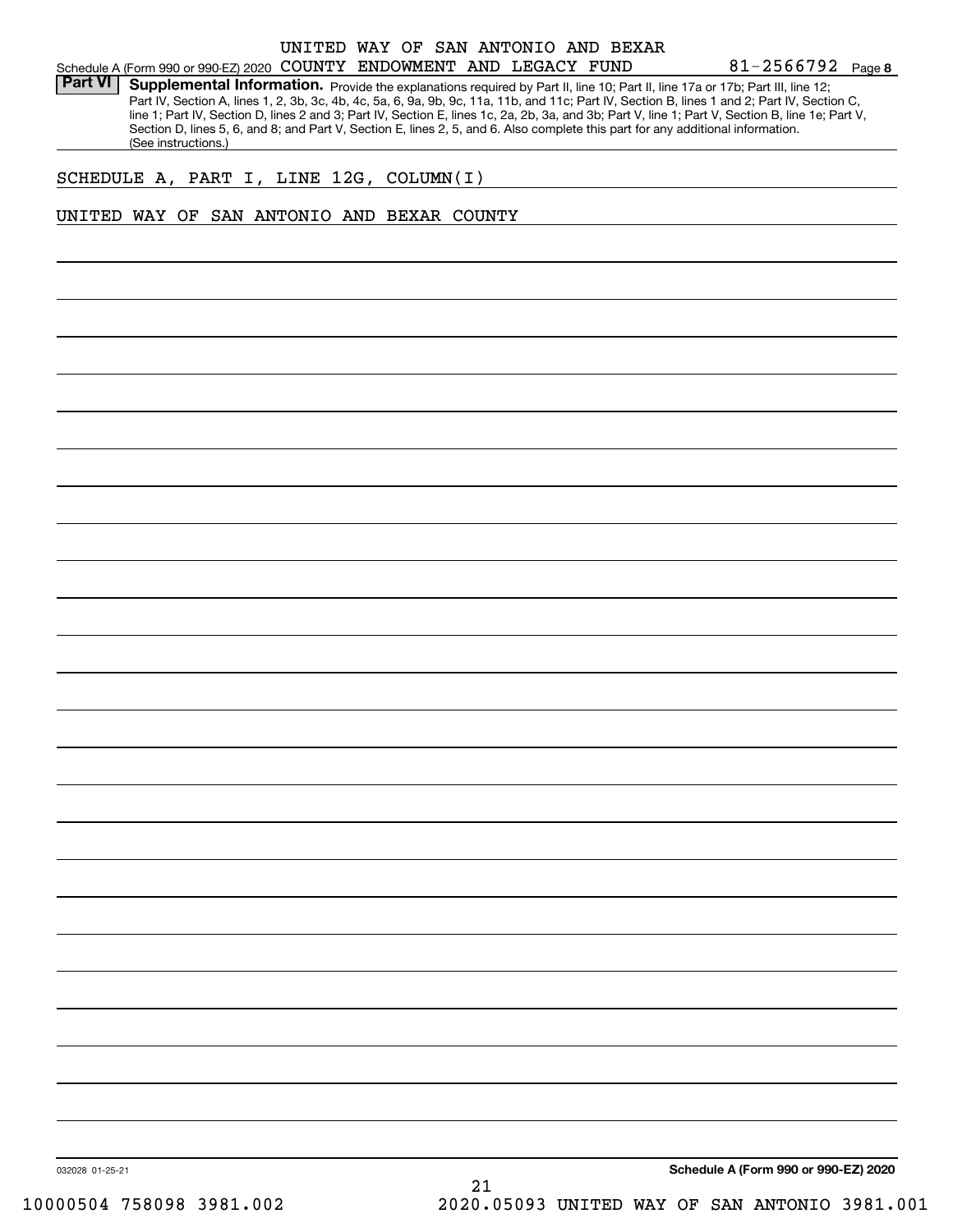UNITED WAY OF SAN ANTONIO AND BEXAR COUNTY ENDOWMENT AND LEGACY FUND 81-2566792

Schedule A (Form 990 or 990-EZ) 2020 Page **8**

## Part VI Supplemental Information.

Provide the explanations required by Part II, line 10; Part II, line 17a or 17b; Part III, line 12; Part IV, Section A, lines 1, 2, 3b, 3c, 4b, 4c, 5a, 6, 9a, 9b, 9c, 11a, 11b, and 11c; Part IV, Section B, lines 1 and 2; Part IV, Section C, line 1; Part IV, Section D, lines 2 and 3; Part IV, Section E, lines 1c, 2a, 2b, 3a, and 3b; Part V, line 1; Part V, Section B, line 1e; Part V, Section D, lines 5, 6, and 8; and Part V, Section E, lines 2, 5, and 6. Also complete this part for any additional information. (See instructions.)

SCHEDULE A, PART I, LINE 12G, COLUMN(I)

UNITED WAY OF SAN ANTONIO AND BEXAR COUNTY

032028 01-25-21 **Schedule A (Form 990 or 990-EZ) 2020**

10000504 758098 3981.002 2020.05093 UNITED WAY OF SAN ANTONIO 3981.001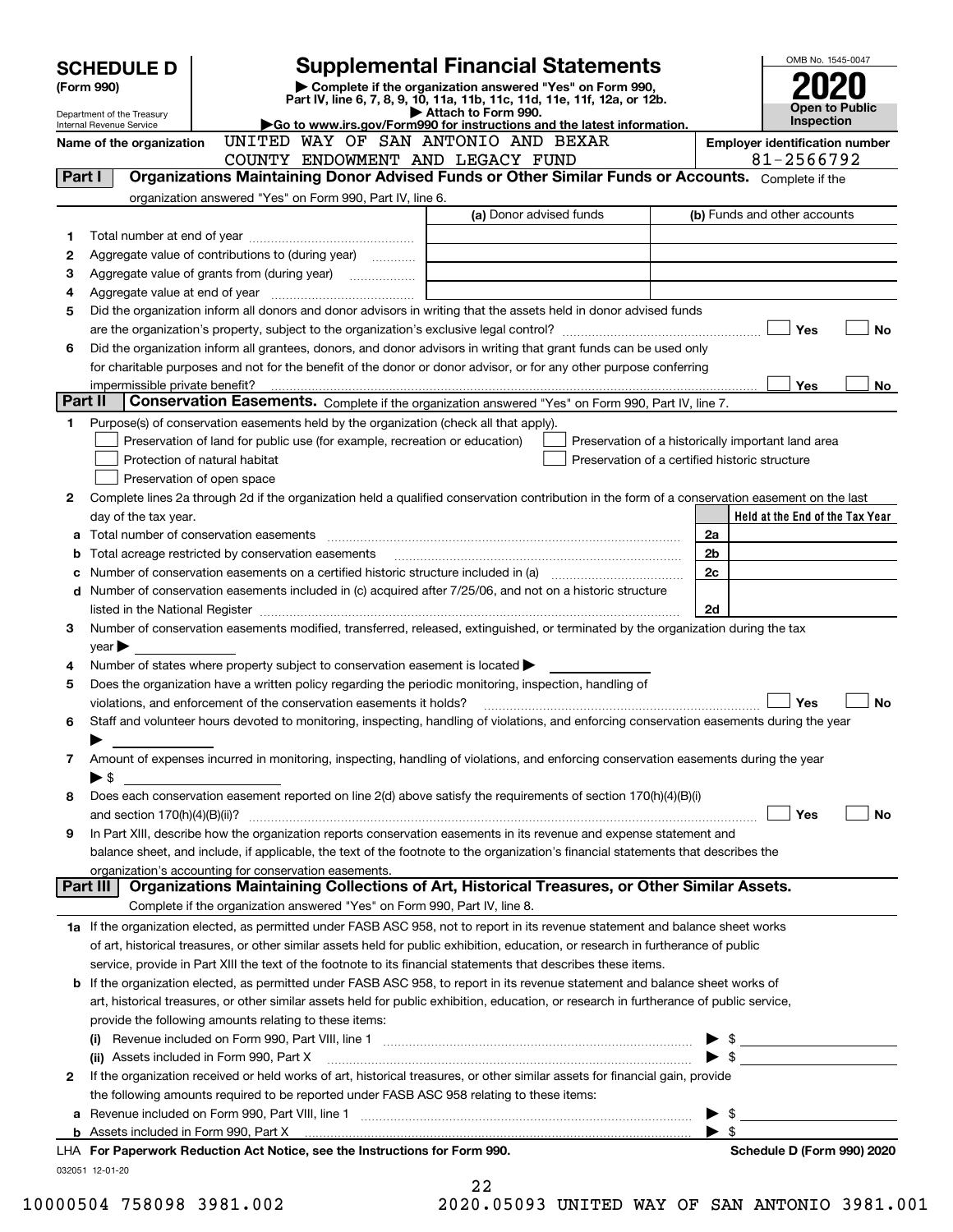**SCHEDULE D (Form 990)**

Department of the Treasury
Internal Revenue Service

# Supplemental Financial Statements

▶ Complete if the organization answered "Yes" on Form 990, Part IV, line 6, 7, 8, 9, 10, 11a, 11b, 11c, 11d, 11e, 11f, 12a, or 12b.
▶ Attach to Form 990.
▶Go to www.irs.gov/Form990 for instructions and the latest information.

OMB No. 1545-0047

**2020**

**Open to Public Inspection**

**Name of the organization:** UNITED WAY OF SAN ANTONIO AND BEXAR COUNTY ENDOWMENT AND LEGACY FUND

**Employer identification number:** 81-2566792

## Part I Organizations Maintaining Donor Advised Funds or Other Similar Funds or Accounts.

Complete if the organization answered "Yes" on Form 990, Part IV, line 6.

| | | (a) Donor advised funds | (b) Funds and other accounts |
|---|---|---|---|
| 1 | Total number at end of year | | |
| 2 | Aggregate value of contributions to (during year) | | |
| 3 | Aggregate value of grants from (during year) | | |
| 4 | Aggregate value at end of year | | |

5 Did the organization inform all donors and donor advisors in writing that the assets held in donor advised funds are the organization's property, subject to the organization's exclusive legal control? ☐ Yes ☐ No

6 Did the organization inform all grantees, donors, and donor advisors in writing that grant funds can be used only for charitable purposes and not for the benefit of the donor or donor advisor, or for any other purpose conferring impermissible private benefit? ☐ Yes ☐ No

## Part II Conservation Easements.

Complete if the organization answered "Yes" on Form 990, Part IV, line 7.

1 Purpose(s) of conservation easements held by the organization (check all that apply).

- ☐ Preservation of land for public use (for example, recreation or education)
- ☐ Protection of natural habitat
- ☐ Preservation of open space
- ☐ Preservation of a historically important land area
- ☐ Preservation of a certified historic structure

2 Complete lines 2a through 2d if the organization held a qualified conservation contribution in the form of a conservation easement on the last day of the tax year.

| | | | Held at the End of the Tax Year |
|---|---|---|---|
| a | Total number of conservation easements | 2a | |
| b | Total acreage restricted by conservation easements | 2b | |
| c | Number of conservation easements on a certified historic structure included in (a) | 2c | |
| d | Number of conservation easements included in (c) acquired after 7/25/06, and not on a historic structure listed in the National Register | 2d | |

3 Number of conservation easements modified, transferred, released, extinguished, or terminated by the organization during the tax year ▶

4 Number of states where property subject to conservation easement is located ▶

5 Does the organization have a written policy regarding the periodic monitoring, inspection, handling of violations, and enforcement of the conservation easements it holds? ☐ Yes ☐ No

6 Staff and volunteer hours devoted to monitoring, inspecting, handling of violations, and enforcing conservation easements during the year ▶

7 Amount of expenses incurred in monitoring, inspecting, handling of violations, and enforcing conservation easements during the year ▶ $

8 Does each conservation easement reported on line 2(d) above satisfy the requirements of section 170(h)(4)(B)(i) and section 170(h)(4)(B)(ii)? ☐ Yes ☐ No

9 In Part XIII, describe how the organization reports conservation easements in its revenue and expense statement and balance sheet, and include, if applicable, the text of the footnote to the organization's financial statements that describes the organization's accounting for conservation easements.

## Part III Organizations Maintaining Collections of Art, Historical Treasures, or Other Similar Assets.

Complete if the organization answered "Yes" on Form 990, Part IV, line 8.

1a If the organization elected, as permitted under FASB ASC 958, not to report in its revenue statement and balance sheet works of art, historical treasures, or other similar assets held for public exhibition, education, or research in furtherance of public service, provide in Part XIII the text of the footnote to its financial statements that describes these items.

b If the organization elected, as permitted under FASB ASC 958, to report in its revenue statement and balance sheet works of art, historical treasures, or other similar assets held for public exhibition, education, or research in furtherance of public service, provide the following amounts relating to these items:

(i) Revenue included on Form 990, Part VIII, line 1 ▶ $

(ii) Assets included in Form 990, Part X ▶ $

2 If the organization received or held works of art, historical treasures, or other similar assets for financial gain, provide the following amounts required to be reported under FASB ASC 958 relating to these items:

a Revenue included on Form 990, Part VIII, line 1 ▶ $

b Assets included in Form 990, Part X ▶ $

LHA For Paperwork Reduction Act Notice, see the Instructions for Form 990. **Schedule D (Form 990) 2020**

032051 12-01-20

10000504 758098 3981.002 2020.05093 UNITED WAY OF SAN ANTONIO 3981.001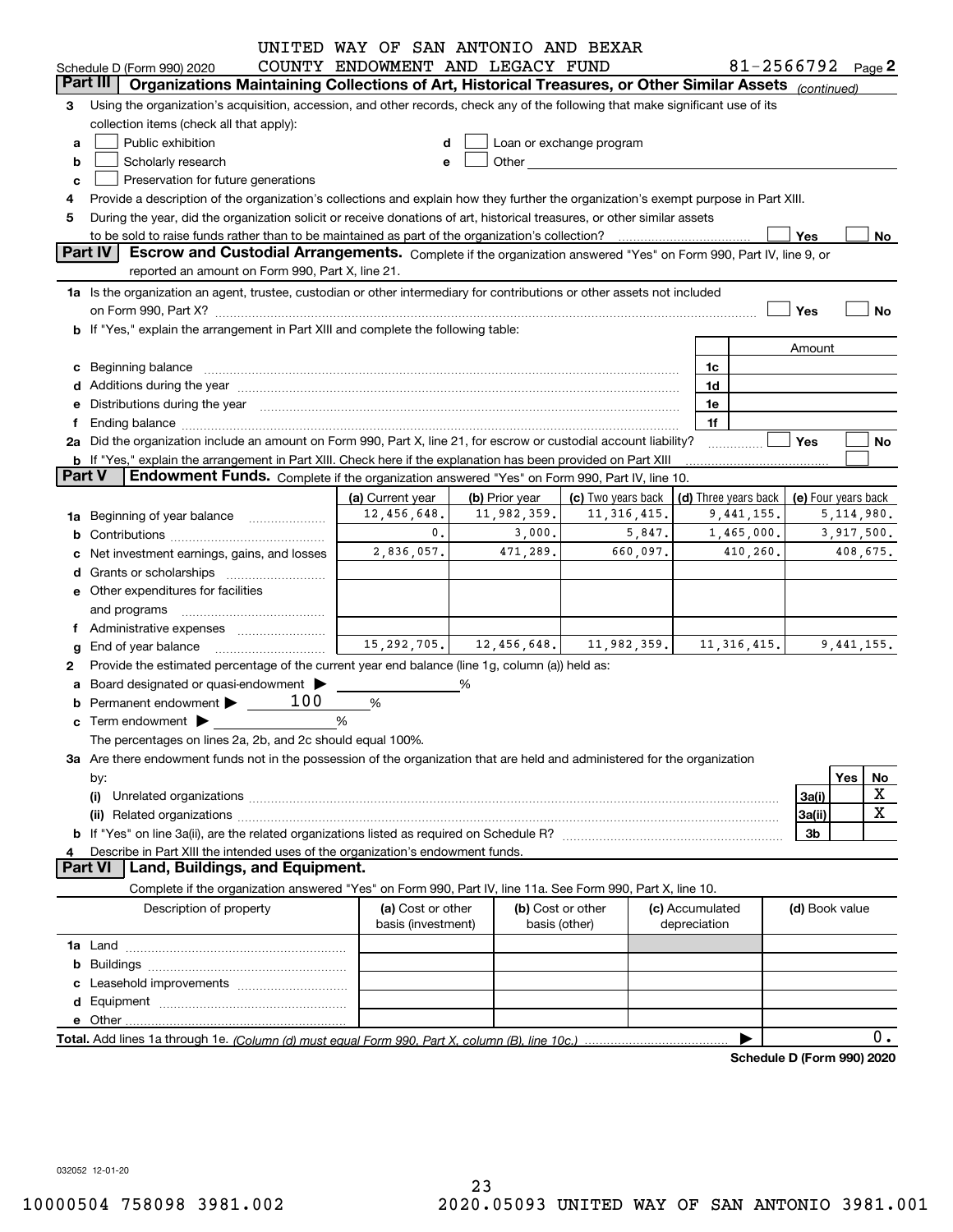UNITED WAY OF SAN ANTONIO AND BEXAR COUNTY ENDOWMENT AND LEGACY FUND

Schedule D (Form 990) 2020 — 81-2566792 Page 2

**Part III** | **Organizations Maintaining Collections of Art, Historical Treasures, or Other Similar Assets** *(continued)*

3 Using the organization's acquisition, accession, and other records, check any of the following that make significant use of its collection items (check all that apply):

- a ☐ Public exhibition
- b ☐ Scholarly research
- c ☐ Preservation for future generations
- d ☐ Loan or exchange program
- e ☐ Other

4 Provide a description of the organization's collections and explain how they further the organization's exempt purpose in Part XIII.

5 During the year, did the organization solicit or receive donations of art, historical treasures, or other similar assets to be sold to raise funds rather than to be maintained as part of the organization's collection? ☐ Yes ☐ No

**Part IV** | **Escrow and Custodial Arrangements.** Complete if the organization answered "Yes" on Form 990, Part IV, line 9, or reported an amount on Form 990, Part X, line 21.

1a Is the organization an agent, trustee, custodian or other intermediary for contributions or other assets not included on Form 990, Part X? ☐ Yes ☐ No

b If "Yes," explain the arrangement in Part XIII and complete the following table:

| | | Amount |
|---|---|---|
| c Beginning balance | 1c | |
| d Additions during the year | 1d | |
| e Distributions during the year | 1e | |
| f Ending balance | 1f | |

2a Did the organization include an amount on Form 990, Part X, line 21, for escrow or custodial account liability? ☐ Yes ☐ No

b If "Yes," explain the arrangement in Part XIII. Check here if the explanation has been provided on Part XIII ☐

**Part V** | **Endowment Funds.** Complete if the organization answered "Yes" on Form 990, Part IV, line 10.

| | (a) Current year | (b) Prior year | (c) Two years back | (d) Three years back | (e) Four years back |
|---|---|---|---|---|---|
| 1a Beginning of year balance | 12,456,648. | 11,982,359. | 11,316,415. | 9,441,155. | 5,114,980. |
| b Contributions | 0. | 3,000. | 5,847. | 1,465,000. | 3,917,500. |
| c Net investment earnings, gains, and losses | 2,836,057. | 471,289. | 660,097. | 410,260. | 408,675. |
| d Grants or scholarships | | | | | |
| e Other expenditures for facilities and programs | | | | | |
| f Administrative expenses | | | | | |
| g End of year balance | 15,292,705. | 12,456,648. | 11,982,359. | 11,316,415. | 9,441,155. |

2 Provide the estimated percentage of the current year end balance (line 1g, column (a)) held as:

- a Board designated or quasi-endowment ▶ ____ %
- b Permanent endowment ▶ 100 %
- c Term endowment ▶ ____ %

The percentages on lines 2a, 2b, and 2c should equal 100%.

3a Are there endowment funds not in the possession of the organization that are held and administered for the organization by:

| | | Yes | No |
|---|---|---|---|
| (i) Unrelated organizations | 3a(i) | | X |
| (ii) Related organizations | 3a(ii) | | X |
| b If "Yes" on line 3a(ii), are the related organizations listed as required on Schedule R? | 3b | | |

4 Describe in Part XIII the intended uses of the organization's endowment funds.

**Part VI** | **Land, Buildings, and Equipment.**

Complete if the organization answered "Yes" on Form 990, Part IV, line 11a. See Form 990, Part X, line 10.

| Description of property | (a) Cost or other basis (investment) | (b) Cost or other basis (other) | (c) Accumulated depreciation | (d) Book value |
|---|---|---|---|---|
| 1a Land | | | | |
| b Buildings | | | | |
| c Leasehold improvements | | | | |
| d Equipment | | | | |
| e Other | | | | |
| **Total.** Add lines 1a through 1e. *(Column (d) must equal Form 990, Part X, column (B), line 10c.)* | | | | 0. |

**Schedule D (Form 990) 2020**

032052 12-01-20

10000504 758098 3981.002 2020.05093 UNITED WAY OF SAN ANTONIO 3981.001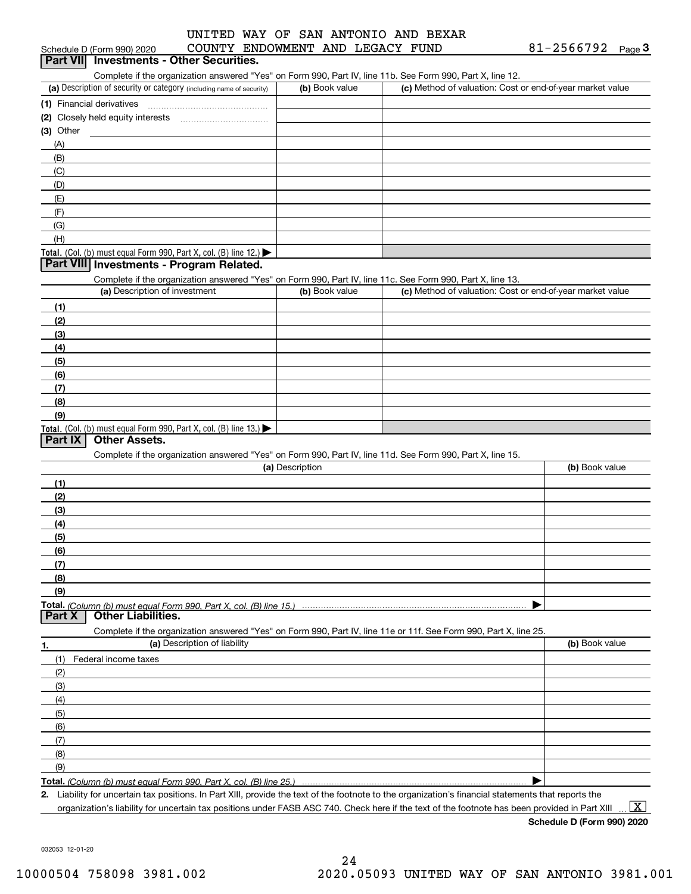Schedule D (Form 990) 2020 UNITED WAY OF SAN ANTONIO AND BEXAR COUNTY ENDOWMENT AND LEGACY FUND 81-2566792 Page **3**

## Part VII Investments - Other Securities.

Complete if the organization answered "Yes" on Form 990, Part IV, line 11b. See Form 990, Part X, line 12.

| (a) Description of security or category (including name of security) | (b) Book value | (c) Method of valuation: Cost or end-of-year market value |
|---|---|---|
| (1) Financial derivatives | | |
| (2) Closely held equity interests | | |
| (3) Other | | |
| (A) | | |
| (B) | | |
| (C) | | |
| (D) | | |
| (E) | | |
| (F) | | |
| (G) | | |
| (H) | | |
| **Total.** (Col. (b) must equal Form 990, Part X, col. (B) line 12.) ▶ | | |

## Part VIII Investments - Program Related.

Complete if the organization answered "Yes" on Form 990, Part IV, line 11c. See Form 990, Part X, line 13.

| (a) Description of investment | (b) Book value | (c) Method of valuation: Cost or end-of-year market value |
|---|---|---|
| (1) | | |
| (2) | | |
| (3) | | |
| (4) | | |
| (5) | | |
| (6) | | |
| (7) | | |
| (8) | | |
| (9) | | |
| **Total.** (Col. (b) must equal Form 990, Part X, col. (B) line 13.) ▶ | | |

## Part IX Other Assets.

Complete if the organization answered "Yes" on Form 990, Part IV, line 11d. See Form 990, Part X, line 15.

| (a) Description | (b) Book value |
|---|---|
| (1) | |
| (2) | |
| (3) | |
| (4) | |
| (5) | |
| (6) | |
| (7) | |
| (8) | |
| (9) | |
| **Total.** *(Column (b) must equal Form 990, Part X, col. (B) line 15.)* ▶ | |

## Part X Other Liabilities.

Complete if the organization answered "Yes" on Form 990, Part IV, line 11e or 11f. See Form 990, Part X, line 25.

| 1. (a) Description of liability | (b) Book value |
|---|---|
| (1) Federal income taxes | |
| (2) | |
| (3) | |
| (4) | |
| (5) | |
| (6) | |
| (7) | |
| (8) | |
| (9) | |
| **Total.** *(Column (b) must equal Form 990, Part X, col. (B) line 25.)* ▶ | |

**2.** Liability for uncertain tax positions. In Part XIII, provide the text of the footnote to the organization's financial statements that reports the organization's liability for uncertain tax positions under FASB ASC 740. Check here if the text of the footnote has been provided in Part XIII ... [X]

**Schedule D (Form 990) 2020**

032053 12-01-20

10000504 758098 3981.002 2020.05093 UNITED WAY OF SAN ANTONIO 3981.001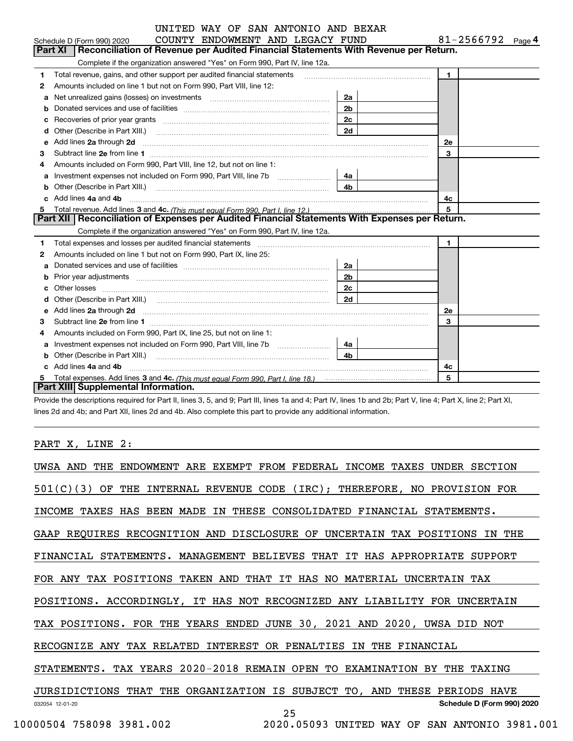UNITED WAY OF SAN ANTONIO AND BEXAR COUNTY ENDOWMENT AND LEGACY FUND

Schedule D (Form 990) 2020 — 81-2566792 Page 4

## Part XI Reconciliation of Revenue per Audited Financial Statements With Revenue per Return.

Complete if the organization answered "Yes" on Form 990, Part IV, line 12a.

| | | | | | |
|---|---|---|---|---|---|
| 1 | Total revenue, gains, and other support per audited financial statements | | | 1 | |
| 2 | Amounts included on line 1 but not on Form 990, Part VIII, line 12: | | | | |
| a | Net unrealized gains (losses) on investments | 2a | | | |
| b | Donated services and use of facilities | 2b | | | |
| c | Recoveries of prior year grants | 2c | | | |
| d | Other (Describe in Part XIII.) | 2d | | | |
| e | Add lines 2a through 2d | | | 2e | |
| 3 | Subtract line 2e from line 1 | | | 3 | |
| 4 | Amounts included on Form 990, Part VIII, line 12, but not on line 1: | | | | |
| a | Investment expenses not included on Form 990, Part VIII, line 7b | 4a | | | |
| b | Other (Describe in Part XIII.) | 4b | | | |
| c | Add lines 4a and 4b | | | 4c | |
| 5 | Total revenue. Add lines 3 and 4c. *(This must equal Form 990, Part I, line 12.)* | | | 5 | |

## Part XII Reconciliation of Expenses per Audited Financial Statements With Expenses per Return.

Complete if the organization answered "Yes" on Form 990, Part IV, line 12a.

| | | | | | |
|---|---|---|---|---|---|
| 1 | Total expenses and losses per audited financial statements | | | 1 | |
| 2 | Amounts included on line 1 but not on Form 990, Part IX, line 25: | | | | |
| a | Donated services and use of facilities | 2a | | | |
| b | Prior year adjustments | 2b | | | |
| c | Other losses | 2c | | | |
| d | Other (Describe in Part XIII.) | 2d | | | |
| e | Add lines 2a through 2d | | | 2e | |
| 3 | Subtract line 2e from line 1 | | | 3 | |
| 4 | Amounts included on Form 990, Part IX, line 25, but not on line 1: | | | | |
| a | Investment expenses not included on Form 990, Part VIII, line 7b | 4a | | | |
| b | Other (Describe in Part XIII.) | 4b | | | |
| c | Add lines 4a and 4b | | | 4c | |
| 5 | Total expenses. Add lines 3 and 4c. *(This must equal Form 990, Part I, line 18.)* | | | 5 | |

## Part XIII Supplemental Information.

Provide the descriptions required for Part II, lines 3, 5, and 9; Part III, lines 1a and 4; Part IV, lines 1b and 2b; Part V, line 4; Part X, line 2; Part XI, lines 2d and 4b; and Part XII, lines 2d and 4b. Also complete this part to provide any additional information.

PART X, LINE 2:

UWSA AND THE ENDOWMENT ARE EXEMPT FROM FEDERAL INCOME TAXES UNDER SECTION 501(C)(3) OF THE INTERNAL REVENUE CODE (IRC); THEREFORE, NO PROVISION FOR INCOME TAXES HAS BEEN MADE IN THESE CONSOLIDATED FINANCIAL STATEMENTS. GAAP REQUIRES RECOGNITION AND DISCLOSURE OF UNCERTAIN TAX POSITIONS IN THE FINANCIAL STATEMENTS. MANAGEMENT BELIEVES THAT IT HAS APPROPRIATE SUPPORT FOR ANY TAX POSITIONS TAKEN AND THAT IT HAS NO MATERIAL UNCERTAIN TAX POSITIONS. ACCORDINGLY, IT HAS NOT RECOGNIZED ANY LIABILITY FOR UNCERTAIN TAX POSITIONS. FOR THE YEARS ENDED JUNE 30, 2021 AND 2020, UWSA DID NOT RECOGNIZE ANY TAX RELATED INTEREST OR PENALTIES IN THE FINANCIAL STATEMENTS. TAX YEARS 2020-2018 REMAIN OPEN TO EXAMINATION BY THE TAXING JURISDICTIONS THAT THE ORGANIZATION IS SUBJECT TO, AND THESE PERIODS HAVE

032054 12-01-20 — Schedule D (Form 990) 2020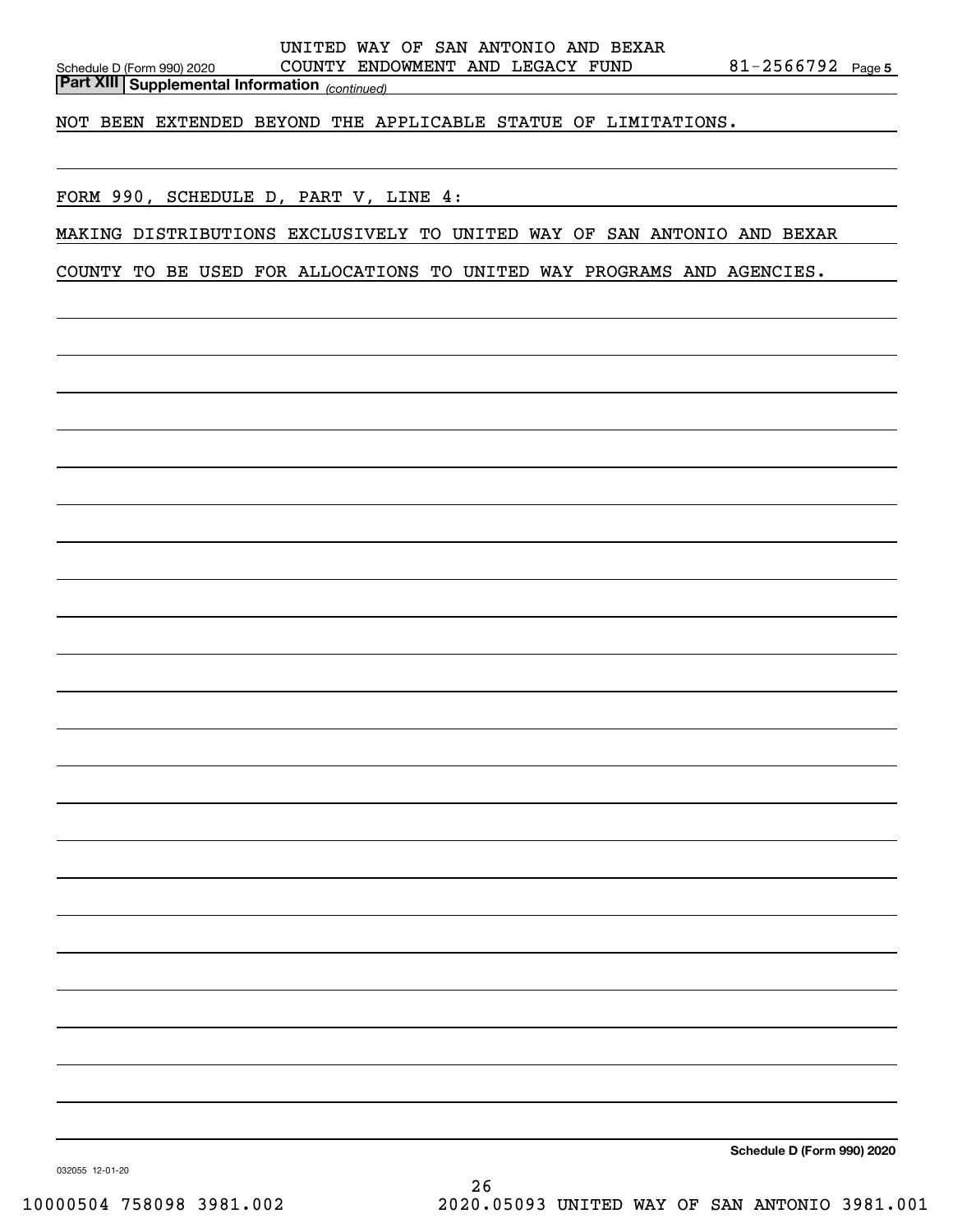Schedule D (Form 990) 2020 UNITED WAY OF SAN ANTONIO AND BEXAR COUNTY ENDOWMENT AND LEGACY FUND 81-2566792 Page 5

**Part XIII | Supplemental Information** *(continued)*

NOT BEEN EXTENDED BEYOND THE APPLICABLE STATUE OF LIMITATIONS.

FORM 990, SCHEDULE D, PART V, LINE 4:

MAKING DISTRIBUTIONS EXCLUSIVELY TO UNITED WAY OF SAN ANTONIO AND BEXAR COUNTY TO BE USED FOR ALLOCATIONS TO UNITED WAY PROGRAMS AND AGENCIES.

**Schedule D (Form 990) 2020**

032055 12-01-20

10000504 758098 3981.002 2020.05093 UNITED WAY OF SAN ANTONIO 3981.001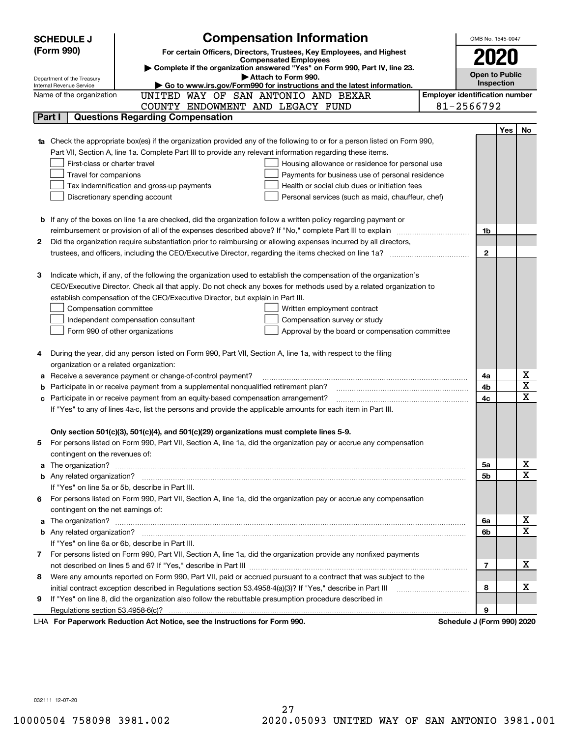**SCHEDULE J (Form 990)**

Department of the Treasury
Internal Revenue Service

# Compensation Information

**For certain Officers, Directors, Trustees, Key Employees, and Highest Compensated Employees**

▶ Complete if the organization answered "Yes" on Form 990, Part IV, line 23.
▶ Attach to Form 990.
▶ Go to www.irs.gov/Form990 for instructions and the latest information.

OMB No. 1545-0047

**2020**

**Open to Public Inspection**

Name of the organization: UNITED WAY OF SAN ANTONIO AND BEXAR COUNTY ENDOWMENT AND LEGACY FUND

Employer identification number: 81-2566792

## Part I Questions Regarding Compensation

| | | | Yes | No |
|---|---|---|---|---|
| **1a** | Check the appropriate box(es) if the organization provided any of the following to or for a person listed on Form 990, Part VII, Section A, line 1a. Complete Part III to provide any relevant information regarding these items.<br>☐ First-class or charter travel ☐ Housing allowance or residence for personal use<br>☐ Travel for companions ☐ Payments for business use of personal residence<br>☐ Tax indemnification and gross-up payments ☐ Health or social club dues or initiation fees<br>☐ Discretionary spending account ☐ Personal services (such as maid, chauffeur, chef) | | | |
| **b** | If any of the boxes on line 1a are checked, did the organization follow a written policy regarding payment or reimbursement or provision of all of the expenses described above? If "No," complete Part III to explain | 1b | | |
| **2** | Did the organization require substantiation prior to reimbursing or allowing expenses incurred by all directors, trustees, and officers, including the CEO/Executive Director, regarding the items checked on line 1a? | 2 | | |
| **3** | Indicate which, if any, of the following the organization used to establish the compensation of the organization's CEO/Executive Director. Check all that apply. Do not check any boxes for methods used by a related organization to establish compensation of the CEO/Executive Director, but explain in Part III.<br>☐ Compensation committee ☐ Written employment contract<br>☐ Independent compensation consultant ☐ Compensation survey or study<br>☐ Form 990 of other organizations ☐ Approval by the board or compensation committee | | | |
| **4** | During the year, did any person listed on Form 990, Part VII, Section A, line 1a, with respect to the filing organization or a related organization: | | | |
| **a** | Receive a severance payment or change-of-control payment? | 4a | | X |
| **b** | Participate in or receive payment from a supplemental nonqualified retirement plan? | 4b | | X |
| **c** | Participate in or receive payment from an equity-based compensation arrangement? | 4c | | X |
| | If "Yes" to any of lines 4a-c, list the persons and provide the applicable amounts for each item in Part III. | | | |
| | **Only section 501(c)(3), 501(c)(4), and 501(c)(29) organizations must complete lines 5-9.** | | | |
| **5** | For persons listed on Form 990, Part VII, Section A, line 1a, did the organization pay or accrue any compensation contingent on the revenues of: | | | |
| **a** | The organization? | 5a | | X |
| **b** | Any related organization? | 5b | | X |
| | If "Yes" on line 5a or 5b, describe in Part III. | | | |
| **6** | For persons listed on Form 990, Part VII, Section A, line 1a, did the organization pay or accrue any compensation contingent on the net earnings of: | | | |
| **a** | The organization? | 6a | | X |
| **b** | Any related organization? | 6b | | X |
| | If "Yes" on line 6a or 6b, describe in Part III. | | | |
| **7** | For persons listed on Form 990, Part VII, Section A, line 1a, did the organization provide any nonfixed payments not described on lines 5 and 6? If "Yes," describe in Part III | 7 | | X |
| **8** | Were any amounts reported on Form 990, Part VII, paid or accrued pursuant to a contract that was subject to the initial contract exception described in Regulations section 53.4958-4(a)(3)? If "Yes," describe in Part III | 8 | | X |
| **9** | If "Yes" on line 8, did the organization also follow the rebuttable presumption procedure described in Regulations section 53.4958-6(c)? | 9 | | |

LHA **For Paperwork Reduction Act Notice, see the Instructions for Form 990.** **Schedule J (Form 990) 2020**

032111 12-07-20

10000504 758098 3981.002 2020.05093 UNITED WAY OF SAN ANTONIO 3981.001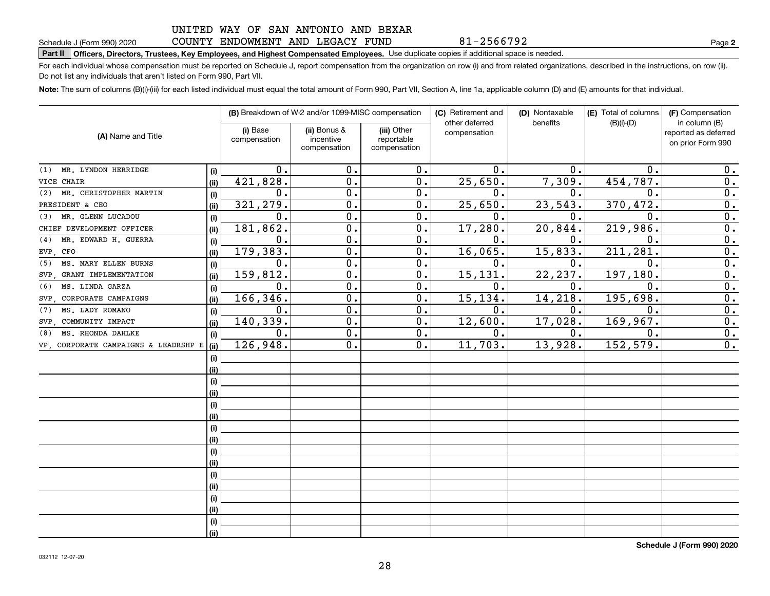UNITED WAY OF SAN ANTONIO AND BEXAR COUNTY ENDOWMENT AND LEGACY FUND 81-2566792

Schedule J (Form 990) 2020 Page **2**

**Part II | Officers, Directors, Trustees, Key Employees, and Highest Compensated Employees.** Use duplicate copies if additional space is needed.

For each individual whose compensation must be reported on Schedule J, report compensation from the organization on row (i) and from related organizations, described in the instructions, on row (ii). Do not list any individuals that aren't listed on Form 990, Part VII.

**Note:** The sum of columns (B)(i)-(iii) for each listed individual must equal the total amount of Form 990, Part VII, Section A, line 1a, applicable column (D) and (E) amounts for that individual.

| (A) Name and Title | | (B) Breakdown of W-2 and/or 1099-MISC compensation | | | (C) Retirement and other deferred compensation | (D) Nontaxable benefits | (E) Total of columns (B)(i)-(D) | (F) Compensation in column (B) reported as deferred on prior Form 990 |
|---|---|---|---|---|---|---|---|---|
| | | (i) Base compensation | (ii) Bonus & incentive compensation | (iii) Other reportable compensation | | | | |
| (1) MR. LYNDON HERRIDGE | (i) | 0. | 0. | 0. | 0. | 0. | 0. | 0. |
| VICE CHAIR | (ii) | 421,828. | 0. | 0. | 25,650. | 7,309. | 454,787. | 0. |
| (2) MR. CHRISTOPHER MARTIN | (i) | 0. | 0. | 0. | 0. | 0. | 0. | 0. |
| PRESIDENT & CEO | (ii) | 321,279. | 0. | 0. | 25,650. | 23,543. | 370,472. | 0. |
| (3) MR. GLENN LUCADOU | (i) | 0. | 0. | 0. | 0. | 0. | 0. | 0. |
| CHIEF DEVELOPMENT OFFICER | (ii) | 181,862. | 0. | 0. | 17,280. | 20,844. | 219,986. | 0. |
| (4) MR. EDWARD H. GUERRA | (i) | 0. | 0. | 0. | 0. | 0. | 0. | 0. |
| EVP, CFO | (ii) | 179,383. | 0. | 0. | 16,065. | 15,833. | 211,281. | 0. |
| (5) MS. MARY ELLEN BURNS | (i) | 0. | 0. | 0. | 0. | 0. | 0. | 0. |
| SVP, GRANT IMPLEMENTATION | (ii) | 159,812. | 0. | 0. | 15,131. | 22,237. | 197,180. | 0. |
| (6) MS. LINDA GARZA | (i) | 0. | 0. | 0. | 0. | 0. | 0. | 0. |
| SVP, CORPORATE CAMPAIGNS | (ii) | 166,346. | 0. | 0. | 15,134. | 14,218. | 195,698. | 0. |
| (7) MS. LADY ROMANO | (i) | 0. | 0. | 0. | 0. | 0. | 0. | 0. |
| SVP, COMMUNITY IMPACT | (ii) | 140,339. | 0. | 0. | 12,600. | 17,028. | 169,967. | 0. |
| (8) MS. RHONDA DAHLKE | (i) | 0. | 0. | 0. | 0. | 0. | 0. | 0. |
| VP, CORPORATE CAMPAIGNS & LEADRSHP E | (ii) | 126,948. | 0. | 0. | 11,703. | 13,928. | 152,579. | 0. |
| | (i) | | | | | | | |
| | (ii) | | | | | | | |
| | (i) | | | | | | | |
| | (ii) | | | | | | | |
| | (i) | | | | | | | |
| | (ii) | | | | | | | |
| | (i) | | | | | | | |
| | (ii) | | | | | | | |
| | (i) | | | | | | | |
| | (ii) | | | | | | | |
| | (i) | | | | | | | |
| | (ii) | | | | | | | |
| | (i) | | | | | | | |
| | (ii) | | | | | | | |
| | (i) | | | | | | | |
| | (ii) | | | | | | | |

**Schedule J (Form 990) 2020**

032112 12-07-20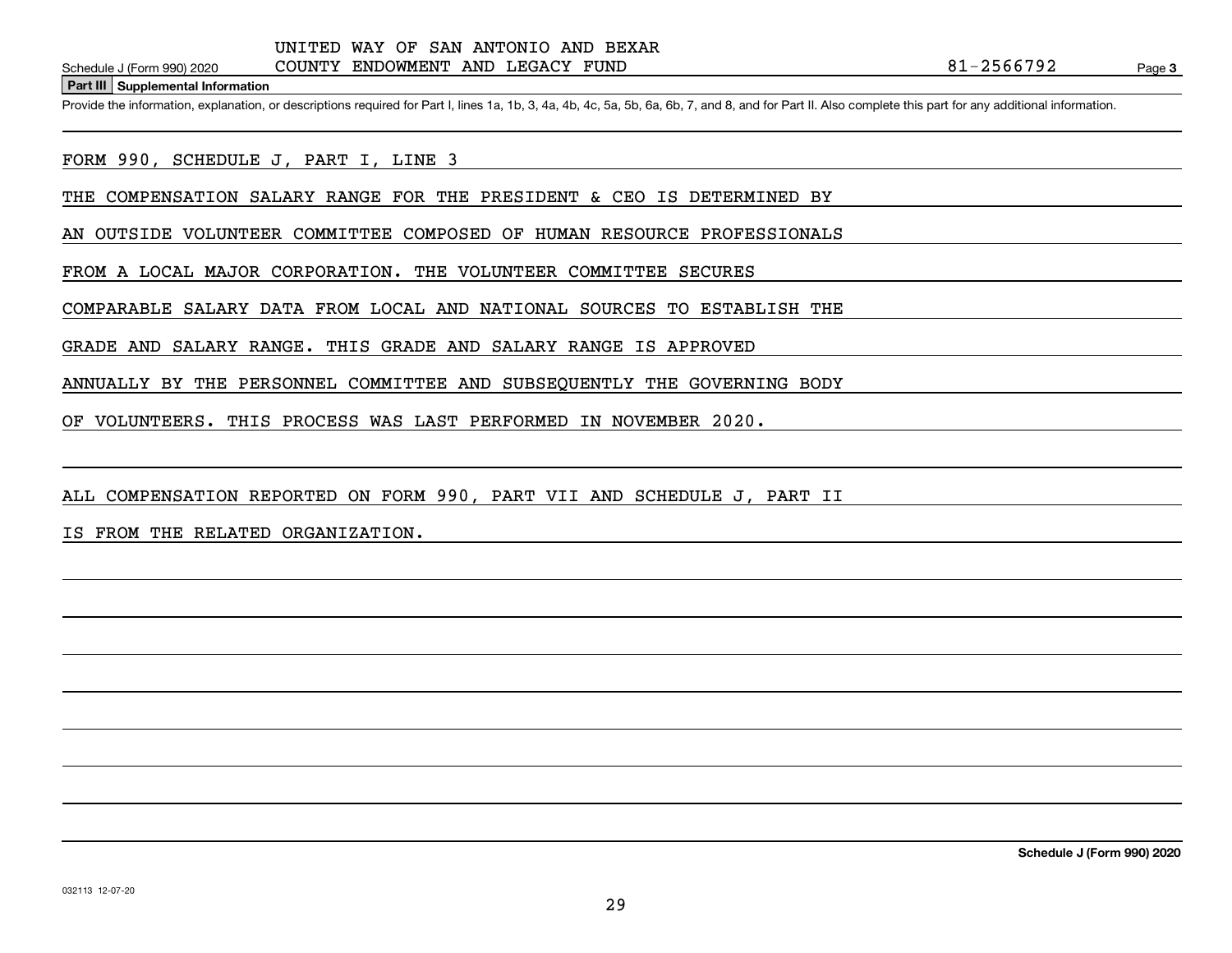UNITED WAY OF SAN ANTONIO AND BEXAR COUNTY ENDOWMENT AND LEGACY FUND — 81-2566792

Schedule J (Form 990) 2020 — Page 3

**Part III Supplemental Information**

Provide the information, explanation, or descriptions required for Part I, lines 1a, 1b, 3, 4a, 4b, 4c, 5a, 5b, 6a, 6b, 7, and 8, and for Part II. Also complete this part for any additional information.

FORM 990, SCHEDULE J, PART I, LINE 3

THE COMPENSATION SALARY RANGE FOR THE PRESIDENT & CEO IS DETERMINED BY AN OUTSIDE VOLUNTEER COMMITTEE COMPOSED OF HUMAN RESOURCE PROFESSIONALS FROM A LOCAL MAJOR CORPORATION. THE VOLUNTEER COMMITTEE SECURES COMPARABLE SALARY DATA FROM LOCAL AND NATIONAL SOURCES TO ESTABLISH THE GRADE AND SALARY RANGE. THIS GRADE AND SALARY RANGE IS APPROVED ANNUALLY BY THE PERSONNEL COMMITTEE AND SUBSEQUENTLY THE GOVERNING BODY OF VOLUNTEERS. THIS PROCESS WAS LAST PERFORMED IN NOVEMBER 2020.

ALL COMPENSATION REPORTED ON FORM 990, PART VII AND SCHEDULE J, PART II IS FROM THE RELATED ORGANIZATION.

032113 12-07-20

**Schedule J (Form 990) 2020**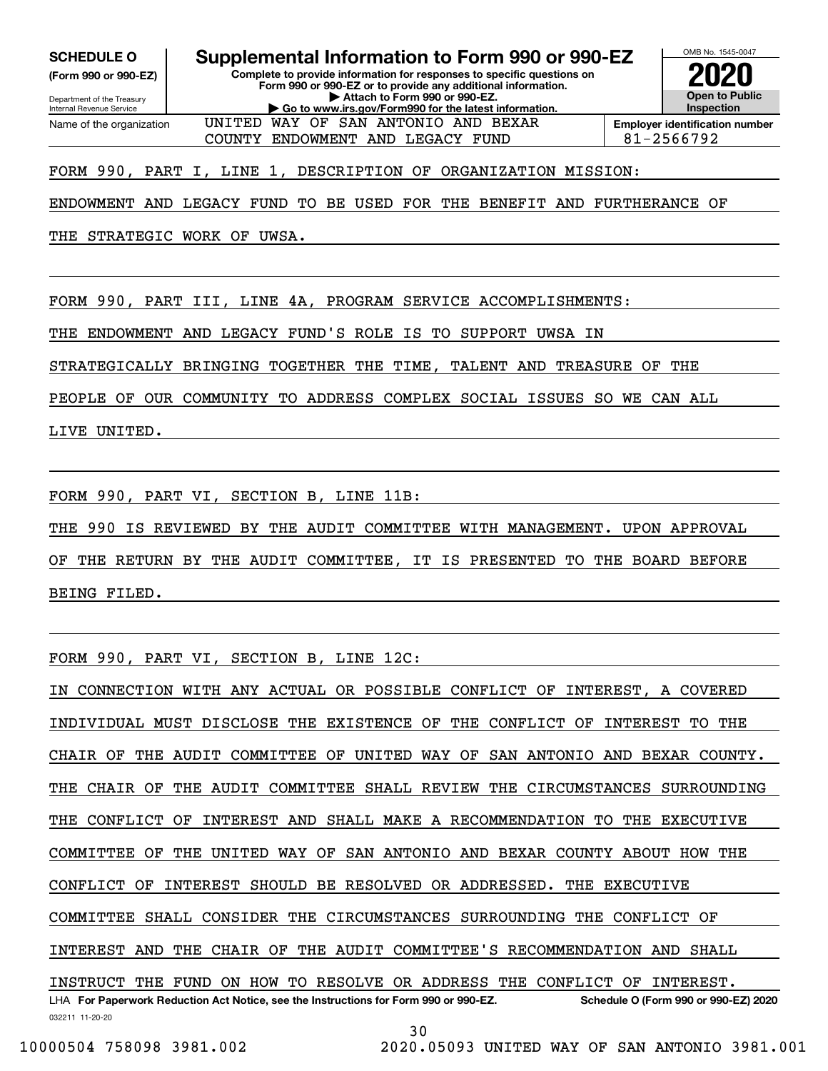**SCHEDULE O**
**(Form 990 or 990-EZ)**

Department of the Treasury
Internal Revenue Service

# Supplemental Information to Form 990 or 990-EZ

**Complete to provide information for responses to specific questions on Form 990 or 990-EZ or to provide any additional information.**
**▶ Attach to Form 990 or 990-EZ.**
**▶ Go to www.irs.gov/Form990 for the latest information.**

OMB No. 1545-0047
**2020**
**Open to Public Inspection**

Name of the organization: UNITED WAY OF SAN ANTONIO AND BEXAR COUNTY ENDOWMENT AND LEGACY FUND

**Employer identification number:** 81-2566792

FORM 990, PART I, LINE 1, DESCRIPTION OF ORGANIZATION MISSION:

ENDOWMENT AND LEGACY FUND TO BE USED FOR THE BENEFIT AND FURTHERANCE OF THE STRATEGIC WORK OF UWSA.

FORM 990, PART III, LINE 4A, PROGRAM SERVICE ACCOMPLISHMENTS:

THE ENDOWMENT AND LEGACY FUND'S ROLE IS TO SUPPORT UWSA IN STRATEGICALLY BRINGING TOGETHER THE TIME, TALENT AND TREASURE OF THE PEOPLE OF OUR COMMUNITY TO ADDRESS COMPLEX SOCIAL ISSUES SO WE CAN ALL LIVE UNITED.

FORM 990, PART VI, SECTION B, LINE 11B:

THE 990 IS REVIEWED BY THE AUDIT COMMITTEE WITH MANAGEMENT. UPON APPROVAL OF THE RETURN BY THE AUDIT COMMITTEE, IT IS PRESENTED TO THE BOARD BEFORE BEING FILED.

FORM 990, PART VI, SECTION B, LINE 12C:

IN CONNECTION WITH ANY ACTUAL OR POSSIBLE CONFLICT OF INTEREST, A COVERED INDIVIDUAL MUST DISCLOSE THE EXISTENCE OF THE CONFLICT OF INTEREST TO THE CHAIR OF THE AUDIT COMMITTEE OF UNITED WAY OF SAN ANTONIO AND BEXAR COUNTY. THE CHAIR OF THE AUDIT COMMITTEE SHALL REVIEW THE CIRCUMSTANCES SURROUNDING THE CONFLICT OF INTEREST AND SHALL MAKE A RECOMMENDATION TO THE EXECUTIVE COMMITTEE OF THE UNITED WAY OF SAN ANTONIO AND BEXAR COUNTY ABOUT HOW THE CONFLICT OF INTEREST SHOULD BE RESOLVED OR ADDRESSED. THE EXECUTIVE COMMITTEE SHALL CONSIDER THE CIRCUMSTANCES SURROUNDING THE CONFLICT OF INTEREST AND THE CHAIR OF THE AUDIT COMMITTEE'S RECOMMENDATION AND SHALL INSTRUCT THE FUND ON HOW TO RESOLVE OR ADDRESS THE CONFLICT OF INTEREST.

LHA **For Paperwork Reduction Act Notice, see the Instructions for Form 990 or 990-EZ.** **Schedule O (Form 990 or 990-EZ) 2020**
032211 11-20-20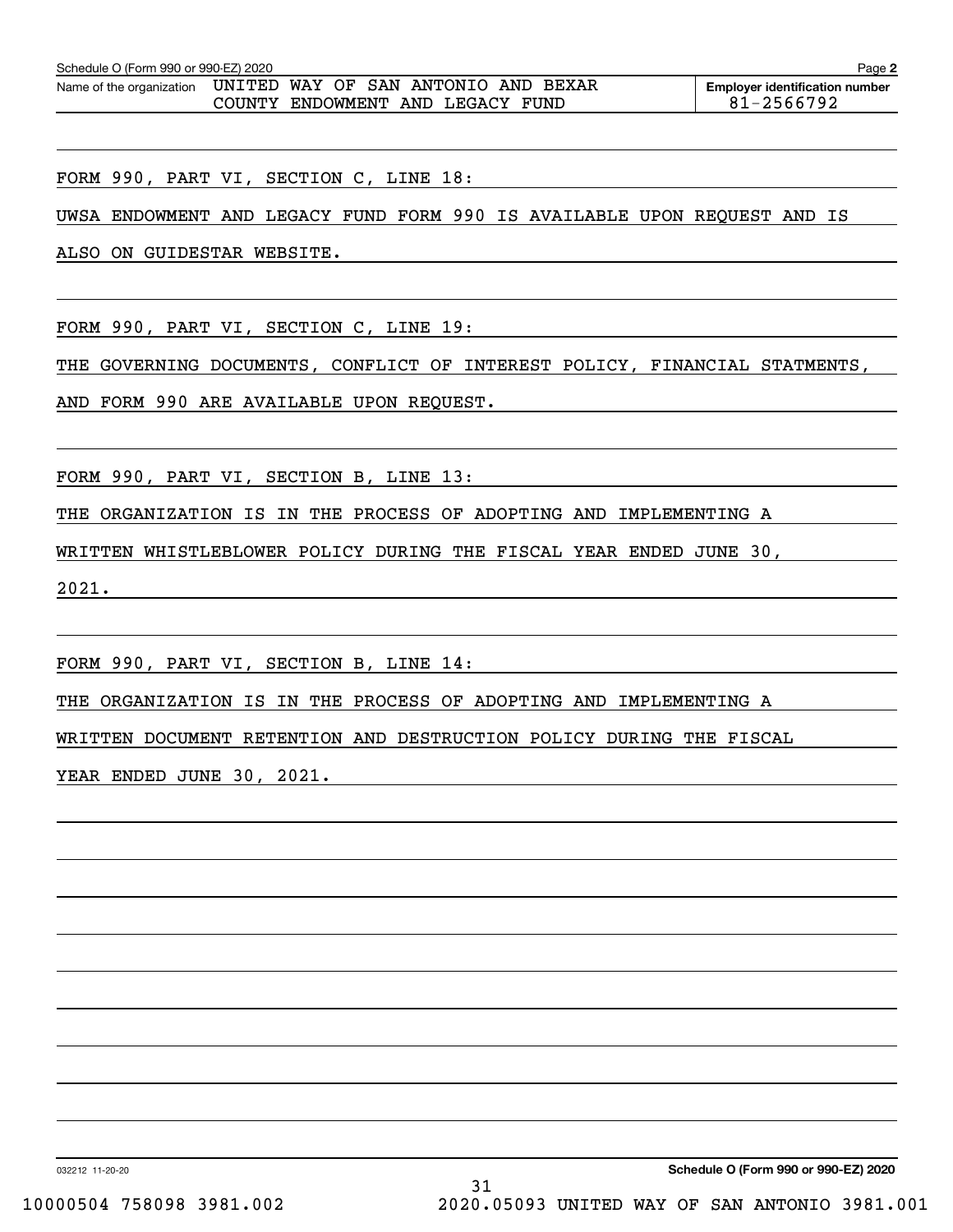Schedule O (Form 990 or 990-EZ) 2020 Page **2**

| Name of the organization | Employer identification number |
|---|---|
| UNITED WAY OF SAN ANTONIO AND BEXAR COUNTY ENDOWMENT AND LEGACY FUND | 81-2566792 |

FORM 990, PART VI, SECTION C, LINE 18:

UWSA ENDOWMENT AND LEGACY FUND FORM 990 IS AVAILABLE UPON REQUEST AND IS ALSO ON GUIDESTAR WEBSITE.

FORM 990, PART VI, SECTION C, LINE 19:

THE GOVERNING DOCUMENTS, CONFLICT OF INTEREST POLICY, FINANCIAL STATMENTS, AND FORM 990 ARE AVAILABLE UPON REQUEST.

FORM 990, PART VI, SECTION B, LINE 13:

THE ORGANIZATION IS IN THE PROCESS OF ADOPTING AND IMPLEMENTING A WRITTEN WHISTLEBLOWER POLICY DURING THE FISCAL YEAR ENDED JUNE 30, 2021.

FORM 990, PART VI, SECTION B, LINE 14:

THE ORGANIZATION IS IN THE PROCESS OF ADOPTING AND IMPLEMENTING A WRITTEN DOCUMENT RETENTION AND DESTRUCTION POLICY DURING THE FISCAL YEAR ENDED JUNE 30, 2021.

032212 11-20-20 **Schedule O (Form 990 or 990-EZ) 2020**

10000504 758098 3981.002 2020.05093 UNITED WAY OF SAN ANTONIO 3981.001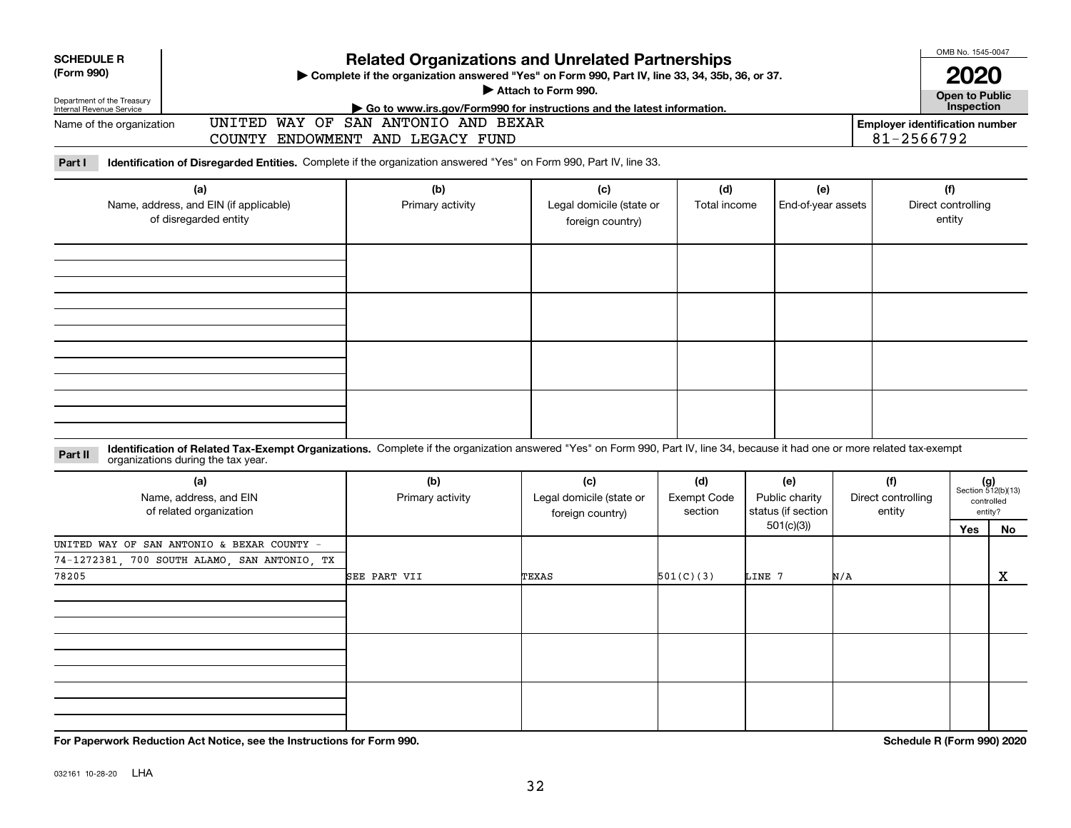**SCHEDULE R (Form 990)**

Department of the Treasury
Internal Revenue Service

# Related Organizations and Unrelated Partnerships

▶ Complete if the organization answered "Yes" on Form 990, Part IV, line 33, 34, 35b, 36, or 37.
▶ Attach to Form 990.
▶ Go to www.irs.gov/Form990 for instructions and the latest information.

OMB No. 1545-0047

**2020**

**Open to Public Inspection**

Name of the organization: UNITED WAY OF SAN ANTONIO AND BEXAR COUNTY ENDOWMENT AND LEGACY FUND

Employer identification number: 81-2566792

**Part I** **Identification of Disregarded Entities.** Complete if the organization answered "Yes" on Form 990, Part IV, line 33.

| (a) Name, address, and EIN (if applicable) of disregarded entity | (b) Primary activity | (c) Legal domicile (state or foreign country) | (d) Total income | (e) End-of-year assets | (f) Direct controlling entity |
|---|---|---|---|---|---|
| | | | | | |
| | | | | | |
| | | | | | |
| | | | | | |

**Part II** **Identification of Related Tax-Exempt Organizations.** Complete if the organization answered "Yes" on Form 990, Part IV, line 34, because it had one or more related tax-exempt organizations during the tax year.

| (a) Name, address, and EIN of related organization | (b) Primary activity | (c) Legal domicile (state or foreign country) | (d) Exempt Code section | (e) Public charity status (if section 501(c)(3)) | (f) Direct controlling entity | (g) Section 512(b)(13) controlled entity? Yes | No |
|---|---|---|---|---|---|---|---|
| UNITED WAY OF SAN ANTONIO & BEXAR COUNTY - 74-1272381, 700 SOUTH ALAMO, SAN ANTONIO, TX 78205 | SEE PART VII | TEXAS | 501(C)(3) | LINE 7 | N/A | | X |
| | | | | | | | |
| | | | | | | | |
| | | | | | | | |

**For Paperwork Reduction Act Notice, see the Instructions for Form 990.**

**Schedule R (Form 990) 2020**

032161 10-28-20 LHA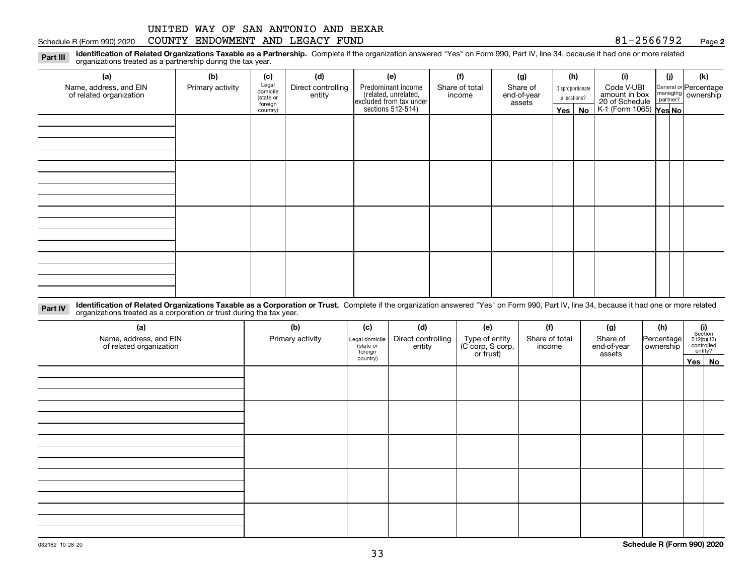UNITED WAY OF SAN ANTONIO AND BEXAR COUNTY ENDOWMENT AND LEGACY FUND

81-2566792

**Part III** **Identification of Related Organizations Taxable as a Partnership.** Complete if the organization answered "Yes" on Form 990, Part IV, line 34, because it had one or more related organizations treated as a partnership during the tax year.

| (a) Name, address, and EIN of related organization | (b) Primary activity | (c) Legal domicile (state or foreign country) | (d) Direct controlling entity | (e) Predominant income (related, unrelated, excluded from tax under sections 512-514) | (f) Share of total income | (g) Share of end-of-year assets | (h) Disproportionate allocations? Yes | No | (i) Code V-UBI amount in box 20 of Schedule K-1 (Form 1065) | (j) General or managing partner? Yes | No | (k) Percentage ownership |
|---|---|---|---|---|---|---|---|---|---|---|---|---|
| | | | | | | | | | | | | |
| | | | | | | | | | | | | |
| | | | | | | | | | | | | |
| | | | | | | | | | | | | |

**Part IV** **Identification of Related Organizations Taxable as a Corporation or Trust.** Complete if the organization answered "Yes" on Form 990, Part IV, line 34, because it had one or more related organizations treated as a corporation or trust during the tax year.

| (a) Name, address, and EIN of related organization | (b) Primary activity | (c) Legal domicile (state or foreign country) | (d) Direct controlling entity | (e) Type of entity (C corp, S corp, or trust) | (f) Share of total income | (g) Share of end-of-year assets | (h) Percentage ownership | (i) Section 512(b)(13) controlled entity? Yes | No |
|---|---|---|---|---|---|---|---|---|---|
| | | | | | | | | | |
| | | | | | | | | | |
| | | | | | | | | | |
| | | | | | | | | | |
| | | | | | | | | | |

032162 10-28-20

**Schedule R (Form 990) 2020**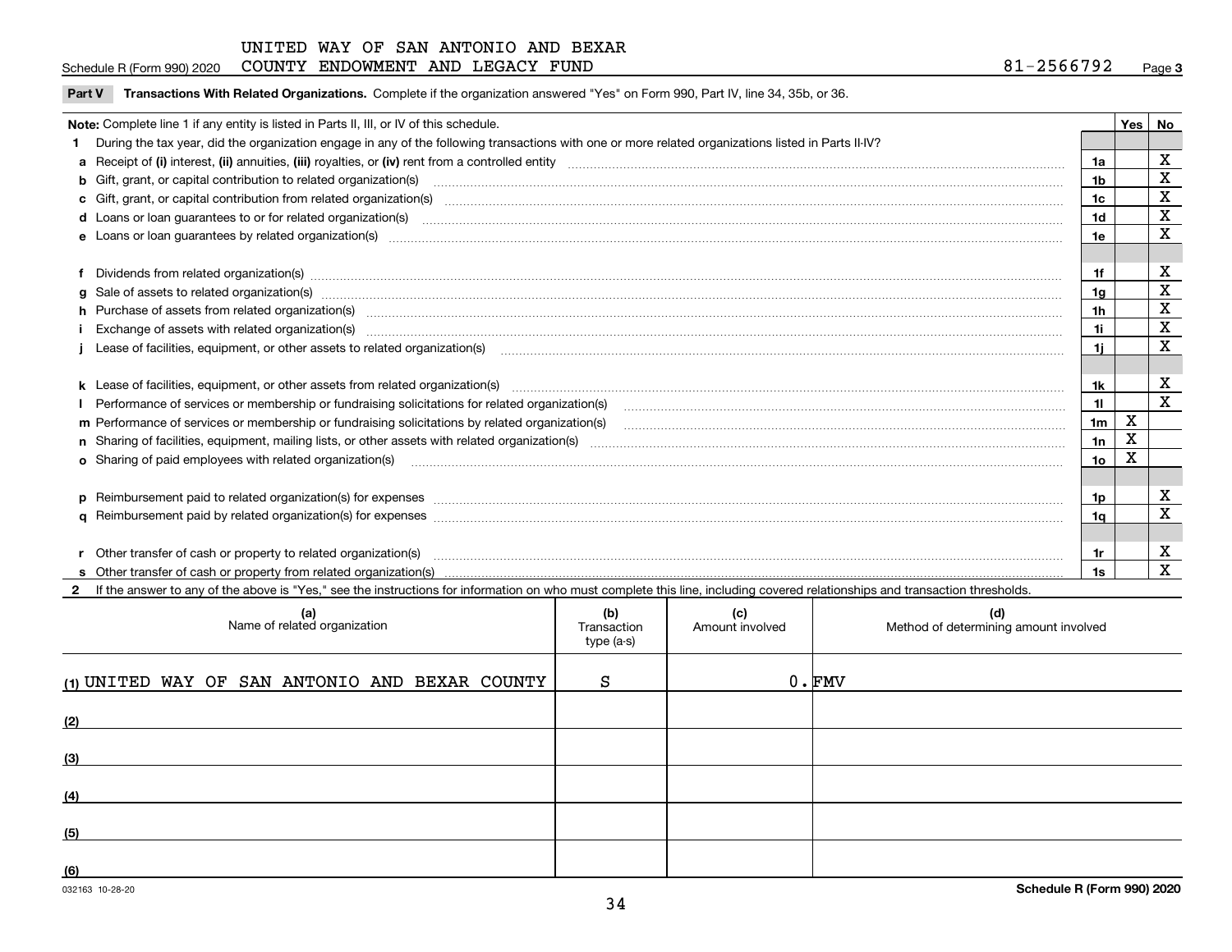UNITED WAY OF SAN ANTONIO AND BEXAR COUNTY ENDOWMENT AND LEGACY FUND

Schedule R (Form 990) 2020 — 81-2566792 — Page 3

**Part V Transactions With Related Organizations.** Complete if the organization answered "Yes" on Form 990, Part IV, line 34, 35b, or 36.

| Note: Complete line 1 if any entity is listed in Parts II, III, or IV of this schedule. | | Yes | No |
|---|---|---|---|
| **1** During the tax year, did the organization engage in any of the following transactions with one or more related organizations listed in Parts II-IV? | | | |
| **a** Receipt of **(i)** interest, **(ii)** annuities, **(iii)** royalties, or **(iv)** rent from a controlled entity | 1a | | X |
| **b** Gift, grant, or capital contribution to related organization(s) | 1b | | X |
| **c** Gift, grant, or capital contribution from related organization(s) | 1c | | X |
| **d** Loans or loan guarantees to or for related organization(s) | 1d | | X |
| **e** Loans or loan guarantees by related organization(s) | 1e | | X |
| **f** Dividends from related organization(s) | 1f | | X |
| **g** Sale of assets to related organization(s) | 1g | | X |
| **h** Purchase of assets from related organization(s) | 1h | | X |
| **i** Exchange of assets with related organization(s) | 1i | | X |
| **j** Lease of facilities, equipment, or other assets to related organization(s) | 1j | | X |
| **k** Lease of facilities, equipment, or other assets from related organization(s) | 1k | | X |
| **l** Performance of services or membership or fundraising solicitations for related organization(s) | 1l | | X |
| **m** Performance of services or membership or fundraising solicitations by related organization(s) | 1m | X | |
| **n** Sharing of facilities, equipment, mailing lists, or other assets with related organization(s) | 1n | X | |
| **o** Sharing of paid employees with related organization(s) | 1o | X | |
| **p** Reimbursement paid to related organization(s) for expenses | 1p | | X |
| **q** Reimbursement paid by related organization(s) for expenses | 1q | | X |
| **r** Other transfer of cash or property to related organization(s) | 1r | | X |
| **s** Other transfer of cash or property from related organization(s) | 1s | | X |

**2** If the answer to any of the above is "Yes," see the instructions for information on who must complete this line, including covered relationships and transaction thresholds.

| | (a) Name of related organization | (b) Transaction type (a-s) | (c) Amount involved | (d) Method of determining amount involved |
|---|---|---|---|---|
| (1) | UNITED WAY OF SAN ANTONIO AND BEXAR COUNTY | S | 0. | FMV |
| (2) | | | | |
| (3) | | | | |
| (4) | | | | |
| (5) | | | | |
| (6) | | | | |

032163 10-28-20

**Schedule R (Form 990) 2020**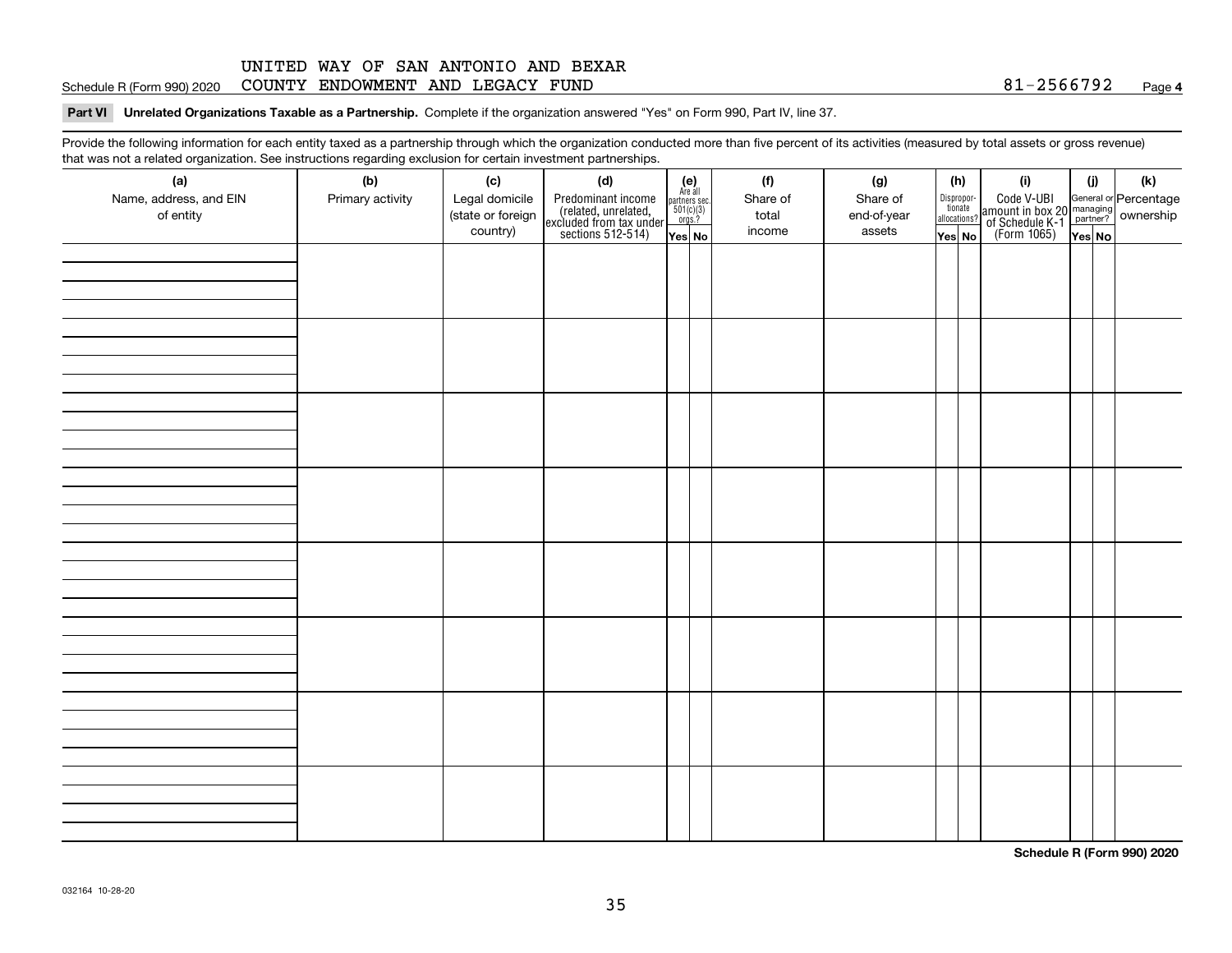UNITED WAY OF SAN ANTONIO AND BEXAR COUNTY ENDOWMENT AND LEGACY FUND 81-2566792

**Part VI Unrelated Organizations Taxable as a Partnership.** Complete if the organization answered "Yes" on Form 990, Part IV, line 37.

Provide the following information for each entity taxed as a partnership through which the organization conducted more than five percent of its activities (measured by total assets or gross revenue) that was not a related organization. See instructions regarding exclusion for certain investment partnerships.

| (a) Name, address, and EIN of entity | (b) Primary activity | (c) Legal domicile (state or foreign country) | (d) Predominant income (related, unrelated, excluded from tax under sections 512-514) | (e) Are all partners sec. 501(c)(3) orgs.? | | (f) Share of total income | (g) Share of end-of-year assets | (h) Disproportionate allocations? | | (i) Code V-UBI amount in box 20 of Schedule K-1 (Form 1065) | (j) General or managing partner? | | (k) Percentage ownership |
|---|---|---|---|---|---|---|---|---|---|---|---|---|---|
| | | | | Yes | No | | | Yes | No | | Yes | No | |
| | | | | | | | | | | | | | |
| | | | | | | | | | | | | | |
| | | | | | | | | | | | | | |
| | | | | | | | | | | | | | |
| | | | | | | | | | | | | | |
| | | | | | | | | | | | | | |
| | | | | | | | | | | | | | |
| | | | | | | | | | | | | | |

Schedule R (Form 990) 2020

032164 10-28-20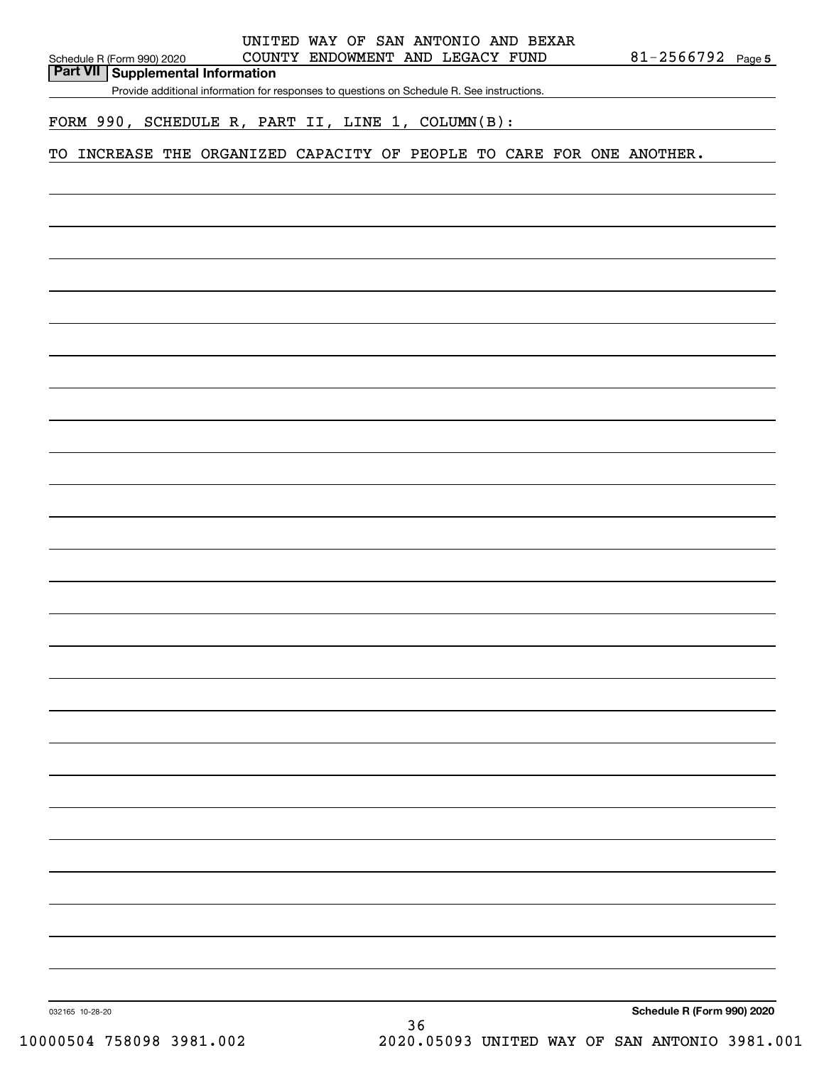## Part VII Supplemental Information

Provide additional information for responses to questions on Schedule R. See instructions.

FORM 990, SCHEDULE R, PART II, LINE 1, COLUMN(B):

TO INCREASE THE ORGANIZED CAPACITY OF PEOPLE TO CARE FOR ONE ANOTHER.